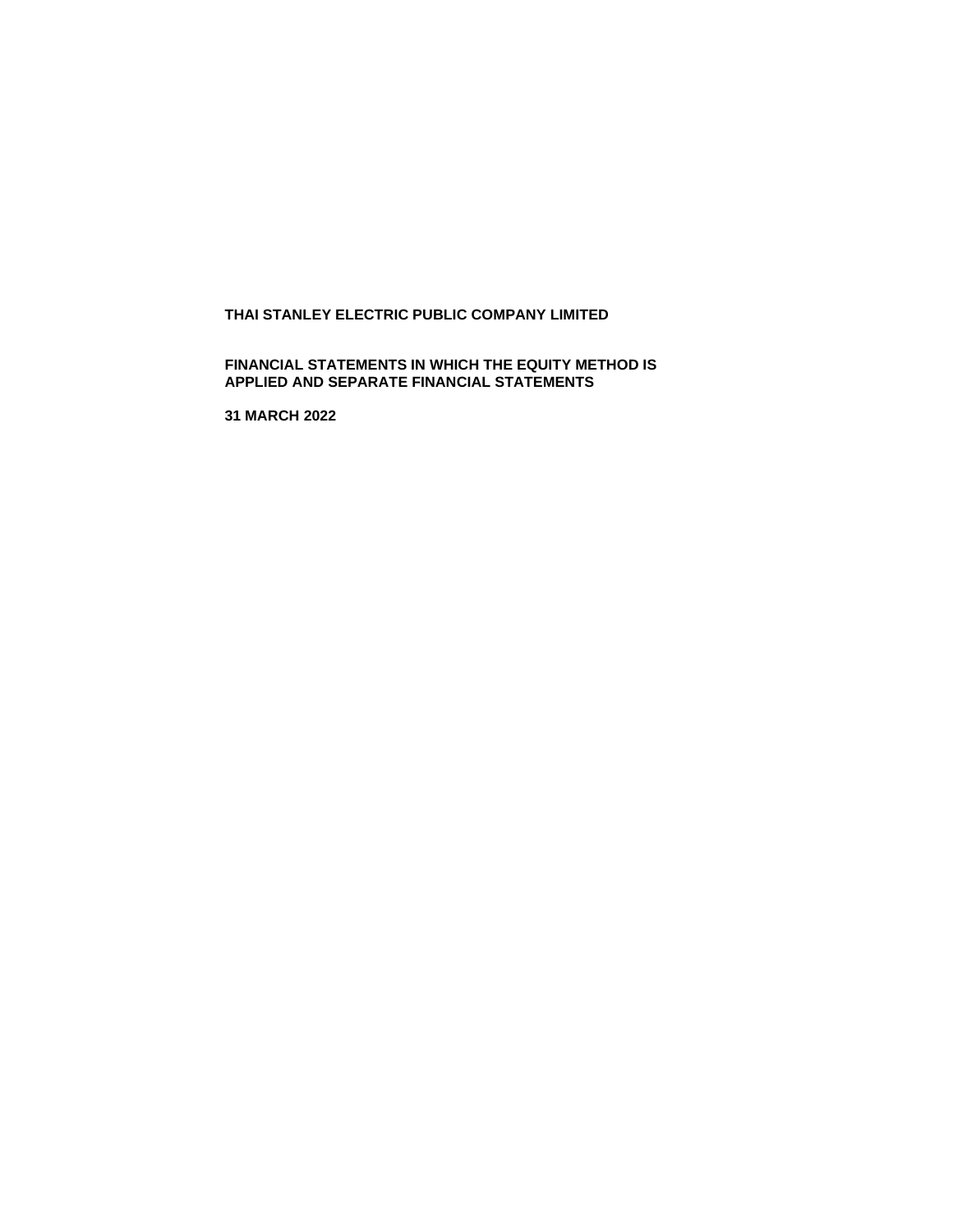**THAI STANLEY ELECTRIC PUBLIC COMPANY LIMITED**

**FINANCIAL STATEMENTS IN WHICH THE EQUITY METHOD IS APPLIED AND SEPARATE FINANCIAL STATEMENTS**

**31 MARCH 2022**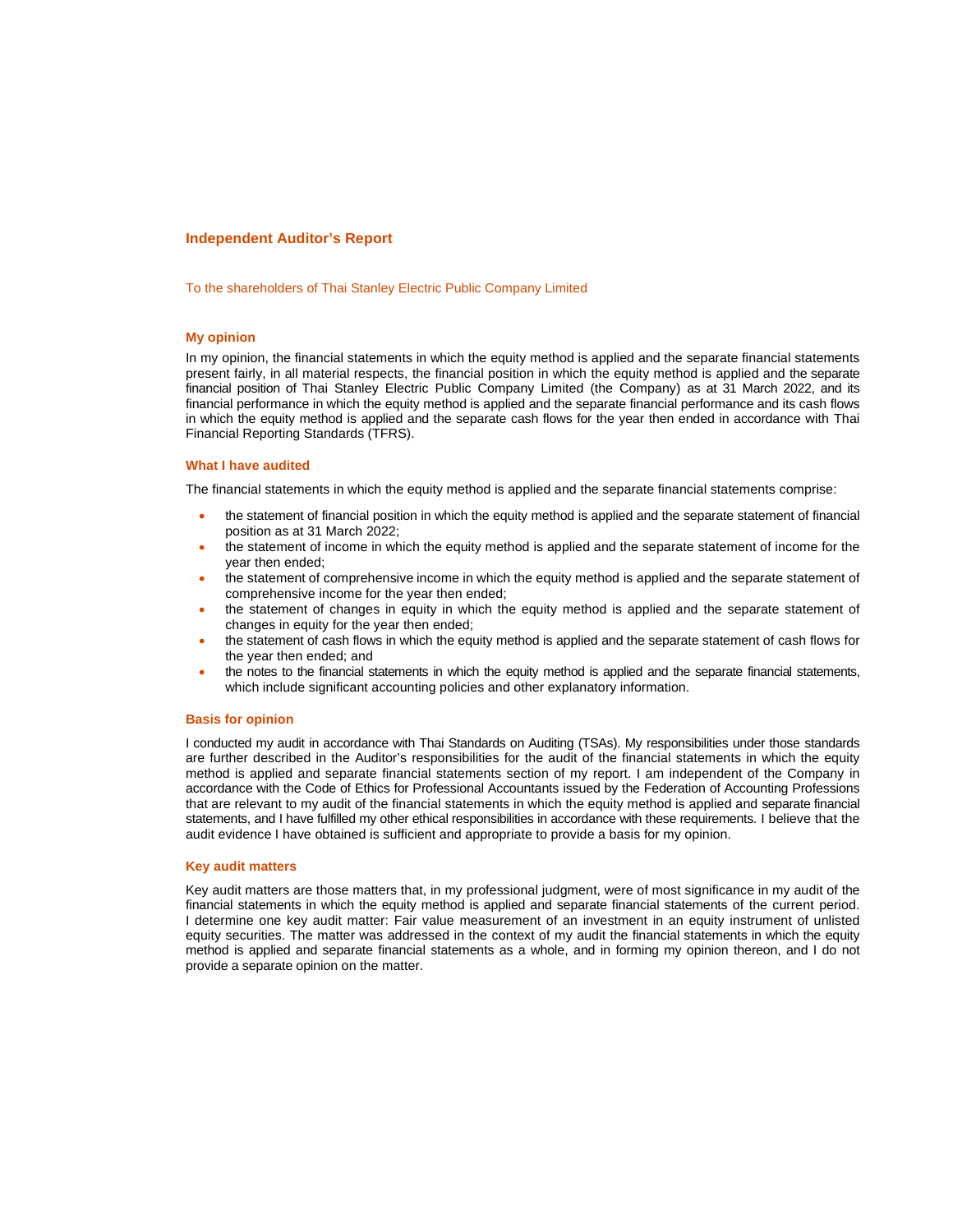# Independent Auditor's Report

To the shareholders of Thai Stanley Electric Public Company Limited

## My opinion

In my opinion, the financial statements in which the equity method is applied and the separate financial statements present fairly, in all material respects, the financial position in which the equity method is applied and the separate financial position of Thai Stanley Electric Public Company Limited (the Company) as at 31 March 2022, and its financial performance in which the equity method is applied and the separate financial performance and its cash flows in which the equity method is applied and the separate cash flows for the year then ended in accordance with Thai Financial Reporting Standards (TFRS).

## What I have audited

The financial statements in which the equity method is applied and the separate financial statements comprise:

- the statement of financial position in which the equity method is applied and the separate statement of financial position as at 31 March 2022;
- the statement of income in which the equity method is applied and the separate statement of income for the year then ended;
- the statement of comprehensive income in which the equity method is applied and the separate statement of comprehensive income for the year then ended;
- the statement of changes in equity in which the equity method is applied and the separate statement of changes in equity for the year then ended;
- the statement of cash flows in which the equity method is applied and the separate statement of cash flows for the year then ended; and
- the notes to the financial statements in which the equity method is applied and the separate financial statements, which include significant accounting policies and other explanatory information.

## Basis for opinion

I conducted my audit in accordance with Thai Standards on Auditing (TSAs). My responsibilities under those standards are further described in the Auditor's responsibilities for the audit of the financial statements in which the equity method is applied and separate financial statements section of my report. I am independent of the Company in accordance with the Code of Ethics for Professional Accountants issued by the Federation of Accounting Professions that are relevant to my audit of the financial statements in which the equity method is applied and separate financial statements, and I have fulfilled my other ethical responsibilities in accordance with these requirements. I believe that the audit evidence I have obtained is sufficient and appropriate to provide a basis for my opinion.

## Key audit matters

Key audit matters are those matters that, in my professional judgment, were of most significance in my audit of the financial statements in which the equity method is applied and separate financial statements of the current period. I determine one key audit matter: Fair value measurement of an investment in an equity instrument of unlisted equity securities. The matter was addressed in the context of my audit the financial statements in which the equity method is applied and separate financial statements as a whole, and in forming my opinion thereon, and I do not provide a separate opinion on the matter.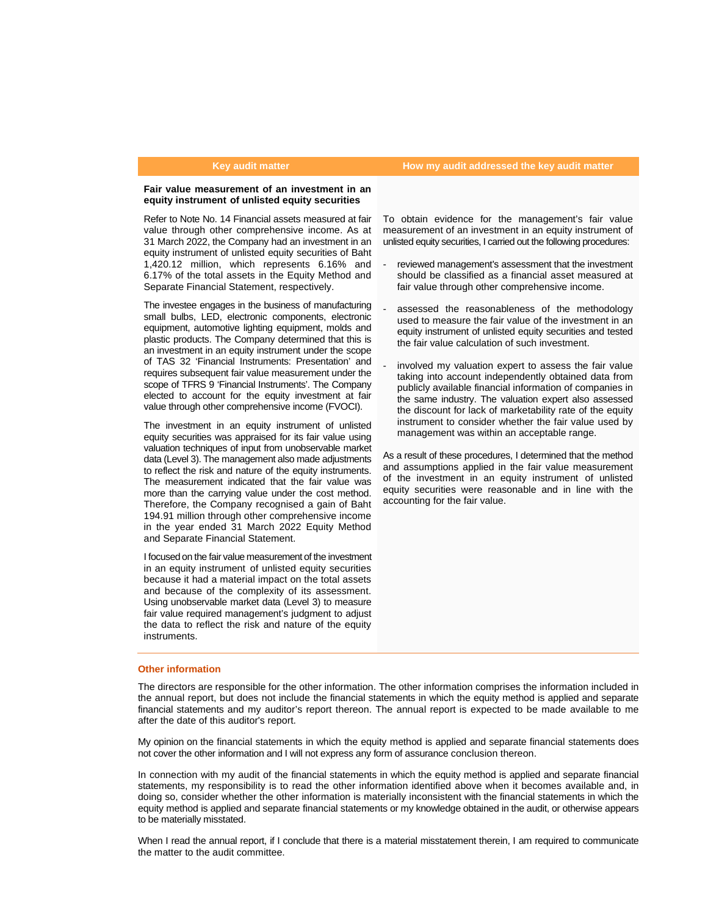| Key audit matter | How my audit addressed the key audit matter |
|---|---|
| **Fair value measurement of an investment in an equity instrument of unlisted equity securities** | |
| Refer to Note No. 14 Financial assets measured at fair value through other comprehensive income. As at 31 March 2022, the Company had an investment in an equity instrument of unlisted equity securities of Baht 1,420.12 million, which represents 6.16% and 6.17% of the total assets in the Equity Method and Separate Financial Statement, respectively.<br><br>The investee engages in the business of manufacturing small bulbs, LED, electronic components, electronic equipment, automotive lighting equipment, molds and plastic products. The Company determined that this is an investment in an equity instrument under the scope of TAS 32 'Financial Instruments: Presentation' and requires subsequent fair value measurement under the scope of TFRS 9 'Financial Instruments'. The Company elected to account for the equity investment at fair value through other comprehensive income (FVOCI).<br><br>The investment in an equity instrument of unlisted equity securities was appraised for its fair value using valuation techniques of input from unobservable market data (Level 3). The management also made adjustments to reflect the risk and nature of the equity instruments. The measurement indicated that the fair value was more than the carrying value under the cost method. Therefore, the Company recognised a gain of Baht 194.91 million through other comprehensive income in the year ended 31 March 2022 Equity Method and Separate Financial Statement.<br><br>I focused on the fair value measurement of the investment in an equity instrument of unlisted equity securities because it had a material impact on the total assets and because of the complexity of its assessment. Using unobservable market data (Level 3) to measure fair value required management's judgment to adjust the data to reflect the risk and nature of the equity instruments. | To obtain evidence for the management's fair value measurement of an investment in an equity instrument of unlisted equity securities, I carried out the following procedures:<br><br>- reviewed management's assessment that the investment should be classified as a financial asset measured at fair value through other comprehensive income.<br><br>- assessed the reasonableness of the methodology used to measure the fair value of the investment in an equity instrument of unlisted equity securities and tested the fair value calculation of such investment.<br><br>- involved my valuation expert to assess the fair value taking into account independently obtained data from publicly available financial information of companies in the same industry. The valuation expert also assessed the discount for lack of marketability rate of the equity instrument to consider whether the fair value used by management was within an acceptable range.<br><br>As a result of these procedures, I determined that the method and assumptions applied in the fair value measurement of the investment in an equity instrument of unlisted equity securities were reasonable and in line with the accounting for the fair value. |

## Other information

The directors are responsible for the other information. The other information comprises the information included in the annual report, but does not include the financial statements in which the equity method is applied and separate financial statements and my auditor's report thereon. The annual report is expected to be made available to me after the date of this auditor's report.

My opinion on the financial statements in which the equity method is applied and separate financial statements does not cover the other information and I will not express any form of assurance conclusion thereon.

In connection with my audit of the financial statements in which the equity method is applied and separate financial statements, my responsibility is to read the other information identified above when it becomes available and, in doing so, consider whether the other information is materially inconsistent with the financial statements in which the equity method is applied and separate financial statements or my knowledge obtained in the audit, or otherwise appears to be materially misstated.

When I read the annual report, if I conclude that there is a material misstatement therein, I am required to communicate the matter to the audit committee.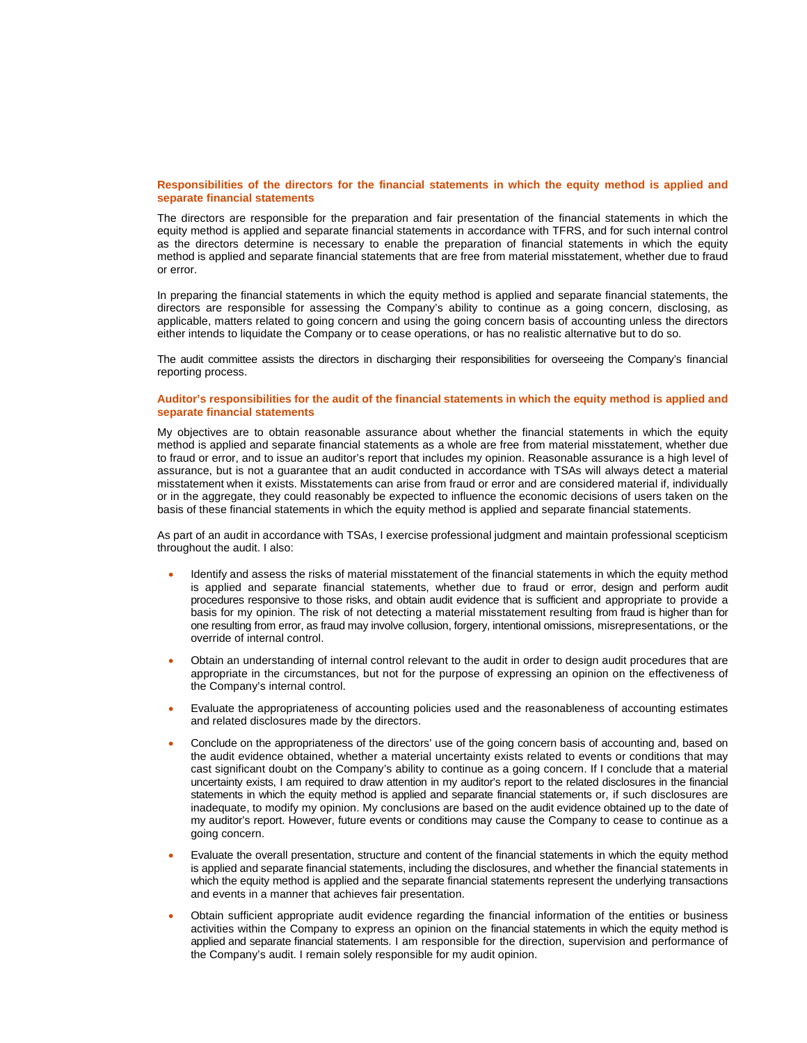### Responsibilities of the directors for the financial statements in which the equity method is applied and separate financial statements

The directors are responsible for the preparation and fair presentation of the financial statements in which the equity method is applied and separate financial statements in accordance with TFRS, and for such internal control as the directors determine is necessary to enable the preparation of financial statements in which the equity method is applied and separate financial statements that are free from material misstatement, whether due to fraud or error.

In preparing the financial statements in which the equity method is applied and separate financial statements, the directors are responsible for assessing the Company's ability to continue as a going concern, disclosing, as applicable, matters related to going concern and using the going concern basis of accounting unless the directors either intends to liquidate the Company or to cease operations, or has no realistic alternative but to do so.

The audit committee assists the directors in discharging their responsibilities for overseeing the Company's financial reporting process.

### Auditor's responsibilities for the audit of the financial statements in which the equity method is applied and separate financial statements

My objectives are to obtain reasonable assurance about whether the financial statements in which the equity method is applied and separate financial statements as a whole are free from material misstatement, whether due to fraud or error, and to issue an auditor's report that includes my opinion. Reasonable assurance is a high level of assurance, but is not a guarantee that an audit conducted in accordance with TSAs will always detect a material misstatement when it exists. Misstatements can arise from fraud or error and are considered material if, individually or in the aggregate, they could reasonably be expected to influence the economic decisions of users taken on the basis of these financial statements in which the equity method is applied and separate financial statements.

As part of an audit in accordance with TSAs, I exercise professional judgment and maintain professional scepticism throughout the audit. I also:

- Identify and assess the risks of material misstatement of the financial statements in which the equity method is applied and separate financial statements, whether due to fraud or error, design and perform audit procedures responsive to those risks, and obtain audit evidence that is sufficient and appropriate to provide a basis for my opinion. The risk of not detecting a material misstatement resulting from fraud is higher than for one resulting from error, as fraud may involve collusion, forgery, intentional omissions, misrepresentations, or the override of internal control.

- Obtain an understanding of internal control relevant to the audit in order to design audit procedures that are appropriate in the circumstances, but not for the purpose of expressing an opinion on the effectiveness of the Company's internal control.

- Evaluate the appropriateness of accounting policies used and the reasonableness of accounting estimates and related disclosures made by the directors.

- Conclude on the appropriateness of the directors' use of the going concern basis of accounting and, based on the audit evidence obtained, whether a material uncertainty exists related to events or conditions that may cast significant doubt on the Company's ability to continue as a going concern. If I conclude that a material uncertainty exists, I am required to draw attention in my auditor's report to the related disclosures in the financial statements in which the equity method is applied and separate financial statements or, if such disclosures are inadequate, to modify my opinion. My conclusions are based on the audit evidence obtained up to the date of my auditor's report. However, future events or conditions may cause the Company to cease to continue as a going concern.

- Evaluate the overall presentation, structure and content of the financial statements in which the equity method is applied and separate financial statements, including the disclosures, and whether the financial statements in which the equity method is applied and the separate financial statements represent the underlying transactions and events in a manner that achieves fair presentation.

- Obtain sufficient appropriate audit evidence regarding the financial information of the entities or business activities within the Company to express an opinion on the financial statements in which the equity method is applied and separate financial statements. I am responsible for the direction, supervision and performance of the Company's audit. I remain solely responsible for my audit opinion.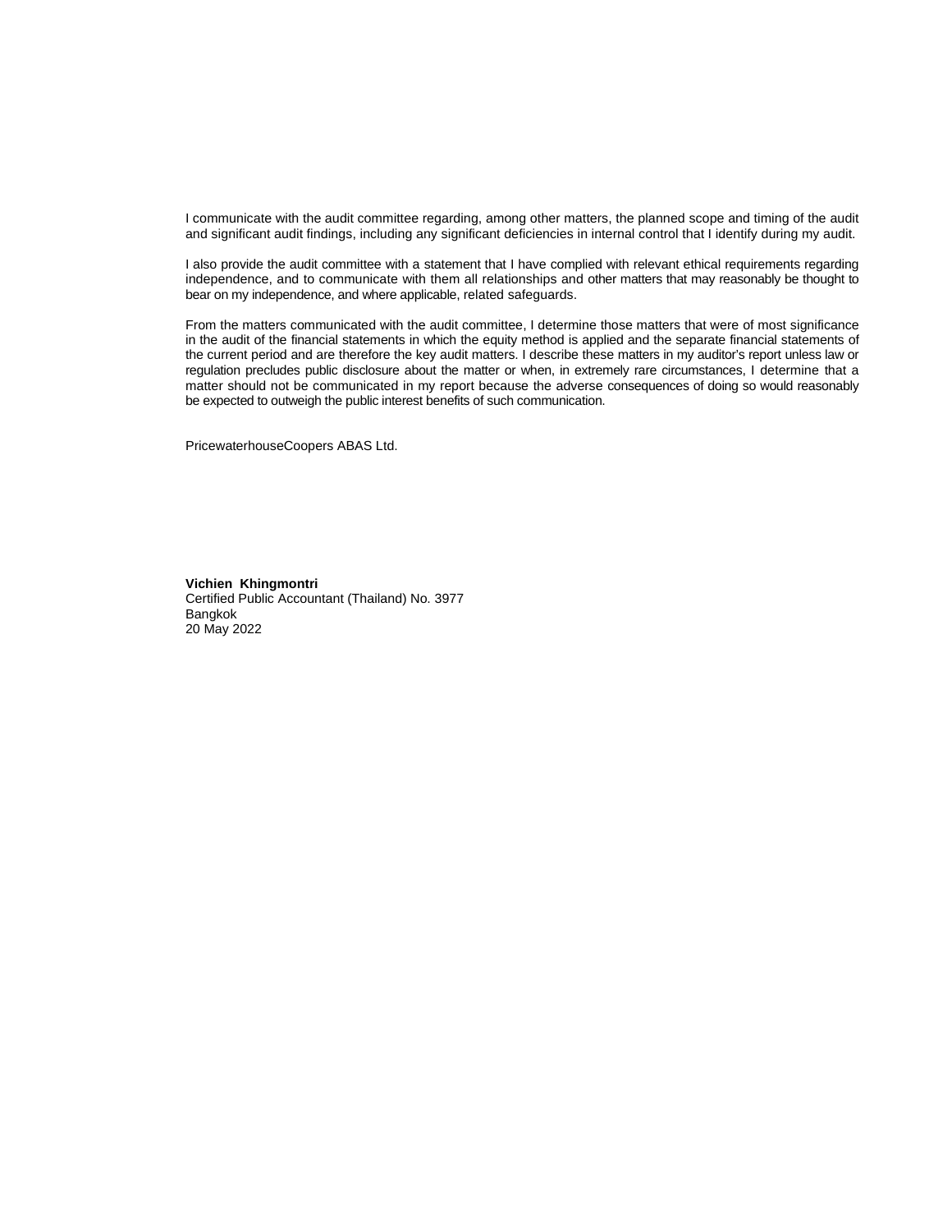I communicate with the audit committee regarding, among other matters, the planned scope and timing of the audit and significant audit findings, including any significant deficiencies in internal control that I identify during my audit.

I also provide the audit committee with a statement that I have complied with relevant ethical requirements regarding independence, and to communicate with them all relationships and other matters that may reasonably be thought to bear on my independence, and where applicable, related safeguards.

From the matters communicated with the audit committee, I determine those matters that were of most significance in the audit of the financial statements in which the equity method is applied and the separate financial statements of the current period and are therefore the key audit matters. I describe these matters in my auditor's report unless law or regulation precludes public disclosure about the matter or when, in extremely rare circumstances, I determine that a matter should not be communicated in my report because the adverse consequences of doing so would reasonably be expected to outweigh the public interest benefits of such communication.

PricewaterhouseCoopers ABAS Ltd.

**Vichien Khingmontri**
Certified Public Accountant (Thailand) No. 3977
Bangkok
20 May 2022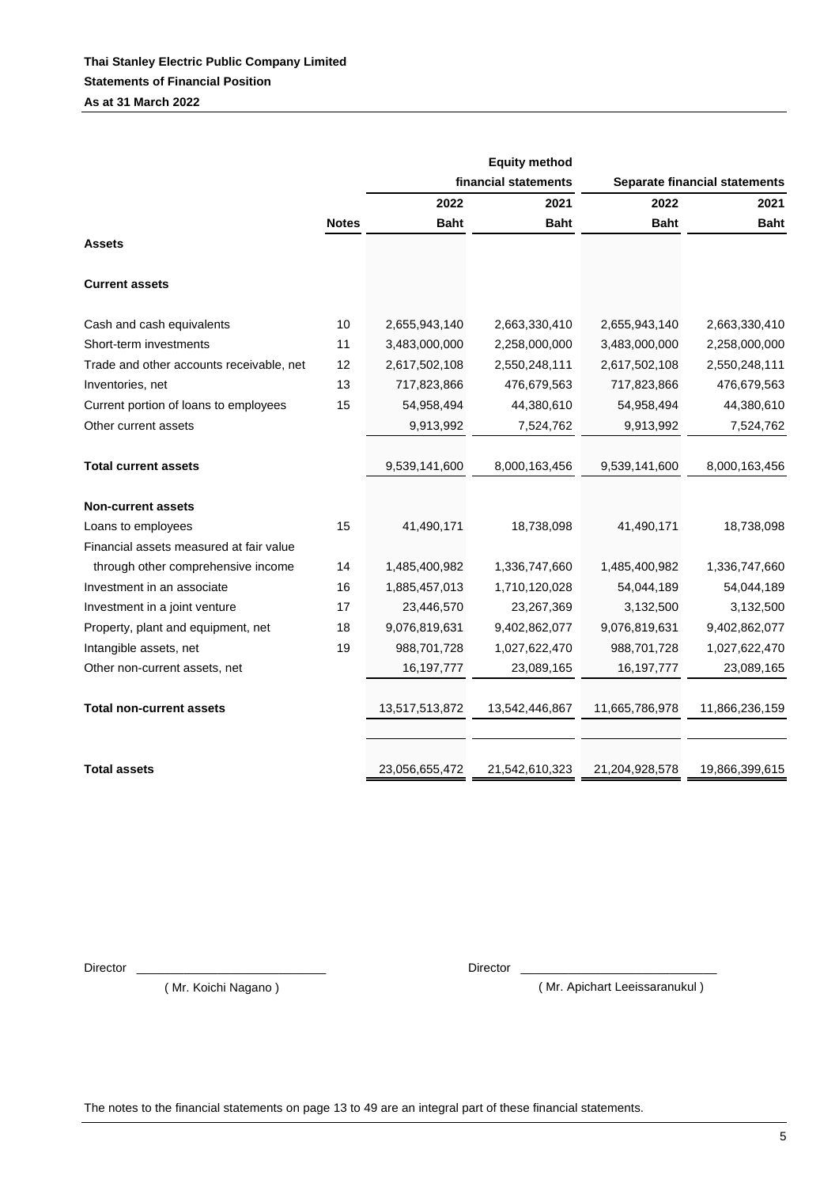**Thai Stanley Electric Public Company Limited**

**Statements of Financial Position**

**As at 31 March 2022**

| | | Equity method financial statements | | Separate financial statements | |
|---|---|---|---|---|---|
| | | **2022** | **2021** | **2022** | **2021** |
| | **Notes** | **Baht** | **Baht** | **Baht** | **Baht** |
| **Assets** | | | | | |
| **Current assets** | | | | | |
| Cash and cash equivalents | 10 | 2,655,943,140 | 2,663,330,410 | 2,655,943,140 | 2,663,330,410 |
| Short-term investments | 11 | 3,483,000,000 | 2,258,000,000 | 3,483,000,000 | 2,258,000,000 |
| Trade and other accounts receivable, net | 12 | 2,617,502,108 | 2,550,248,111 | 2,617,502,108 | 2,550,248,111 |
| Inventories, net | 13 | 717,823,866 | 476,679,563 | 717,823,866 | 476,679,563 |
| Current portion of loans to employees | 15 | 54,958,494 | 44,380,610 | 54,958,494 | 44,380,610 |
| Other current assets | | 9,913,992 | 7,524,762 | 9,913,992 | 7,524,762 |
| **Total current assets** | | 9,539,141,600 | 8,000,163,456 | 9,539,141,600 | 8,000,163,456 |
| **Non-current assets** | | | | | |
| Loans to employees | 15 | 41,490,171 | 18,738,098 | 41,490,171 | 18,738,098 |
| Financial assets measured at fair value through other comprehensive income | 14 | 1,485,400,982 | 1,336,747,660 | 1,485,400,982 | 1,336,747,660 |
| Investment in an associate | 16 | 1,885,457,013 | 1,710,120,028 | 54,044,189 | 54,044,189 |
| Investment in a joint venture | 17 | 23,446,570 | 23,267,369 | 3,132,500 | 3,132,500 |
| Property, plant and equipment, net | 18 | 9,076,819,631 | 9,402,862,077 | 9,076,819,631 | 9,402,862,077 |
| Intangible assets, net | 19 | 988,701,728 | 1,027,622,470 | 988,701,728 | 1,027,622,470 |
| Other non-current assets, net | | 16,197,777 | 23,089,165 | 16,197,777 | 23,089,165 |
| **Total non-current assets** | | 13,517,513,872 | 13,542,446,867 | 11,665,786,978 | 11,866,236,159 |
| **Total assets** | | 23,056,655,472 | 21,542,610,323 | 21,204,928,578 | 19,866,399,615 |

Director ____________________________ ( Mr. Koichi Nagano )

Director ____________________________ ( Mr. Apichart Leeissaranukul )

The notes to the financial statements on page 13 to 49 are an integral part of these financial statements.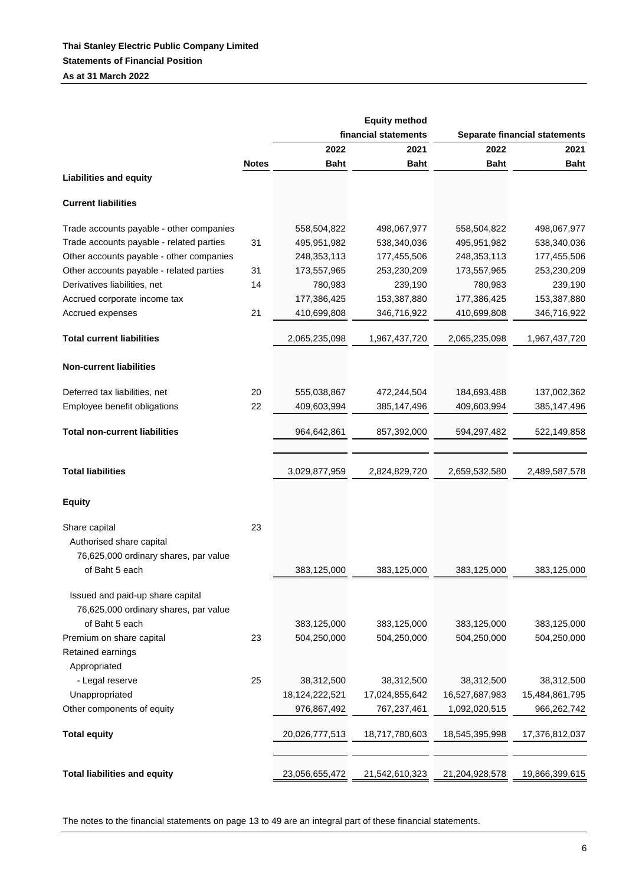**Thai Stanley Electric Public Company Limited**

**Statements of Financial Position**

**As at 31 March 2022**

| | | Equity method financial statements | | Separate financial statements | |
|---|---|---|---|---|---|
| | | 2022 | 2021 | 2022 | 2021 |
| | **Notes** | **Baht** | **Baht** | **Baht** | **Baht** |
| **Liabilities and equity** | | | | | |
| **Current liabilities** | | | | | |
| Trade accounts payable - other companies | | 558,504,822 | 498,067,977 | 558,504,822 | 498,067,977 |
| Trade accounts payable - related parties | 31 | 495,951,982 | 538,340,036 | 495,951,982 | 538,340,036 |
| Other accounts payable - other companies | | 248,353,113 | 177,455,506 | 248,353,113 | 177,455,506 |
| Other accounts payable - related parties | 31 | 173,557,965 | 253,230,209 | 173,557,965 | 253,230,209 |
| Derivatives liabilities, net | 14 | 780,983 | 239,190 | 780,983 | 239,190 |
| Accrued corporate income tax | | 177,386,425 | 153,387,880 | 177,386,425 | 153,387,880 |
| Accrued expenses | 21 | 410,699,808 | 346,716,922 | 410,699,808 | 346,716,922 |
| **Total current liabilities** | | 2,065,235,098 | 1,967,437,720 | 2,065,235,098 | 1,967,437,720 |
| **Non-current liabilities** | | | | | |
| Deferred tax liabilities, net | 20 | 555,038,867 | 472,244,504 | 184,693,488 | 137,002,362 |
| Employee benefit obligations | 22 | 409,603,994 | 385,147,496 | 409,603,994 | 385,147,496 |
| **Total non-current liabilities** | | 964,642,861 | 857,392,000 | 594,297,482 | 522,149,858 |
| **Total liabilities** | | 3,029,877,959 | 2,824,829,720 | 2,659,532,580 | 2,489,587,578 |
| **Equity** | | | | | |
| Share capital | 23 | | | | |
| Authorised share capital | | | | | |
| 76,625,000 ordinary shares, par value of Baht 5 each | | 383,125,000 | 383,125,000 | 383,125,000 | 383,125,000 |
| Issued and paid-up share capital | | | | | |
| 76,625,000 ordinary shares, par value of Baht 5 each | | 383,125,000 | 383,125,000 | 383,125,000 | 383,125,000 |
| Premium on share capital | 23 | 504,250,000 | 504,250,000 | 504,250,000 | 504,250,000 |
| Retained earnings | | | | | |
| Appropriated | | | | | |
| - Legal reserve | 25 | 38,312,500 | 38,312,500 | 38,312,500 | 38,312,500 |
| Unappropriated | | 18,124,222,521 | 17,024,855,642 | 16,527,687,983 | 15,484,861,795 |
| Other components of equity | | 976,867,492 | 767,237,461 | 1,092,020,515 | 966,262,742 |
| **Total equity** | | 20,026,777,513 | 18,717,780,603 | 18,545,395,998 | 17,376,812,037 |
| **Total liabilities and equity** | | 23,056,655,472 | 21,542,610,323 | 21,204,928,578 | 19,866,399,615 |

The notes to the financial statements on page 13 to 49 are an integral part of these financial statements.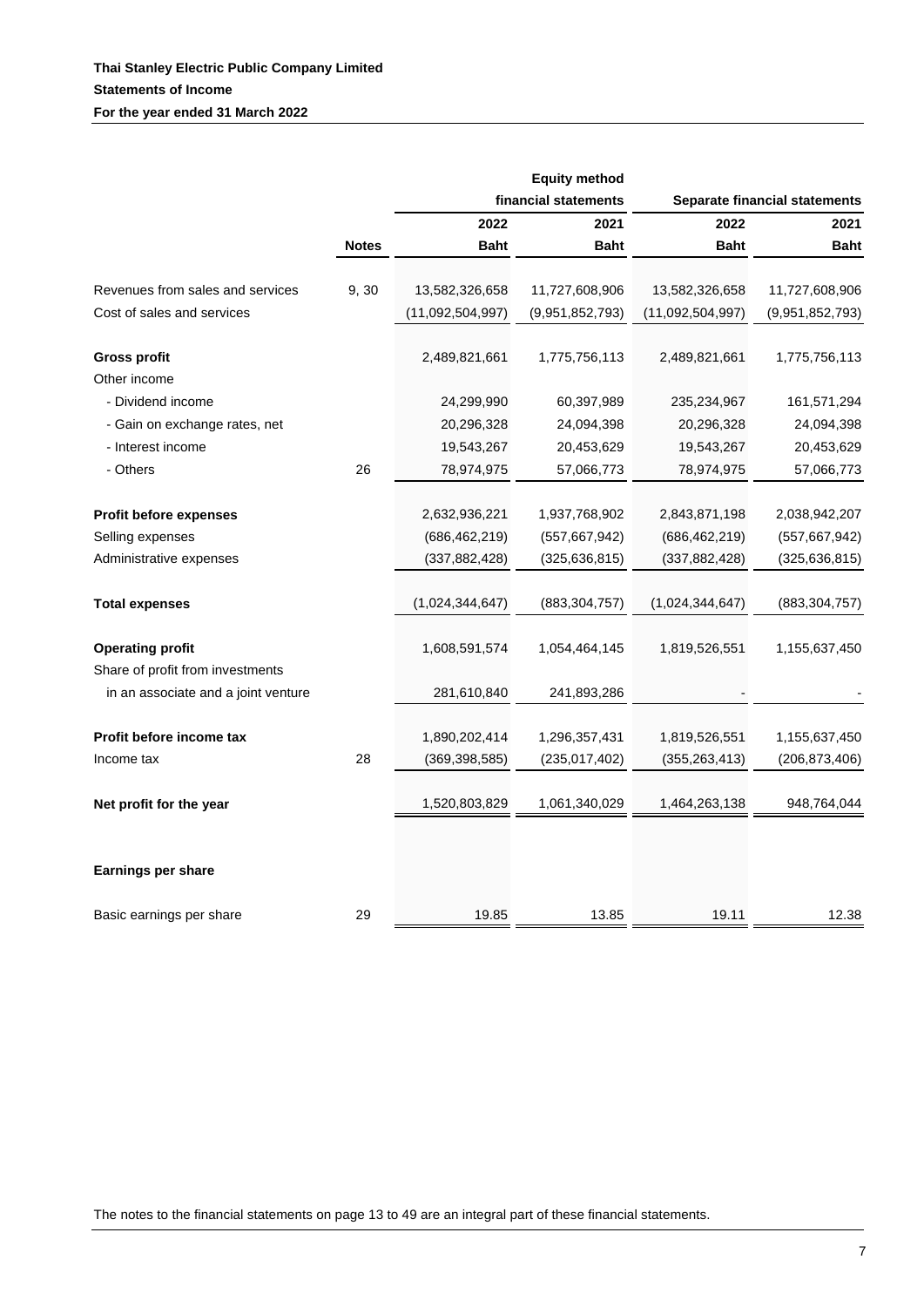**Thai Stanley Electric Public Company Limited**

**Statements of Income**

**For the year ended 31 March 2022**

| | | Equity method financial statements | | Separate financial statements | |
|---|---|---|---|---|---|
| | | 2022 | 2021 | 2022 | 2021 |
| | **Notes** | **Baht** | **Baht** | **Baht** | **Baht** |
| Revenues from sales and services | 9, 30 | 13,582,326,658 | 11,727,608,906 | 13,582,326,658 | 11,727,608,906 |
| Cost of sales and services | | (11,092,504,997) | (9,951,852,793) | (11,092,504,997) | (9,951,852,793) |
| **Gross profit** | | 2,489,821,661 | 1,775,756,113 | 2,489,821,661 | 1,775,756,113 |
| Other income | | | | | |
| - Dividend income | | 24,299,990 | 60,397,989 | 235,234,967 | 161,571,294 |
| - Gain on exchange rates, net | | 20,296,328 | 24,094,398 | 20,296,328 | 24,094,398 |
| - Interest income | | 19,543,267 | 20,453,629 | 19,543,267 | 20,453,629 |
| - Others | 26 | 78,974,975 | 57,066,773 | 78,974,975 | 57,066,773 |
| **Profit before expenses** | | 2,632,936,221 | 1,937,768,902 | 2,843,871,198 | 2,038,942,207 |
| Selling expenses | | (686,462,219) | (557,667,942) | (686,462,219) | (557,667,942) |
| Administrative expenses | | (337,882,428) | (325,636,815) | (337,882,428) | (325,636,815) |
| **Total expenses** | | (1,024,344,647) | (883,304,757) | (1,024,344,647) | (883,304,757) |
| **Operating profit** | | 1,608,591,574 | 1,054,464,145 | 1,819,526,551 | 1,155,637,450 |
| Share of profit from investments in an associate and a joint venture | | 281,610,840 | 241,893,286 | - | - |
| **Profit before income tax** | | 1,890,202,414 | 1,296,357,431 | 1,819,526,551 | 1,155,637,450 |
| Income tax | 28 | (369,398,585) | (235,017,402) | (355,263,413) | (206,873,406) |
| **Net profit for the year** | | 1,520,803,829 | 1,061,340,029 | 1,464,263,138 | 948,764,044 |
| **Earnings per share** | | | | | |
| Basic earnings per share | 29 | 19.85 | 13.85 | 19.11 | 12.38 |

The notes to the financial statements on page 13 to 49 are an integral part of these financial statements.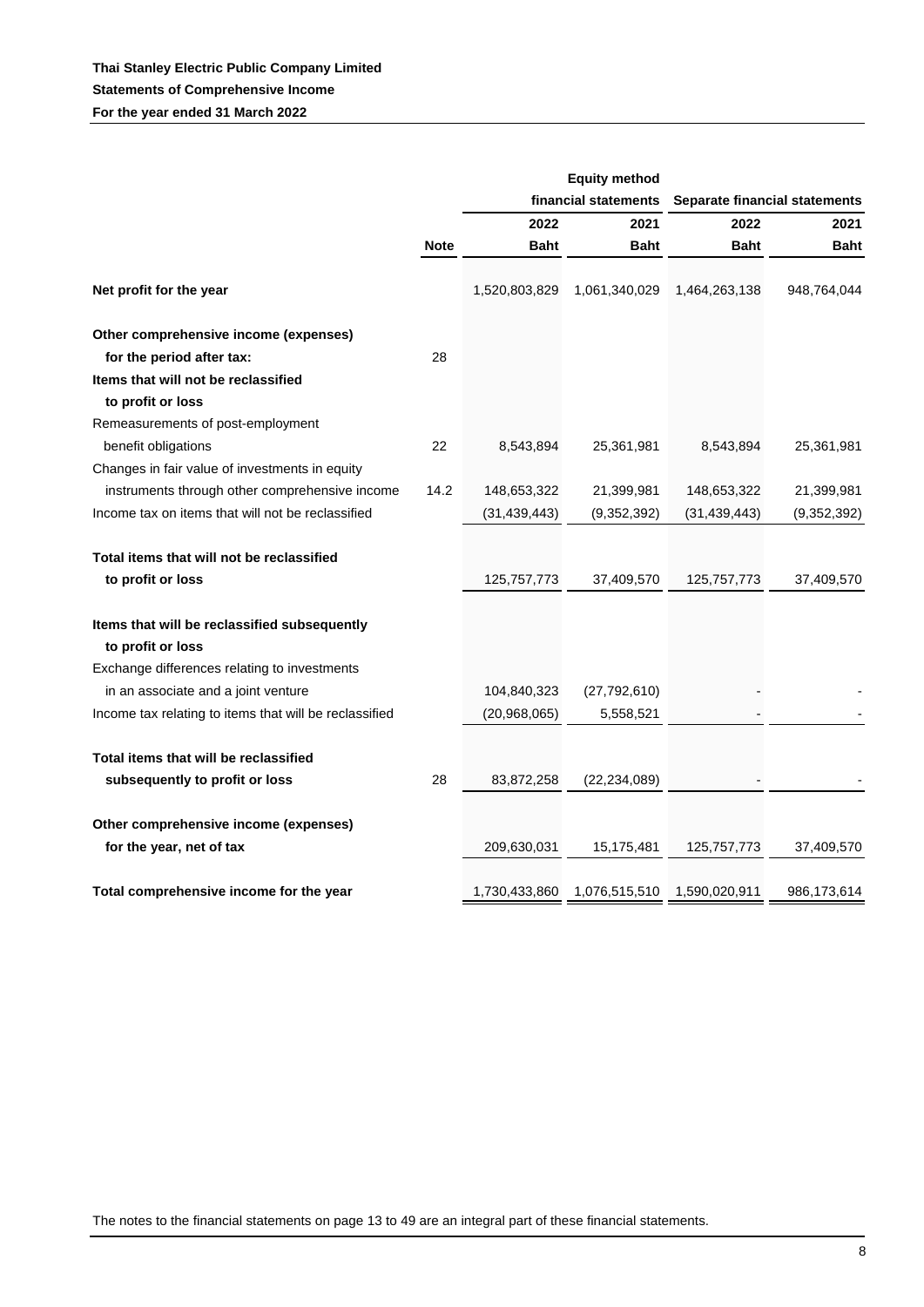**Thai Stanley Electric Public Company Limited**

**Statements of Comprehensive Income**

**For the year ended 31 March 2022**

| | | Equity method financial statements | | Separate financial statements | |
|---|---|---|---|---|---|
| | | **2022** | **2021** | **2022** | **2021** |
| | **Note** | **Baht** | **Baht** | **Baht** | **Baht** |
| **Net profit for the year** | | 1,520,803,829 | 1,061,340,029 | 1,464,263,138 | 948,764,044 |
| **Other comprehensive income (expenses) for the period after tax:** | 28 | | | | |
| **Items that will not be reclassified to profit or loss** | | | | | |
| Remeasurements of post-employment benefit obligations | 22 | 8,543,894 | 25,361,981 | 8,543,894 | 25,361,981 |
| Changes in fair value of investments in equity instruments through other comprehensive income | 14.2 | 148,653,322 | 21,399,981 | 148,653,322 | 21,399,981 |
| Income tax on items that will not be reclassified | | (31,439,443) | (9,352,392) | (31,439,443) | (9,352,392) |
| **Total items that will not be reclassified to profit or loss** | | 125,757,773 | 37,409,570 | 125,757,773 | 37,409,570 |
| **Items that will be reclassified subsequently to profit or loss** | | | | | |
| Exchange differences relating to investments in an associate and a joint venture | | 104,840,323 | (27,792,610) | - | - |
| Income tax relating to items that will be reclassified | | (20,968,065) | 5,558,521 | - | - |
| **Total items that will be reclassified subsequently to profit or loss** | 28 | 83,872,258 | (22,234,089) | - | - |
| **Other comprehensive income (expenses) for the year, net of tax** | | 209,630,031 | 15,175,481 | 125,757,773 | 37,409,570 |
| **Total comprehensive income for the year** | | 1,730,433,860 | 1,076,515,510 | 1,590,020,911 | 986,173,614 |

The notes to the financial statements on page 13 to 49 are an integral part of these financial statements.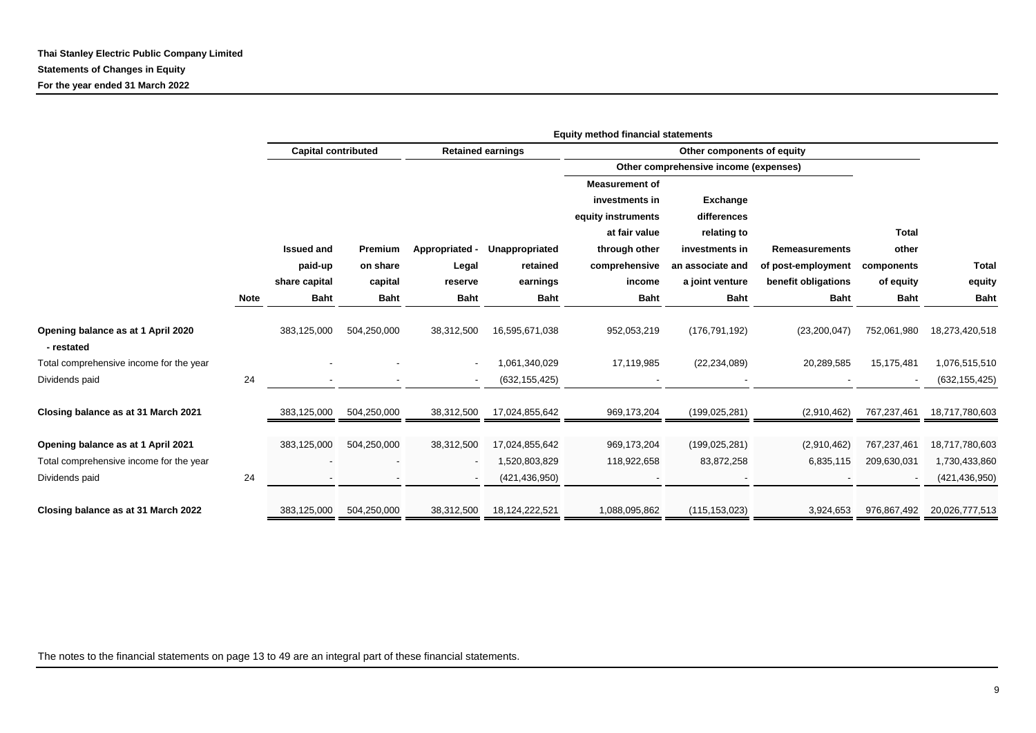**Thai Stanley Electric Public Company Limited**

**Statements of Changes in Equity**

**For the year ended 31 March 2022**

| | | Equity method financial statements | | | | | | | | |
|---|---|---|---|---|---|---|---|---|---|---|
| | | Capital contributed | | Retained earnings | | Other components of equity | | | | |
| | | | | | | Other comprehensive income (expenses) | | | | |
| | Note | Issued and paid-up share capital Baht | Premium on share capital Baht | Appropriated - Legal reserve Baht | Unappropriated retained earnings Baht | Measurement of investments in equity instruments at fair value through other comprehensive income Baht | Exchange differences relating to investments in an associate and a joint venture Baht | Remeasurements of post-employment benefit obligations Baht | Total other components of equity Baht | Total equity Baht |
| **Opening balance as at 1 April 2020 - restated** | | 383,125,000 | 504,250,000 | 38,312,500 | 16,595,671,038 | 952,053,219 | (176,791,192) | (23,200,047) | 752,061,980 | 18,273,420,518 |
| Total comprehensive income for the year | | - | - | - | 1,061,340,029 | 17,119,985 | (22,234,089) | 20,289,585 | 15,175,481 | 1,076,515,510 |
| Dividends paid | 24 | - | - | - | (632,155,425) | - | - | - | - | (632,155,425) |
| **Closing balance as at 31 March 2021** | | 383,125,000 | 504,250,000 | 38,312,500 | 17,024,855,642 | 969,173,204 | (199,025,281) | (2,910,462) | 767,237,461 | 18,717,780,603 |
| **Opening balance as at 1 April 2021** | | 383,125,000 | 504,250,000 | 38,312,500 | 17,024,855,642 | 969,173,204 | (199,025,281) | (2,910,462) | 767,237,461 | 18,717,780,603 |
| Total comprehensive income for the year | | - | - | - | 1,520,803,829 | 118,922,658 | 83,872,258 | 6,835,115 | 209,630,031 | 1,730,433,860 |
| Dividends paid | 24 | - | - | - | (421,436,950) | - | - | - | - | (421,436,950) |
| **Closing balance as at 31 March 2022** | | 383,125,000 | 504,250,000 | 38,312,500 | 18,124,222,521 | 1,088,095,862 | (115,153,023) | 3,924,653 | 976,867,492 | 20,026,777,513 |

The notes to the financial statements on page 13 to 49 are an integral part of these financial statements.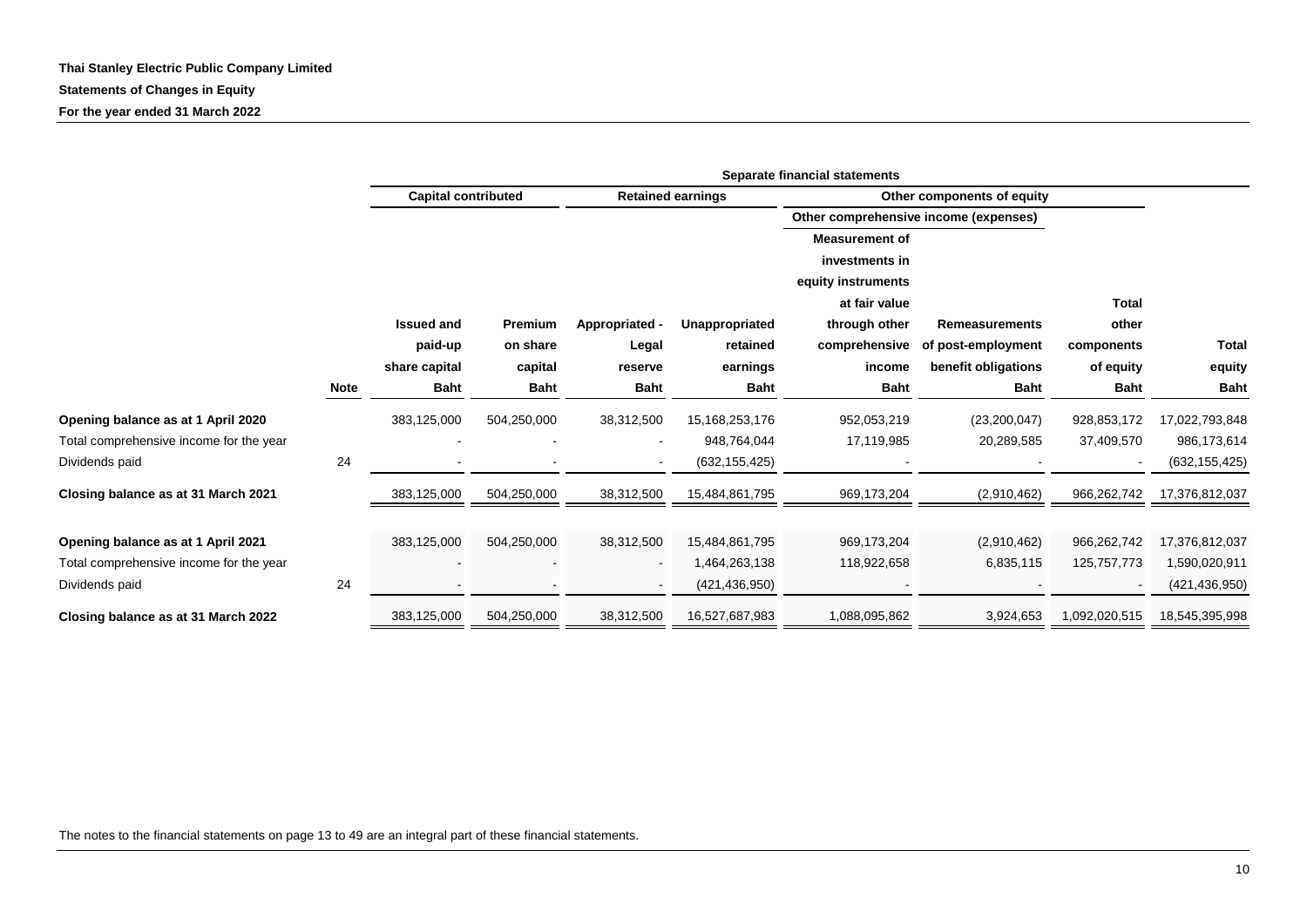**Thai Stanley Electric Public Company Limited**

**Statements of Changes in Equity**

**For the year ended 31 March 2022**

| | | Separate financial statements | | | | | | | |
|---|---|---|---|---|---|---|---|---|---|
| | | Capital contributed | | Retained earnings | | Other components of equity | | | |
| | | | | | | Other comprehensive income (expenses) | | | |
| | Note | Issued and paid-up share capital Baht | Premium on share capital Baht | Appropriated - Legal reserve Baht | Unappropriated retained earnings Baht | Measurement of investments in equity instruments at fair value through other comprehensive income Baht | Remeasurements of post-employment benefit obligations Baht | Total other components of equity Baht | Total equity Baht |
| **Opening balance as at 1 April 2020** | | 383,125,000 | 504,250,000 | 38,312,500 | 15,168,253,176 | 952,053,219 | (23,200,047) | 928,853,172 | 17,022,793,848 |
| Total comprehensive income for the year | | - | - | - | 948,764,044 | 17,119,985 | 20,289,585 | 37,409,570 | 986,173,614 |
| Dividends paid | 24 | - | - | - | (632,155,425) | - | - | - | (632,155,425) |
| **Closing balance as at 31 March 2021** | | 383,125,000 | 504,250,000 | 38,312,500 | 15,484,861,795 | 969,173,204 | (2,910,462) | 966,262,742 | 17,376,812,037 |
| | | | | | | | | | |
| **Opening balance as at 1 April 2021** | | 383,125,000 | 504,250,000 | 38,312,500 | 15,484,861,795 | 969,173,204 | (2,910,462) | 966,262,742 | 17,376,812,037 |
| Total comprehensive income for the year | | - | - | - | 1,464,263,138 | 118,922,658 | 6,835,115 | 125,757,773 | 1,590,020,911 |
| Dividends paid | 24 | - | - | - | (421,436,950) | - | - | - | (421,436,950) |
| **Closing balance as at 31 March 2022** | | 383,125,000 | 504,250,000 | 38,312,500 | 16,527,687,983 | 1,088,095,862 | 3,924,653 | 1,092,020,515 | 18,545,395,998 |

The notes to the financial statements on page 13 to 49 are an integral part of these financial statements.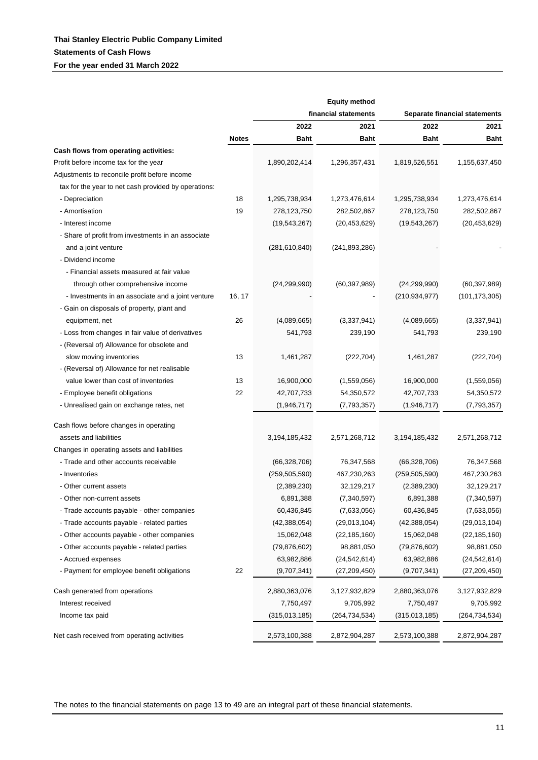**Thai Stanley Electric Public Company Limited**

**Statements of Cash Flows**

**For the year ended 31 March 2022**

| | | Equity method financial statements | | Separate financial statements | |
|---|---|---|---|---|---|
| | | 2022 | 2021 | 2022 | 2021 |
| | **Notes** | **Baht** | **Baht** | **Baht** | **Baht** |
| **Cash flows from operating activities:** | | | | | |
| Profit before income tax for the year | | 1,890,202,414 | 1,296,357,431 | 1,819,526,551 | 1,155,637,450 |
| Adjustments to reconcile profit before income tax for the year to net cash provided by operations: | | | | | |
| - Depreciation | 18 | 1,295,738,934 | 1,273,476,614 | 1,295,738,934 | 1,273,476,614 |
| - Amortisation | 19 | 278,123,750 | 282,502,867 | 278,123,750 | 282,502,867 |
| - Interest income | | (19,543,267) | (20,453,629) | (19,543,267) | (20,453,629) |
| - Share of profit from investments in an associate and a joint venture | | (281,610,840) | (241,893,286) | - | - |
| - Dividend income | | | | | |
| - Financial assets measured at fair value through other comprehensive income | | (24,299,990) | (60,397,989) | (24,299,990) | (60,397,989) |
| - Investments in an associate and a joint venture | 16, 17 | - | - | (210,934,977) | (101,173,305) |
| - Gain on disposals of property, plant and equipment, net | 26 | (4,089,665) | (3,337,941) | (4,089,665) | (3,337,941) |
| - Loss from changes in fair value of derivatives | | 541,793 | 239,190 | 541,793 | 239,190 |
| - (Reversal of) Allowance for obsolete and slow moving inventories | 13 | 1,461,287 | (222,704) | 1,461,287 | (222,704) |
| - (Reversal of) Allowance for net realisable value lower than cost of inventories | 13 | 16,900,000 | (1,559,056) | 16,900,000 | (1,559,056) |
| - Employee benefit obligations | 22 | 42,707,733 | 54,350,572 | 42,707,733 | 54,350,572 |
| - Unrealised gain on exchange rates, net | | (1,946,717) | (7,793,357) | (1,946,717) | (7,793,357) |
| Cash flows before changes in operating assets and liabilities | | 3,194,185,432 | 2,571,268,712 | 3,194,185,432 | 2,571,268,712 |
| Changes in operating assets and liabilities | | | | | |
| - Trade and other accounts receivable | | (66,328,706) | 76,347,568 | (66,328,706) | 76,347,568 |
| - Inventories | | (259,505,590) | 467,230,263 | (259,505,590) | 467,230,263 |
| - Other current assets | | (2,389,230) | 32,129,217 | (2,389,230) | 32,129,217 |
| - Other non-current assets | | 6,891,388 | (7,340,597) | 6,891,388 | (7,340,597) |
| - Trade accounts payable - other companies | | 60,436,845 | (7,633,056) | 60,436,845 | (7,633,056) |
| - Trade accounts payable - related parties | | (42,388,054) | (29,013,104) | (42,388,054) | (29,013,104) |
| - Other accounts payable - other companies | | 15,062,048 | (22,185,160) | 15,062,048 | (22,185,160) |
| - Other accounts payable - related parties | | (79,876,602) | 98,881,050 | (79,876,602) | 98,881,050 |
| - Accrued expenses | | 63,982,886 | (24,542,614) | 63,982,886 | (24,542,614) |
| - Payment for employee benefit obligations | 22 | (9,707,341) | (27,209,450) | (9,707,341) | (27,209,450) |
| Cash generated from operations | | 2,880,363,076 | 3,127,932,829 | 2,880,363,076 | 3,127,932,829 |
| Interest received | | 7,750,497 | 9,705,992 | 7,750,497 | 9,705,992 |
| Income tax paid | | (315,013,185) | (264,734,534) | (315,013,185) | (264,734,534) |
| Net cash received from operating activities | | 2,573,100,388 | 2,872,904,287 | 2,573,100,388 | 2,872,904,287 |

The notes to the financial statements on page 13 to 49 are an integral part of these financial statements.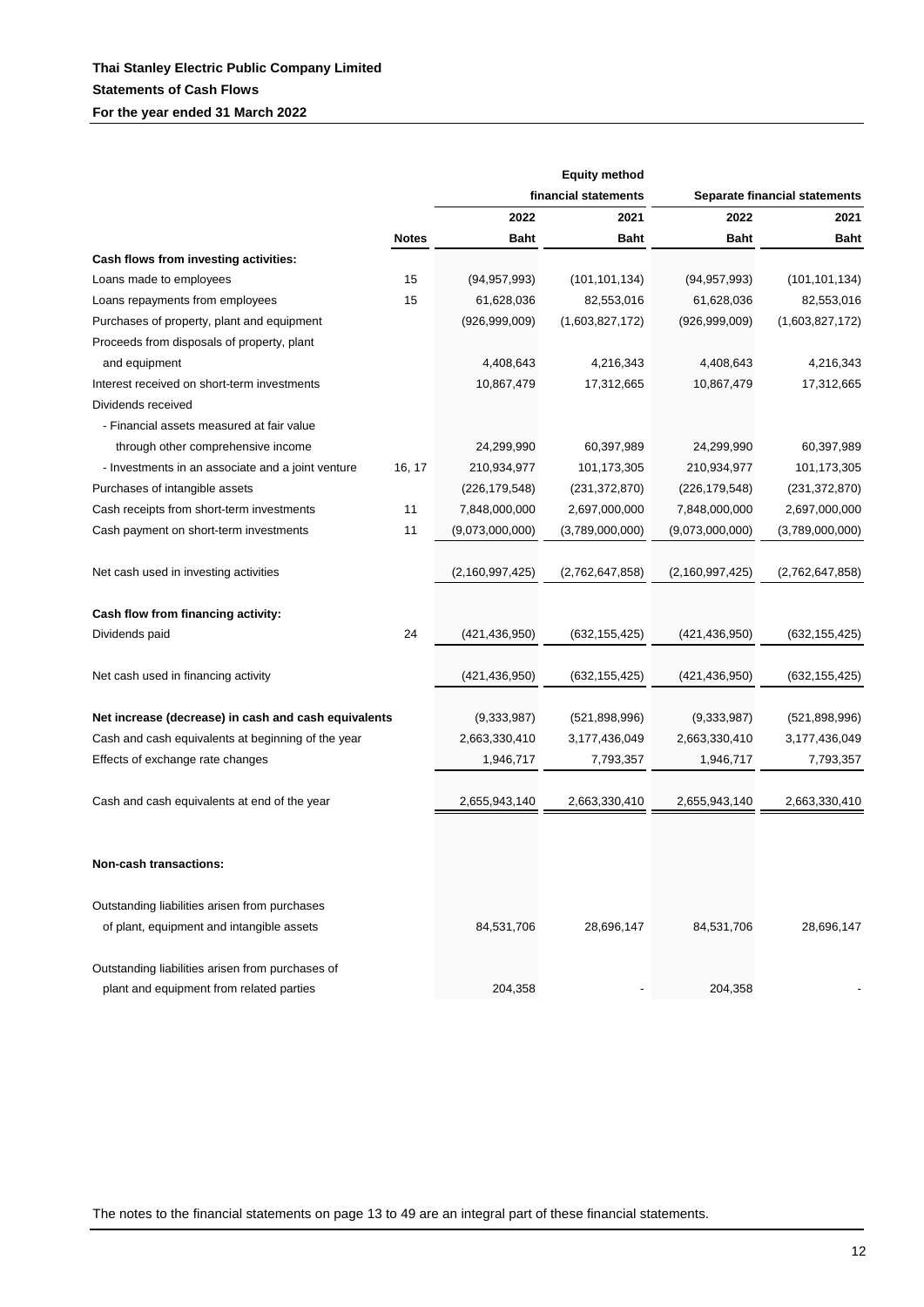**Thai Stanley Electric Public Company Limited**

**Statements of Cash Flows**

**For the year ended 31 March 2022**

| | | Equity method financial statements | | Separate financial statements | |
|---|---|---|---|---|---|
| | | **2022** | **2021** | **2022** | **2021** |
| | **Notes** | **Baht** | **Baht** | **Baht** | **Baht** |
| **Cash flows from investing activities:** | | | | | |
| Loans made to employees | 15 | (94,957,993) | (101,101,134) | (94,957,993) | (101,101,134) |
| Loans repayments from employees | 15 | 61,628,036 | 82,553,016 | 61,628,036 | 82,553,016 |
| Purchases of property, plant and equipment | | (926,999,009) | (1,603,827,172) | (926,999,009) | (1,603,827,172) |
| Proceeds from disposals of property, plant and equipment | | 4,408,643 | 4,216,343 | 4,408,643 | 4,216,343 |
| Interest received on short-term investments | | 10,867,479 | 17,312,665 | 10,867,479 | 17,312,665 |
| Dividends received | | | | | |
| - Financial assets measured at fair value through other comprehensive income | | 24,299,990 | 60,397,989 | 24,299,990 | 60,397,989 |
| - Investments in an associate and a joint venture | 16, 17 | 210,934,977 | 101,173,305 | 210,934,977 | 101,173,305 |
| Purchases of intangible assets | | (226,179,548) | (231,372,870) | (226,179,548) | (231,372,870) |
| Cash receipts from short-term investments | 11 | 7,848,000,000 | 2,697,000,000 | 7,848,000,000 | 2,697,000,000 |
| Cash payment on short-term investments | 11 | (9,073,000,000) | (3,789,000,000) | (9,073,000,000) | (3,789,000,000) |
| Net cash used in investing activities | | (2,160,997,425) | (2,762,647,858) | (2,160,997,425) | (2,762,647,858) |
| **Cash flow from financing activity:** | | | | | |
| Dividends paid | 24 | (421,436,950) | (632,155,425) | (421,436,950) | (632,155,425) |
| Net cash used in financing activity | | (421,436,950) | (632,155,425) | (421,436,950) | (632,155,425) |
| **Net increase (decrease) in cash and cash equivalents** | | (9,333,987) | (521,898,996) | (9,333,987) | (521,898,996) |
| Cash and cash equivalents at beginning of the year | | 2,663,330,410 | 3,177,436,049 | 2,663,330,410 | 3,177,436,049 |
| Effects of exchange rate changes | | 1,946,717 | 7,793,357 | 1,946,717 | 7,793,357 |
| Cash and cash equivalents at end of the year | | 2,655,943,140 | 2,663,330,410 | 2,655,943,140 | 2,663,330,410 |
| **Non-cash transactions:** | | | | | |
| Outstanding liabilities arisen from purchases of plant, equipment and intangible assets | | 84,531,706 | 28,696,147 | 84,531,706 | 28,696,147 |
| Outstanding liabilities arisen from purchases of plant and equipment from related parties | | 204,358 | - | 204,358 | - |

The notes to the financial statements on page 13 to 49 are an integral part of these financial statements.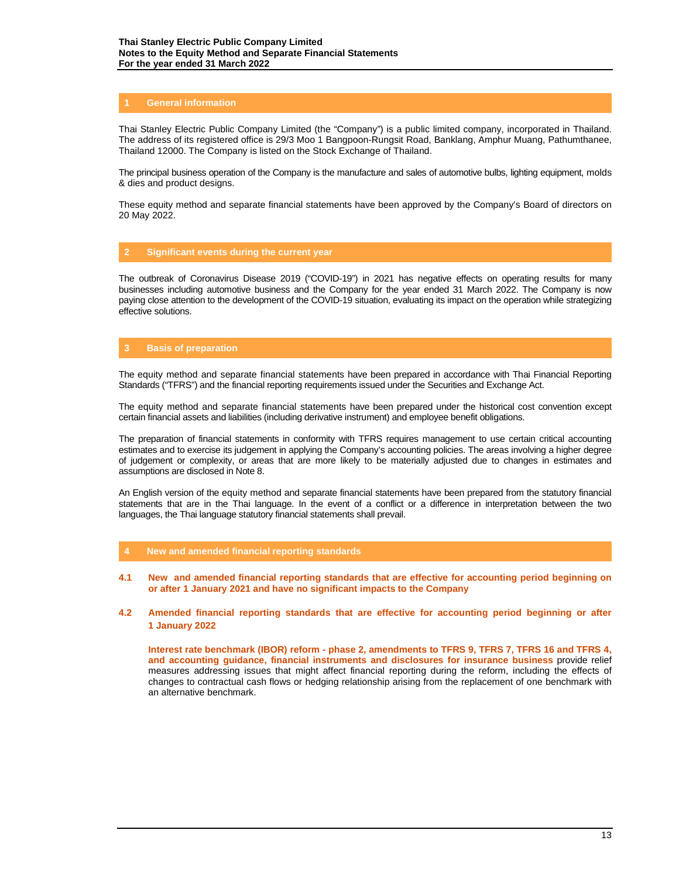## 1 General information

Thai Stanley Electric Public Company Limited (the "Company") is a public limited company, incorporated in Thailand. The address of its registered office is 29/3 Moo 1 Bangpoon-Rungsit Road, Banklang, Amphur Muang, Pathumthanee, Thailand 12000. The Company is listed on the Stock Exchange of Thailand.

The principal business operation of the Company is the manufacture and sales of automotive bulbs, lighting equipment, molds & dies and product designs.

These equity method and separate financial statements have been approved by the Company's Board of directors on 20 May 2022.

## 2 Significant events during the current year

The outbreak of Coronavirus Disease 2019 ("COVID-19") in 2021 has negative effects on operating results for many businesses including automotive business and the Company for the year ended 31 March 2022. The Company is now paying close attention to the development of the COVID-19 situation, evaluating its impact on the operation while strategizing effective solutions.

## 3 Basis of preparation

The equity method and separate financial statements have been prepared in accordance with Thai Financial Reporting Standards ("TFRS") and the financial reporting requirements issued under the Securities and Exchange Act.

The equity method and separate financial statements have been prepared under the historical cost convention except certain financial assets and liabilities (including derivative instrument) and employee benefit obligations.

The preparation of financial statements in conformity with TFRS requires management to use certain critical accounting estimates and to exercise its judgement in applying the Company's accounting policies. The areas involving a higher degree of judgement or complexity, or areas that are more likely to be materially adjusted due to changes in estimates and assumptions are disclosed in Note 8.

An English version of the equity method and separate financial statements have been prepared from the statutory financial statements that are in the Thai language. In the event of a conflict or a difference in interpretation between the two languages, the Thai language statutory financial statements shall prevail.

## 4 New and amended financial reporting standards

### 4.1 New and amended financial reporting standards that are effective for accounting period beginning on or after 1 January 2021 and have no significant impacts to the Company

### 4.2 Amended financial reporting standards that are effective for accounting period beginning or after 1 January 2022

**Interest rate benchmark (IBOR) reform - phase 2, amendments to TFRS 9, TFRS 7, TFRS 16 and TFRS 4, and accounting guidance, financial instruments and disclosures for insurance business** provide relief measures addressing issues that might affect financial reporting during the reform, including the effects of changes to contractual cash flows or hedging relationship arising from the replacement of one benchmark with an alternative benchmark.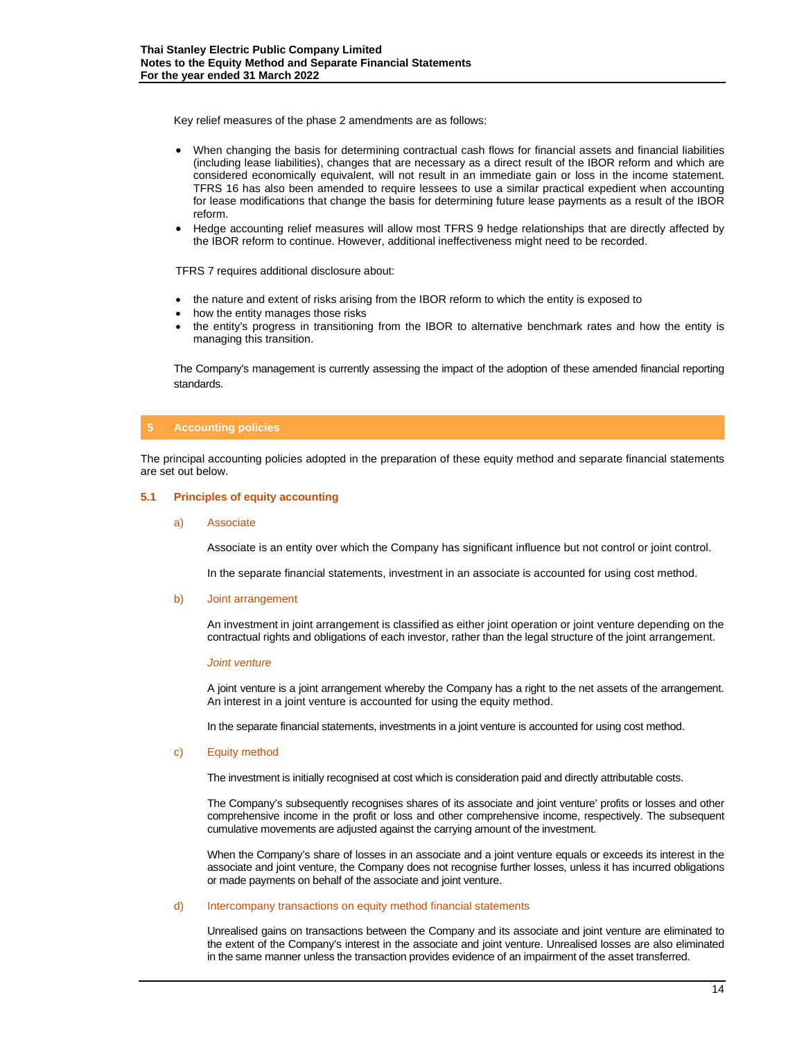Key relief measures of the phase 2 amendments are as follows:

- When changing the basis for determining contractual cash flows for financial assets and financial liabilities (including lease liabilities), changes that are necessary as a direct result of the IBOR reform and which are considered economically equivalent, will not result in an immediate gain or loss in the income statement. TFRS 16 has also been amended to require lessees to use a similar practical expedient when accounting for lease modifications that change the basis for determining future lease payments as a result of the IBOR reform.
- Hedge accounting relief measures will allow most TFRS 9 hedge relationships that are directly affected by the IBOR reform to continue. However, additional ineffectiveness might need to be recorded.

TFRS 7 requires additional disclosure about:

- the nature and extent of risks arising from the IBOR reform to which the entity is exposed to
- how the entity manages those risks
- the entity's progress in transitioning from the IBOR to alternative benchmark rates and how the entity is managing this transition.

The Company's management is currently assessing the impact of the adoption of these amended financial reporting standards.

## 5 Accounting policies

The principal accounting policies adopted in the preparation of these equity method and separate financial statements are set out below.

### 5.1 Principles of equity accounting

**a) Associate**

Associate is an entity over which the Company has significant influence but not control or joint control.

In the separate financial statements, investment in an associate is accounted for using cost method.

**b) Joint arrangement**

An investment in joint arrangement is classified as either joint operation or joint venture depending on the contractual rights and obligations of each investor, rather than the legal structure of the joint arrangement.

*Joint venture*

A joint venture is a joint arrangement whereby the Company has a right to the net assets of the arrangement. An interest in a joint venture is accounted for using the equity method.

In the separate financial statements, investments in a joint venture is accounted for using cost method.

**c) Equity method**

The investment is initially recognised at cost which is consideration paid and directly attributable costs.

The Company's subsequently recognises shares of its associate and joint venture' profits or losses and other comprehensive income in the profit or loss and other comprehensive income, respectively. The subsequent cumulative movements are adjusted against the carrying amount of the investment.

When the Company's share of losses in an associate and a joint venture equals or exceeds its interest in the associate and joint venture, the Company does not recognise further losses, unless it has incurred obligations or made payments on behalf of the associate and joint venture.

**d) Intercompany transactions on equity method financial statements**

Unrealised gains on transactions between the Company and its associate and joint venture are eliminated to the extent of the Company's interest in the associate and joint venture. Unrealised losses are also eliminated in the same manner unless the transaction provides evidence of an impairment of the asset transferred.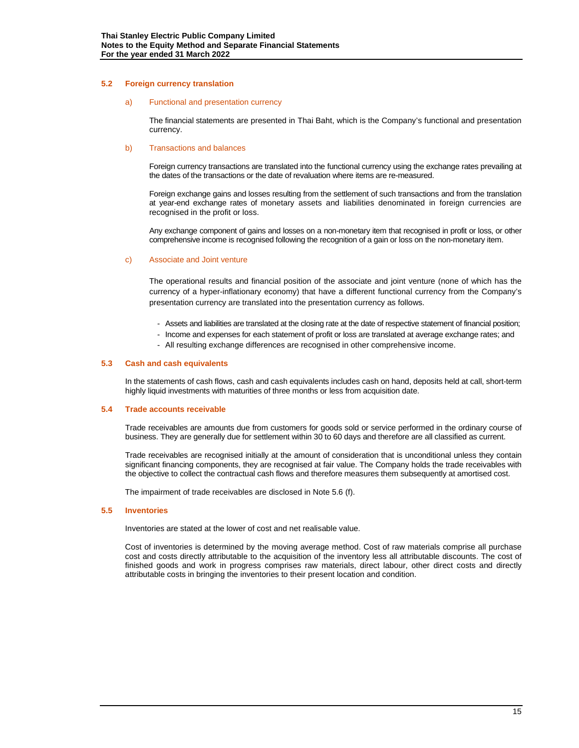### 5.2 Foreign currency translation

#### a) Functional and presentation currency

The financial statements are presented in Thai Baht, which is the Company's functional and presentation currency.

#### b) Transactions and balances

Foreign currency transactions are translated into the functional currency using the exchange rates prevailing at the dates of the transactions or the date of revaluation where items are re-measured.

Foreign exchange gains and losses resulting from the settlement of such transactions and from the translation at year-end exchange rates of monetary assets and liabilities denominated in foreign currencies are recognised in the profit or loss.

Any exchange component of gains and losses on a non-monetary item that recognised in profit or loss, or other comprehensive income is recognised following the recognition of a gain or loss on the non-monetary item.

#### c) Associate and Joint venture

The operational results and financial position of the associate and joint venture (none of which has the currency of a hyper-inflationary economy) that have a different functional currency from the Company's presentation currency are translated into the presentation currency as follows.

- Assets and liabilities are translated at the closing rate at the date of respective statement of financial position;
- Income and expenses for each statement of profit or loss are translated at average exchange rates; and
- All resulting exchange differences are recognised in other comprehensive income.

### 5.3 Cash and cash equivalents

In the statements of cash flows, cash and cash equivalents includes cash on hand, deposits held at call, short-term highly liquid investments with maturities of three months or less from acquisition date.

### 5.4 Trade accounts receivable

Trade receivables are amounts due from customers for goods sold or service performed in the ordinary course of business. They are generally due for settlement within 30 to 60 days and therefore are all classified as current.

Trade receivables are recognised initially at the amount of consideration that is unconditional unless they contain significant financing components, they are recognised at fair value. The Company holds the trade receivables with the objective to collect the contractual cash flows and therefore measures them subsequently at amortised cost.

The impairment of trade receivables are disclosed in Note 5.6 (f).

### 5.5 Inventories

Inventories are stated at the lower of cost and net realisable value.

Cost of inventories is determined by the moving average method. Cost of raw materials comprise all purchase cost and costs directly attributable to the acquisition of the inventory less all attributable discounts. The cost of finished goods and work in progress comprises raw materials, direct labour, other direct costs and directly attributable costs in bringing the inventories to their present location and condition.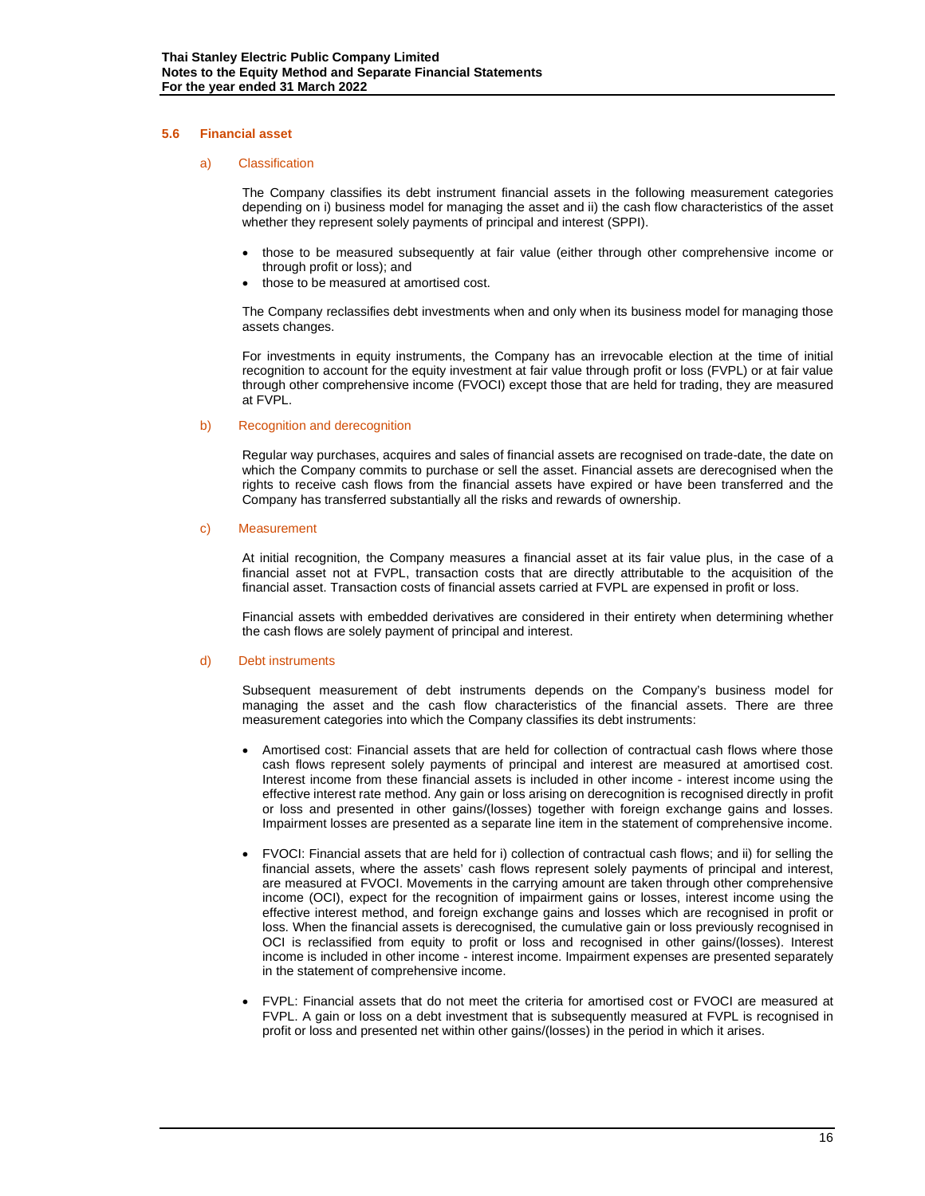### 5.6 Financial asset

#### a) Classification

The Company classifies its debt instrument financial assets in the following measurement categories depending on i) business model for managing the asset and ii) the cash flow characteristics of the asset whether they represent solely payments of principal and interest (SPPI).

- those to be measured subsequently at fair value (either through other comprehensive income or through profit or loss); and
- those to be measured at amortised cost.

The Company reclassifies debt investments when and only when its business model for managing those assets changes.

For investments in equity instruments, the Company has an irrevocable election at the time of initial recognition to account for the equity investment at fair value through profit or loss (FVPL) or at fair value through other comprehensive income (FVOCI) except those that are held for trading, they are measured at FVPL.

#### b) Recognition and derecognition

Regular way purchases, acquires and sales of financial assets are recognised on trade-date, the date on which the Company commits to purchase or sell the asset. Financial assets are derecognised when the rights to receive cash flows from the financial assets have expired or have been transferred and the Company has transferred substantially all the risks and rewards of ownership.

#### c) Measurement

At initial recognition, the Company measures a financial asset at its fair value plus, in the case of a financial asset not at FVPL, transaction costs that are directly attributable to the acquisition of the financial asset. Transaction costs of financial assets carried at FVPL are expensed in profit or loss.

Financial assets with embedded derivatives are considered in their entirety when determining whether the cash flows are solely payment of principal and interest.

#### d) Debt instruments

Subsequent measurement of debt instruments depends on the Company's business model for managing the asset and the cash flow characteristics of the financial assets. There are three measurement categories into which the Company classifies its debt instruments:

- Amortised cost: Financial assets that are held for collection of contractual cash flows where those cash flows represent solely payments of principal and interest are measured at amortised cost. Interest income from these financial assets is included in other income - interest income using the effective interest rate method. Any gain or loss arising on derecognition is recognised directly in profit or loss and presented in other gains/(losses) together with foreign exchange gains and losses. Impairment losses are presented as a separate line item in the statement of comprehensive income.

- FVOCI: Financial assets that are held for i) collection of contractual cash flows; and ii) for selling the financial assets, where the assets' cash flows represent solely payments of principal and interest, are measured at FVOCI. Movements in the carrying amount are taken through other comprehensive income (OCI), expect for the recognition of impairment gains or losses, interest income using the effective interest method, and foreign exchange gains and losses which are recognised in profit or loss. When the financial assets is derecognised, the cumulative gain or loss previously recognised in OCI is reclassified from equity to profit or loss and recognised in other gains/(losses). Interest income is included in other income - interest income. Impairment expenses are presented separately in the statement of comprehensive income.

- FVPL: Financial assets that do not meet the criteria for amortised cost or FVOCI are measured at FVPL. A gain or loss on a debt investment that is subsequently measured at FVPL is recognised in profit or loss and presented net within other gains/(losses) in the period in which it arises.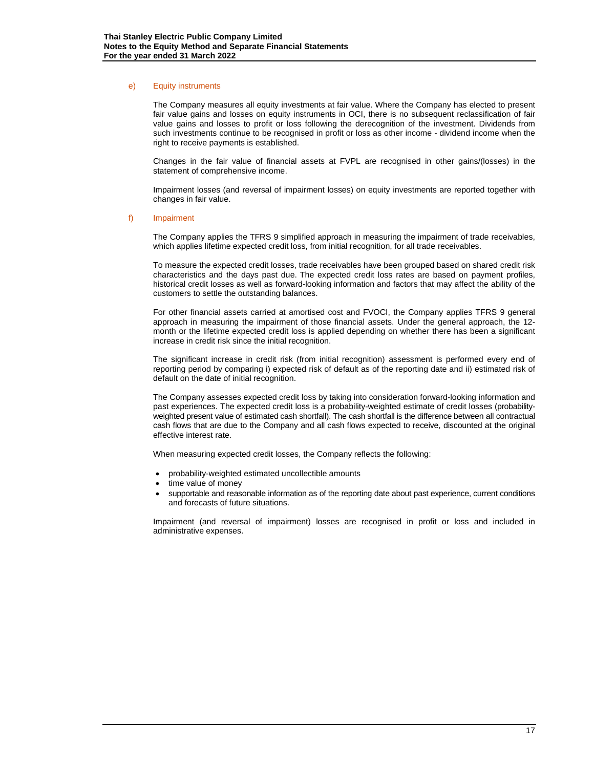e) Equity instruments

The Company measures all equity investments at fair value. Where the Company has elected to present fair value gains and losses on equity instruments in OCI, there is no subsequent reclassification of fair value gains and losses to profit or loss following the derecognition of the investment. Dividends from such investments continue to be recognised in profit or loss as other income - dividend income when the right to receive payments is established.

Changes in the fair value of financial assets at FVPL are recognised in other gains/(losses) in the statement of comprehensive income.

Impairment losses (and reversal of impairment losses) on equity investments are reported together with changes in fair value.

f) Impairment

The Company applies the TFRS 9 simplified approach in measuring the impairment of trade receivables, which applies lifetime expected credit loss, from initial recognition, for all trade receivables.

To measure the expected credit losses, trade receivables have been grouped based on shared credit risk characteristics and the days past due. The expected credit loss rates are based on payment profiles, historical credit losses as well as forward-looking information and factors that may affect the ability of the customers to settle the outstanding balances.

For other financial assets carried at amortised cost and FVOCI, the Company applies TFRS 9 general approach in measuring the impairment of those financial assets. Under the general approach, the 12-month or the lifetime expected credit loss is applied depending on whether there has been a significant increase in credit risk since the initial recognition.

The significant increase in credit risk (from initial recognition) assessment is performed every end of reporting period by comparing i) expected risk of default as of the reporting date and ii) estimated risk of default on the date of initial recognition.

The Company assesses expected credit loss by taking into consideration forward-looking information and past experiences. The expected credit loss is a probability-weighted estimate of credit losses (probability-weighted present value of estimated cash shortfall). The cash shortfall is the difference between all contractual cash flows that are due to the Company and all cash flows expected to receive, discounted at the original effective interest rate.

When measuring expected credit losses, the Company reflects the following:

- probability-weighted estimated uncollectible amounts
- time value of money
- supportable and reasonable information as of the reporting date about past experience, current conditions and forecasts of future situations.

Impairment (and reversal of impairment) losses are recognised in profit or loss and included in administrative expenses.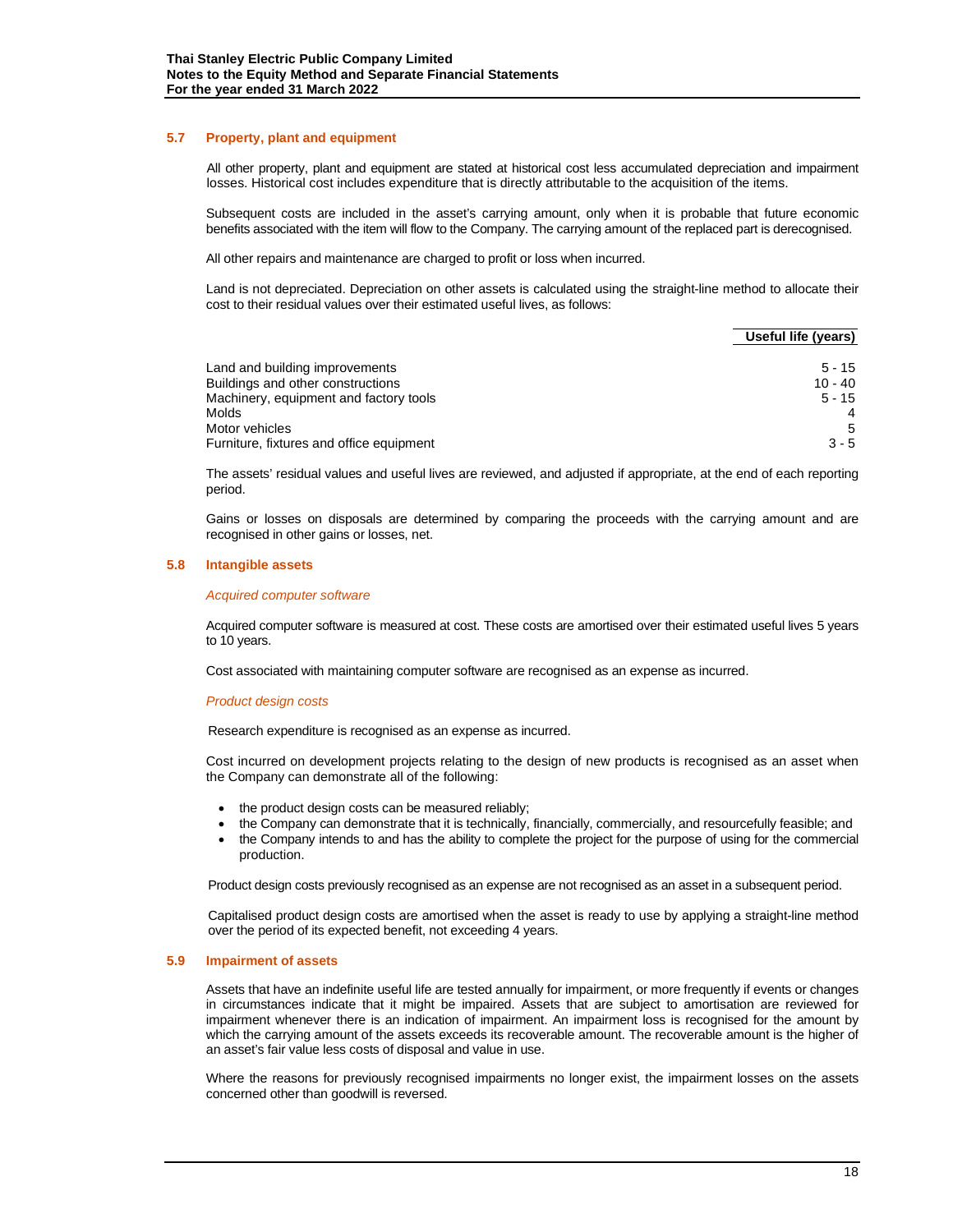### 5.7 Property, plant and equipment

All other property, plant and equipment are stated at historical cost less accumulated depreciation and impairment losses. Historical cost includes expenditure that is directly attributable to the acquisition of the items.

Subsequent costs are included in the asset's carrying amount, only when it is probable that future economic benefits associated with the item will flow to the Company. The carrying amount of the replaced part is derecognised.

All other repairs and maintenance are charged to profit or loss when incurred.

Land is not depreciated. Depreciation on other assets is calculated using the straight-line method to allocate their cost to their residual values over their estimated useful lives, as follows:

| | Useful life (years) |
|---|---|
| Land and building improvements | 5 - 15 |
| Buildings and other constructions | 10 - 40 |
| Machinery, equipment and factory tools | 5 - 15 |
| Molds | 4 |
| Motor vehicles | 5 |
| Furniture, fixtures and office equipment | 3 - 5 |

The assets' residual values and useful lives are reviewed, and adjusted if appropriate, at the end of each reporting period.

Gains or losses on disposals are determined by comparing the proceeds with the carrying amount and are recognised in other gains or losses, net.

### 5.8 Intangible assets

*Acquired computer software*

Acquired computer software is measured at cost. These costs are amortised over their estimated useful lives 5 years to 10 years.

Cost associated with maintaining computer software are recognised as an expense as incurred.

*Product design costs*

Research expenditure is recognised as an expense as incurred.

Cost incurred on development projects relating to the design of new products is recognised as an asset when the Company can demonstrate all of the following:

- the product design costs can be measured reliably;
- the Company can demonstrate that it is technically, financially, commercially, and resourcefully feasible; and
- the Company intends to and has the ability to complete the project for the purpose of using for the commercial production.

Product design costs previously recognised as an expense are not recognised as an asset in a subsequent period.

Capitalised product design costs are amortised when the asset is ready to use by applying a straight-line method over the period of its expected benefit, not exceeding 4 years.

### 5.9 Impairment of assets

Assets that have an indefinite useful life are tested annually for impairment, or more frequently if events or changes in circumstances indicate that it might be impaired. Assets that are subject to amortisation are reviewed for impairment whenever there is an indication of impairment. An impairment loss is recognised for the amount by which the carrying amount of the assets exceeds its recoverable amount. The recoverable amount is the higher of an asset's fair value less costs of disposal and value in use.

Where the reasons for previously recognised impairments no longer exist, the impairment losses on the assets concerned other than goodwill is reversed.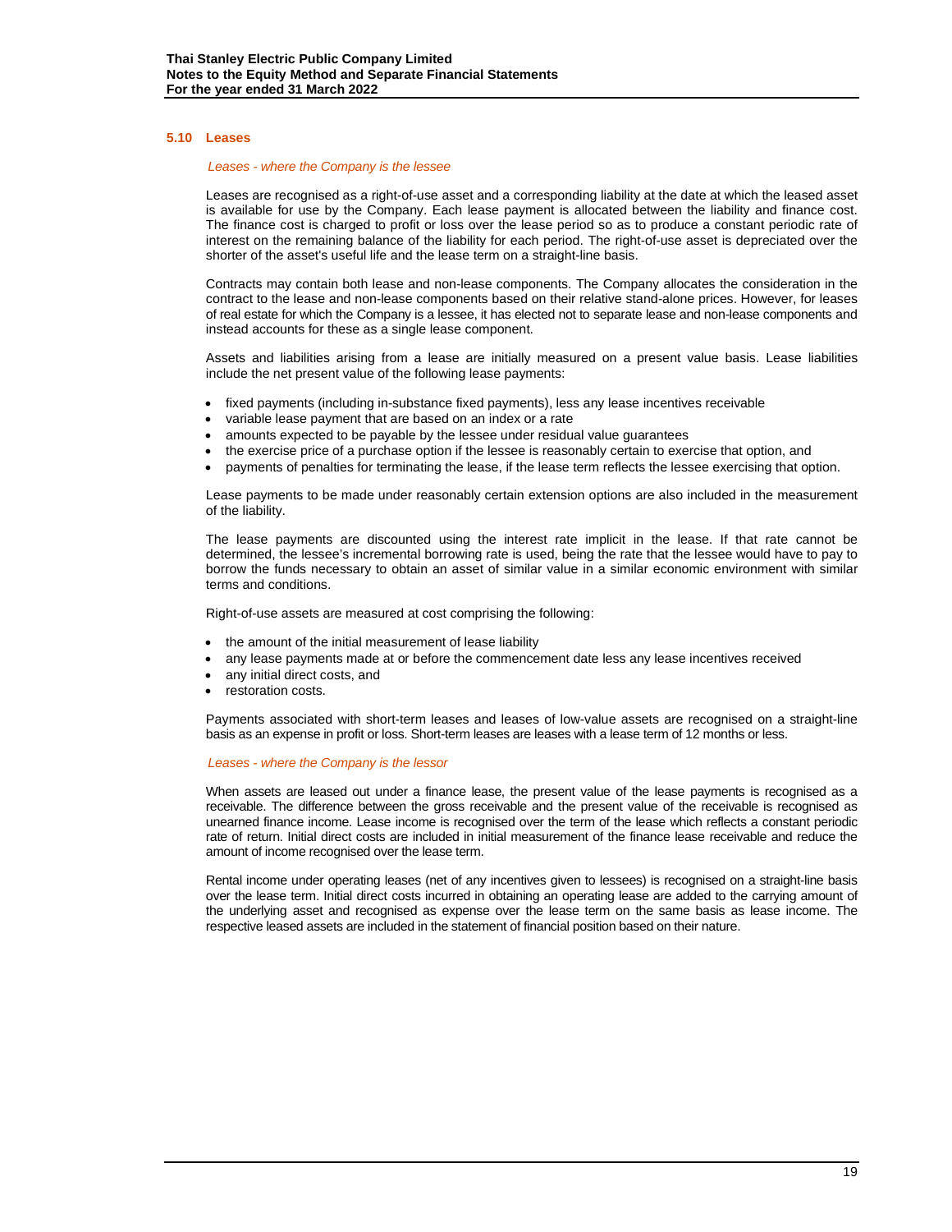### 5.10 Leases

*Leases - where the Company is the lessee*

Leases are recognised as a right-of-use asset and a corresponding liability at the date at which the leased asset is available for use by the Company. Each lease payment is allocated between the liability and finance cost. The finance cost is charged to profit or loss over the lease period so as to produce a constant periodic rate of interest on the remaining balance of the liability for each period. The right-of-use asset is depreciated over the shorter of the asset's useful life and the lease term on a straight-line basis.

Contracts may contain both lease and non-lease components. The Company allocates the consideration in the contract to the lease and non-lease components based on their relative stand-alone prices. However, for leases of real estate for which the Company is a lessee, it has elected not to separate lease and non-lease components and instead accounts for these as a single lease component.

Assets and liabilities arising from a lease are initially measured on a present value basis. Lease liabilities include the net present value of the following lease payments:

- fixed payments (including in-substance fixed payments), less any lease incentives receivable
- variable lease payment that are based on an index or a rate
- amounts expected to be payable by the lessee under residual value guarantees
- the exercise price of a purchase option if the lessee is reasonably certain to exercise that option, and
- payments of penalties for terminating the lease, if the lease term reflects the lessee exercising that option.

Lease payments to be made under reasonably certain extension options are also included in the measurement of the liability.

The lease payments are discounted using the interest rate implicit in the lease. If that rate cannot be determined, the lessee's incremental borrowing rate is used, being the rate that the lessee would have to pay to borrow the funds necessary to obtain an asset of similar value in a similar economic environment with similar terms and conditions.

Right-of-use assets are measured at cost comprising the following:

- the amount of the initial measurement of lease liability
- any lease payments made at or before the commencement date less any lease incentives received
- any initial direct costs, and
- restoration costs.

Payments associated with short-term leases and leases of low-value assets are recognised on a straight-line basis as an expense in profit or loss. Short-term leases are leases with a lease term of 12 months or less.

*Leases - where the Company is the lessor*

When assets are leased out under a finance lease, the present value of the lease payments is recognised as a receivable. The difference between the gross receivable and the present value of the receivable is recognised as unearned finance income. Lease income is recognised over the term of the lease which reflects a constant periodic rate of return. Initial direct costs are included in initial measurement of the finance lease receivable and reduce the amount of income recognised over the lease term.

Rental income under operating leases (net of any incentives given to lessees) is recognised on a straight-line basis over the lease term. Initial direct costs incurred in obtaining an operating lease are added to the carrying amount of the underlying asset and recognised as expense over the lease term on the same basis as lease income. The respective leased assets are included in the statement of financial position based on their nature.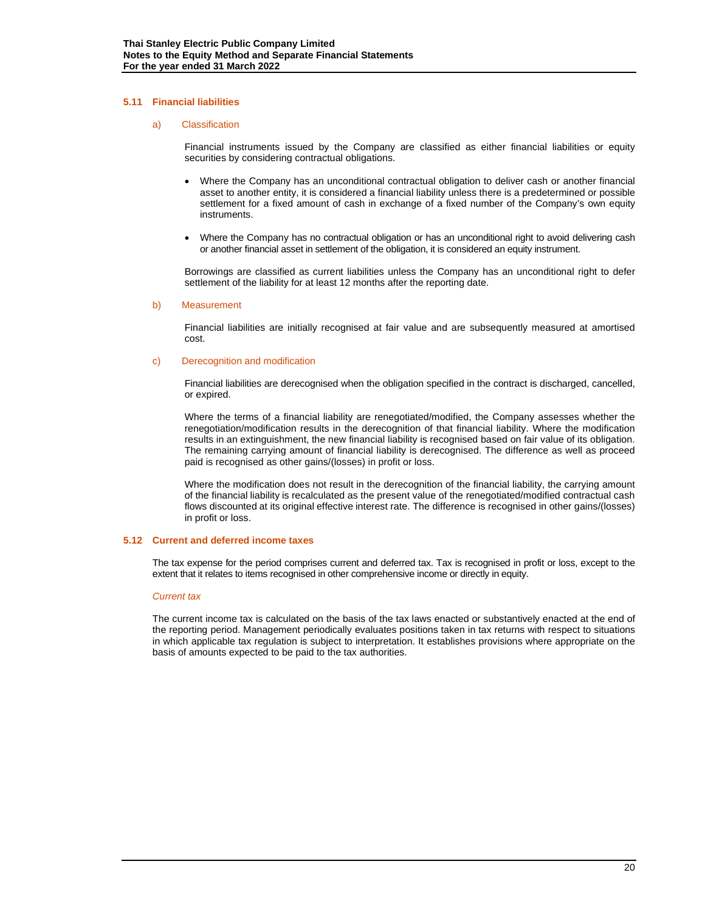### 5.11 Financial liabilities

#### a) Classification

Financial instruments issued by the Company are classified as either financial liabilities or equity securities by considering contractual obligations.

- Where the Company has an unconditional contractual obligation to deliver cash or another financial asset to another entity, it is considered a financial liability unless there is a predetermined or possible settlement for a fixed amount of cash in exchange of a fixed number of the Company's own equity instruments.
- Where the Company has no contractual obligation or has an unconditional right to avoid delivering cash or another financial asset in settlement of the obligation, it is considered an equity instrument.

Borrowings are classified as current liabilities unless the Company has an unconditional right to defer settlement of the liability for at least 12 months after the reporting date.

#### b) Measurement

Financial liabilities are initially recognised at fair value and are subsequently measured at amortised cost.

#### c) Derecognition and modification

Financial liabilities are derecognised when the obligation specified in the contract is discharged, cancelled, or expired.

Where the terms of a financial liability are renegotiated/modified, the Company assesses whether the renegotiation/modification results in the derecognition of that financial liability. Where the modification results in an extinguishment, the new financial liability is recognised based on fair value of its obligation. The remaining carrying amount of financial liability is derecognised. The difference as well as proceed paid is recognised as other gains/(losses) in profit or loss.

Where the modification does not result in the derecognition of the financial liability, the carrying amount of the financial liability is recalculated as the present value of the renegotiated/modified contractual cash flows discounted at its original effective interest rate. The difference is recognised in other gains/(losses) in profit or loss.

### 5.12 Current and deferred income taxes

The tax expense for the period comprises current and deferred tax. Tax is recognised in profit or loss, except to the extent that it relates to items recognised in other comprehensive income or directly in equity.

*Current tax*

The current income tax is calculated on the basis of the tax laws enacted or substantively enacted at the end of the reporting period. Management periodically evaluates positions taken in tax returns with respect to situations in which applicable tax regulation is subject to interpretation. It establishes provisions where appropriate on the basis of amounts expected to be paid to the tax authorities.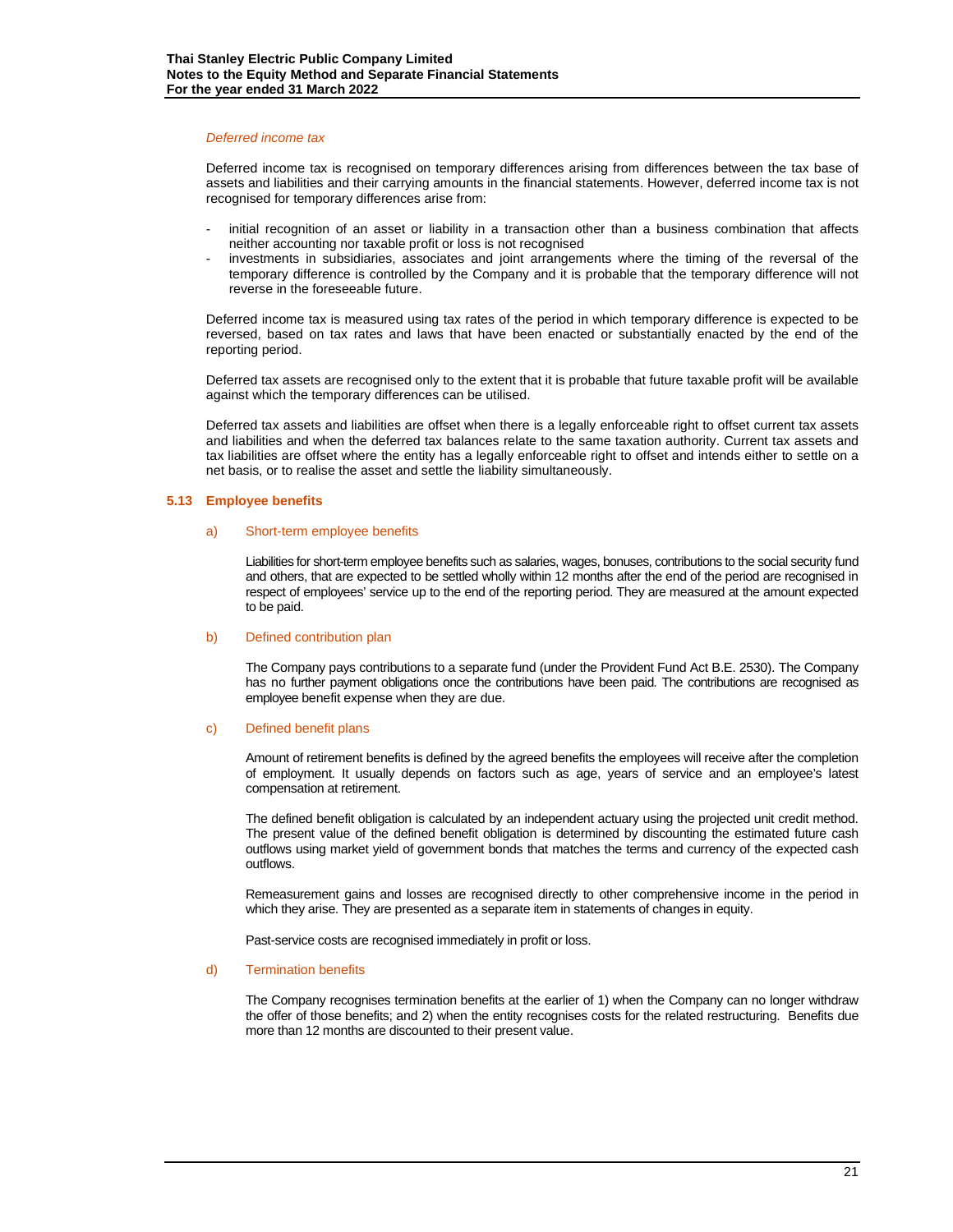*Deferred income tax*

Deferred income tax is recognised on temporary differences arising from differences between the tax base of assets and liabilities and their carrying amounts in the financial statements. However, deferred income tax is not recognised for temporary differences arise from:

- initial recognition of an asset or liability in a transaction other than a business combination that affects neither accounting nor taxable profit or loss is not recognised
- investments in subsidiaries, associates and joint arrangements where the timing of the reversal of the temporary difference is controlled by the Company and it is probable that the temporary difference will not reverse in the foreseeable future.

Deferred income tax is measured using tax rates of the period in which temporary difference is expected to be reversed, based on tax rates and laws that have been enacted or substantially enacted by the end of the reporting period.

Deferred tax assets are recognised only to the extent that it is probable that future taxable profit will be available against which the temporary differences can be utilised.

Deferred tax assets and liabilities are offset when there is a legally enforceable right to offset current tax assets and liabilities and when the deferred tax balances relate to the same taxation authority. Current tax assets and tax liabilities are offset where the entity has a legally enforceable right to offset and intends either to settle on a net basis, or to realise the asset and settle the liability simultaneously.

## 5.13 Employee benefits

### a) Short-term employee benefits

Liabilities for short-term employee benefits such as salaries, wages, bonuses, contributions to the social security fund and others, that are expected to be settled wholly within 12 months after the end of the period are recognised in respect of employees' service up to the end of the reporting period. They are measured at the amount expected to be paid.

### b) Defined contribution plan

The Company pays contributions to a separate fund (under the Provident Fund Act B.E. 2530). The Company has no further payment obligations once the contributions have been paid. The contributions are recognised as employee benefit expense when they are due.

### c) Defined benefit plans

Amount of retirement benefits is defined by the agreed benefits the employees will receive after the completion of employment. It usually depends on factors such as age, years of service and an employee's latest compensation at retirement.

The defined benefit obligation is calculated by an independent actuary using the projected unit credit method. The present value of the defined benefit obligation is determined by discounting the estimated future cash outflows using market yield of government bonds that matches the terms and currency of the expected cash outflows.

Remeasurement gains and losses are recognised directly to other comprehensive income in the period in which they arise. They are presented as a separate item in statements of changes in equity.

Past-service costs are recognised immediately in profit or loss.

### d) Termination benefits

The Company recognises termination benefits at the earlier of 1) when the Company can no longer withdraw the offer of those benefits; and 2) when the entity recognises costs for the related restructuring. Benefits due more than 12 months are discounted to their present value.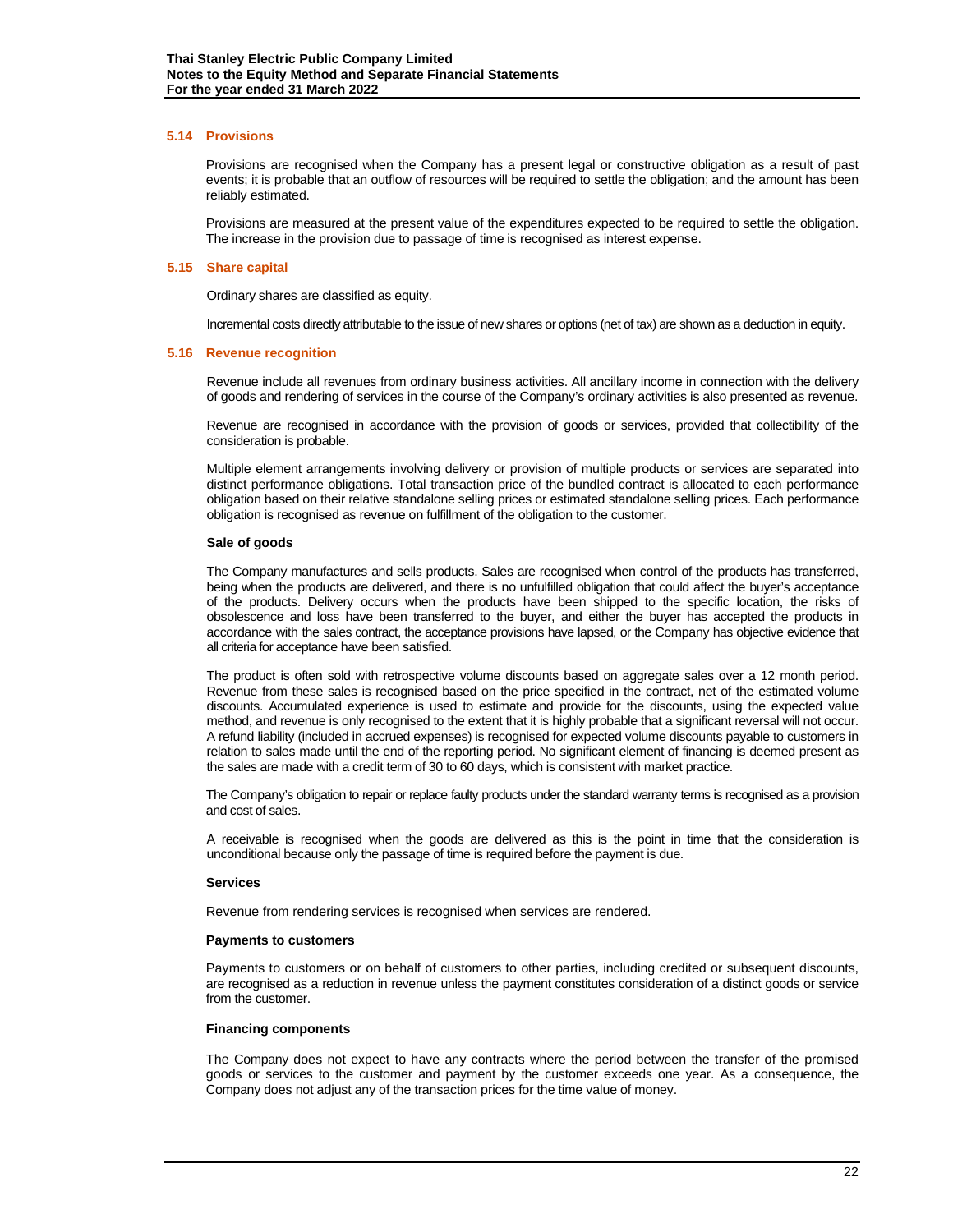### 5.14 Provisions

Provisions are recognised when the Company has a present legal or constructive obligation as a result of past events; it is probable that an outflow of resources will be required to settle the obligation; and the amount has been reliably estimated.

Provisions are measured at the present value of the expenditures expected to be required to settle the obligation. The increase in the provision due to passage of time is recognised as interest expense.

### 5.15 Share capital

Ordinary shares are classified as equity.

Incremental costs directly attributable to the issue of new shares or options (net of tax) are shown as a deduction in equity.

### 5.16 Revenue recognition

Revenue include all revenues from ordinary business activities. All ancillary income in connection with the delivery of goods and rendering of services in the course of the Company's ordinary activities is also presented as revenue.

Revenue are recognised in accordance with the provision of goods or services, provided that collectibility of the consideration is probable.

Multiple element arrangements involving delivery or provision of multiple products or services are separated into distinct performance obligations. Total transaction price of the bundled contract is allocated to each performance obligation based on their relative standalone selling prices or estimated standalone selling prices. Each performance obligation is recognised as revenue on fulfillment of the obligation to the customer.

**Sale of goods**

The Company manufactures and sells products. Sales are recognised when control of the products has transferred, being when the products are delivered, and there is no unfulfilled obligation that could affect the buyer's acceptance of the products. Delivery occurs when the products have been shipped to the specific location, the risks of obsolescence and loss have been transferred to the buyer, and either the buyer has accepted the products in accordance with the sales contract, the acceptance provisions have lapsed, or the Company has objective evidence that all criteria for acceptance have been satisfied.

The product is often sold with retrospective volume discounts based on aggregate sales over a 12 month period. Revenue from these sales is recognised based on the price specified in the contract, net of the estimated volume discounts. Accumulated experience is used to estimate and provide for the discounts, using the expected value method, and revenue is only recognised to the extent that it is highly probable that a significant reversal will not occur. A refund liability (included in accrued expenses) is recognised for expected volume discounts payable to customers in relation to sales made until the end of the reporting period. No significant element of financing is deemed present as the sales are made with a credit term of 30 to 60 days, which is consistent with market practice.

The Company's obligation to repair or replace faulty products under the standard warranty terms is recognised as a provision and cost of sales.

A receivable is recognised when the goods are delivered as this is the point in time that the consideration is unconditional because only the passage of time is required before the payment is due.

**Services**

Revenue from rendering services is recognised when services are rendered.

**Payments to customers**

Payments to customers or on behalf of customers to other parties, including credited or subsequent discounts, are recognised as a reduction in revenue unless the payment constitutes consideration of a distinct goods or service from the customer.

**Financing components**

The Company does not expect to have any contracts where the period between the transfer of the promised goods or services to the customer and payment by the customer exceeds one year. As a consequence, the Company does not adjust any of the transaction prices for the time value of money.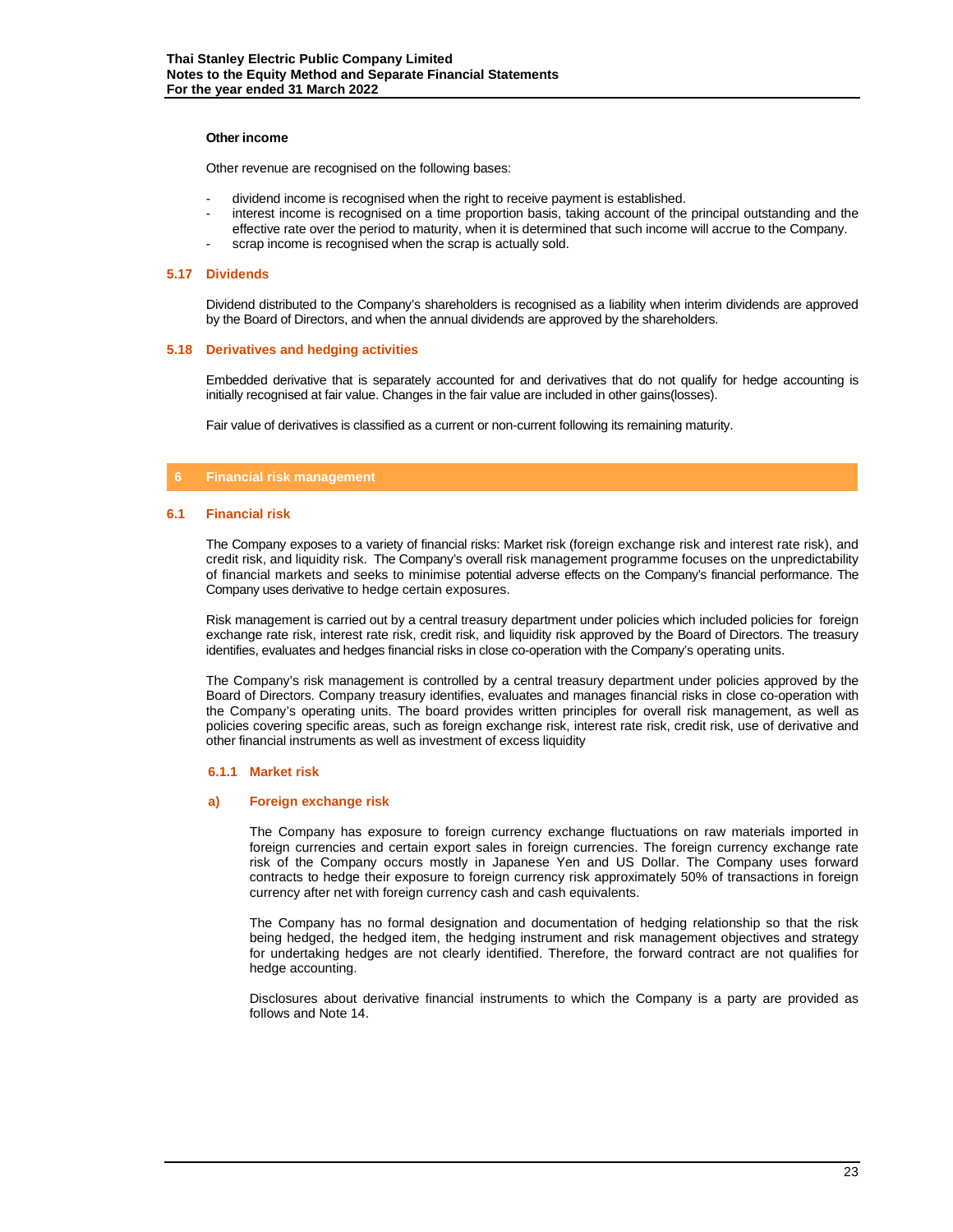**Other income**

Other revenue are recognised on the following bases:

- dividend income is recognised when the right to receive payment is established.
- interest income is recognised on a time proportion basis, taking account of the principal outstanding and the effective rate over the period to maturity, when it is determined that such income will accrue to the Company.
- scrap income is recognised when the scrap is actually sold.

### 5.17 Dividends

Dividend distributed to the Company's shareholders is recognised as a liability when interim dividends are approved by the Board of Directors, and when the annual dividends are approved by the shareholders.

### 5.18 Derivatives and hedging activities

Embedded derivative that is separately accounted for and derivatives that do not qualify for hedge accounting is initially recognised at fair value. Changes in the fair value are included in other gains(losses).

Fair value of derivatives is classified as a current or non-current following its remaining maturity.

## 6 Financial risk management

### 6.1 Financial risk

The Company exposes to a variety of financial risks: Market risk (foreign exchange risk and interest rate risk), and credit risk, and liquidity risk. The Company's overall risk management programme focuses on the unpredictability of financial markets and seeks to minimise potential adverse effects on the Company's financial performance. The Company uses derivative to hedge certain exposures.

Risk management is carried out by a central treasury department under policies which included policies for foreign exchange rate risk, interest rate risk, credit risk, and liquidity risk approved by the Board of Directors. The treasury identifies, evaluates and hedges financial risks in close co-operation with the Company's operating units.

The Company's risk management is controlled by a central treasury department under policies approved by the Board of Directors. Company treasury identifies, evaluates and manages financial risks in close co-operation with the Company's operating units. The board provides written principles for overall risk management, as well as policies covering specific areas, such as foreign exchange risk, interest rate risk, credit risk, use of derivative and other financial instruments as well as investment of excess liquidity

#### 6.1.1 Market risk

**a) Foreign exchange risk**

The Company has exposure to foreign currency exchange fluctuations on raw materials imported in foreign currencies and certain export sales in foreign currencies. The foreign currency exchange rate risk of the Company occurs mostly in Japanese Yen and US Dollar. The Company uses forward contracts to hedge their exposure to foreign currency risk approximately 50% of transactions in foreign currency after net with foreign currency cash and cash equivalents.

The Company has no formal designation and documentation of hedging relationship so that the risk being hedged, the hedged item, the hedging instrument and risk management objectives and strategy for undertaking hedges are not clearly identified. Therefore, the forward contract are not qualifies for hedge accounting.

Disclosures about derivative financial instruments to which the Company is a party are provided as follows and Note 14.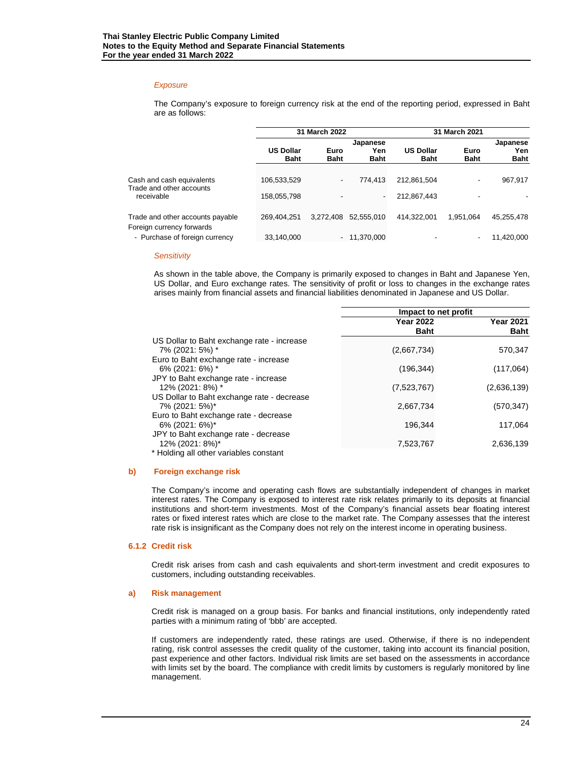*Exposure*

The Company's exposure to foreign currency risk at the end of the reporting period, expressed in Baht are as follows:

| | 31 March 2022 | | | 31 March 2021 | | |
|---|---|---|---|---|---|---|
| | **US Dollar Baht** | **Euro Baht** | **Japanese Yen Baht** | **US Dollar Baht** | **Euro Baht** | **Japanese Yen Baht** |
| Cash and cash equivalents | 106,533,529 | - | 774,413 | 212,861,504 | - | 967,917 |
| Trade and other accounts receivable | 158,055,798 | - | - | 212,867,443 | - | - |
| Trade and other accounts payable | 269,404,251 | 3,272,408 | 52,555,010 | 414,322,001 | 1,951,064 | 45,255,478 |
| Foreign currency forwards | | | | | | |
| - Purchase of foreign currency | 33,140,000 | - | 11,370,000 | - | - | 11,420,000 |

*Sensitivity*

As shown in the table above, the Company is primarily exposed to changes in Baht and Japanese Yen, US Dollar, and Euro exchange rates. The sensitivity of profit or loss to changes in the exchange rates arises mainly from financial assets and financial liabilities denominated in Japanese and US Dollar.

| | Impact to net profit | |
|---|---|---|
| | **Year 2022 Baht** | **Year 2021 Baht** |
| US Dollar to Baht exchange rate - increase 7% (2021: 5%) * | (2,667,734) | 570,347 |
| Euro to Baht exchange rate - increase 6% (2021: 6%) * | (196,344) | (117,064) |
| JPY to Baht exchange rate - increase 12% (2021: 8%) * | (7,523,767) | (2,636,139) |
| US Dollar to Baht exchange rate - decrease 7% (2021: 5%)* | 2,667,734 | (570,347) |
| Euro to Baht exchange rate - decrease 6% (2021: 6%)* | 196,344 | 117,064 |
| JPY to Baht exchange rate - decrease 12% (2021: 8%)* | 7,523,767 | 2,636,139 |

\* Holding all other variables constant

**b) Foreign exchange risk**

The Company's income and operating cash flows are substantially independent of changes in market interest rates. The Company is exposed to interest rate risk relates primarily to its deposits at financial institutions and short-term investments. Most of the Company's financial assets bear floating interest rates or fixed interest rates which are close to the market rate. The Company assesses that the interest rate risk is insignificant as the Company does not rely on the interest income in operating business.

### 6.1.2 Credit risk

Credit risk arises from cash and cash equivalents and short-term investment and credit exposures to customers, including outstanding receivables.

**a) Risk management**

Credit risk is managed on a group basis. For banks and financial institutions, only independently rated parties with a minimum rating of 'bbb' are accepted.

If customers are independently rated, these ratings are used. Otherwise, if there is no independent rating, risk control assesses the credit quality of the customer, taking into account its financial position, past experience and other factors. Individual risk limits are set based on the assessments in accordance with limits set by the board. The compliance with credit limits by customers is regularly monitored by line management.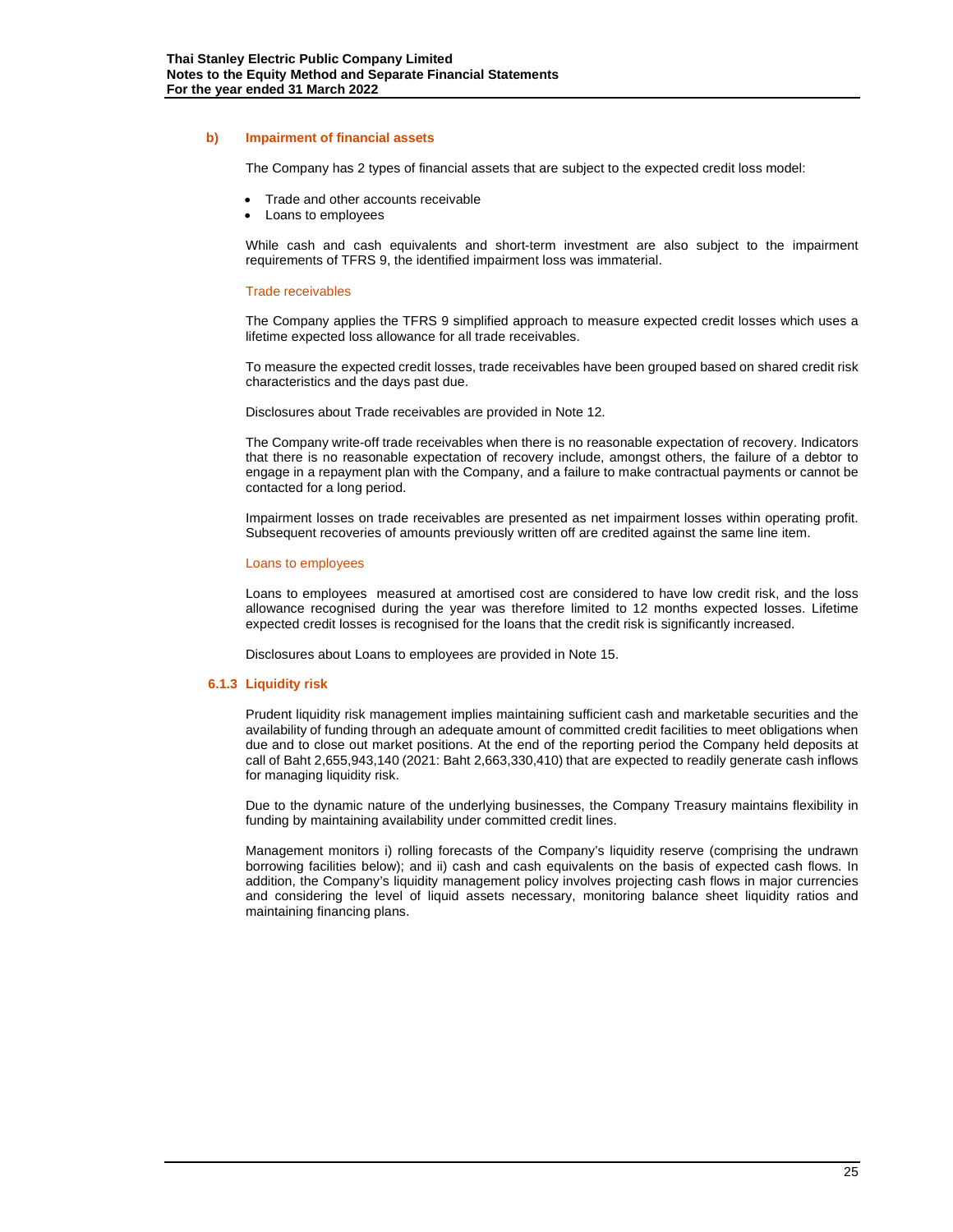**b) Impairment of financial assets**

The Company has 2 types of financial assets that are subject to the expected credit loss model:

- Trade and other accounts receivable
- Loans to employees

While cash and cash equivalents and short-term investment are also subject to the impairment requirements of TFRS 9, the identified impairment loss was immaterial.

Trade receivables

The Company applies the TFRS 9 simplified approach to measure expected credit losses which uses a lifetime expected loss allowance for all trade receivables.

To measure the expected credit losses, trade receivables have been grouped based on shared credit risk characteristics and the days past due.

Disclosures about Trade receivables are provided in Note 12.

The Company write-off trade receivables when there is no reasonable expectation of recovery. Indicators that there is no reasonable expectation of recovery include, amongst others, the failure of a debtor to engage in a repayment plan with the Company, and a failure to make contractual payments or cannot be contacted for a long period.

Impairment losses on trade receivables are presented as net impairment losses within operating profit. Subsequent recoveries of amounts previously written off are credited against the same line item.

Loans to employees

Loans to employees measured at amortised cost are considered to have low credit risk, and the loss allowance recognised during the year was therefore limited to 12 months expected losses. Lifetime expected credit losses is recognised for the loans that the credit risk is significantly increased.

Disclosures about Loans to employees are provided in Note 15.

**6.1.3 Liquidity risk**

Prudent liquidity risk management implies maintaining sufficient cash and marketable securities and the availability of funding through an adequate amount of committed credit facilities to meet obligations when due and to close out market positions. At the end of the reporting period the Company held deposits at call of Baht 2,655,943,140 (2021: Baht 2,663,330,410) that are expected to readily generate cash inflows for managing liquidity risk.

Due to the dynamic nature of the underlying businesses, the Company Treasury maintains flexibility in funding by maintaining availability under committed credit lines.

Management monitors i) rolling forecasts of the Company's liquidity reserve (comprising the undrawn borrowing facilities below); and ii) cash and cash equivalents on the basis of expected cash flows. In addition, the Company's liquidity management policy involves projecting cash flows in major currencies and considering the level of liquid assets necessary, monitoring balance sheet liquidity ratios and maintaining financing plans.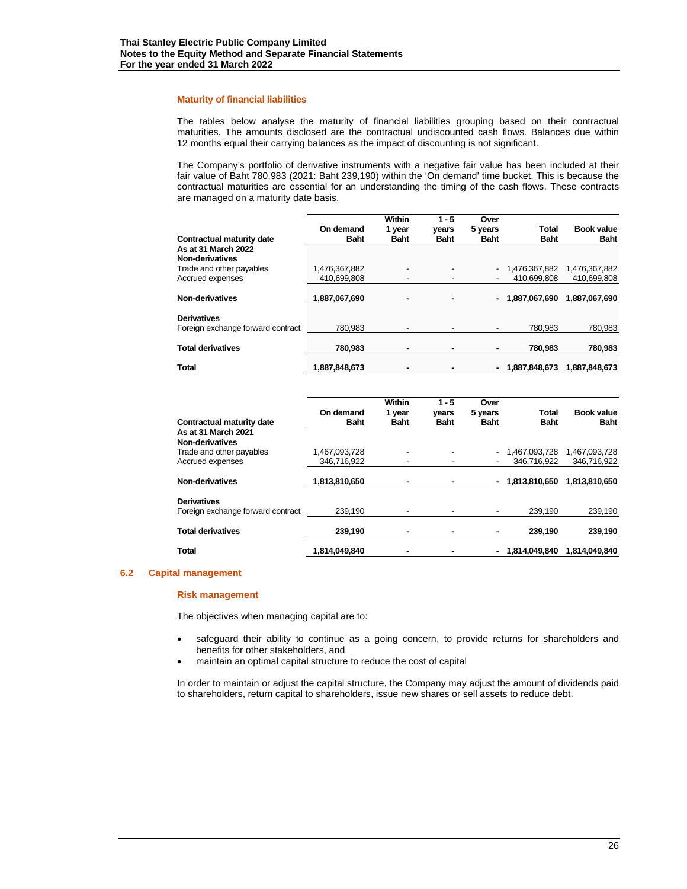**Maturity of financial liabilities**

The tables below analyse the maturity of financial liabilities grouping based on their contractual maturities. The amounts disclosed are the contractual undiscounted cash flows. Balances due within 12 months equal their carrying balances as the impact of discounting is not significant.

The Company's portfolio of derivative instruments with a negative fair value has been included at their fair value of Baht 780,983 (2021: Baht 239,190) within the 'On demand' time bucket. This is because the contractual maturities are essential for an understanding the timing of the cash flows. These contracts are managed on a maturity date basis.

| Contractual maturity date | On demand Baht | Within 1 year Baht | 1 - 5 years Baht | Over 5 years Baht | Total Baht | Book value Baht |
|---|---|---|---|---|---|---|
| **As at 31 March 2022** | | | | | | |
| **Non-derivatives** | | | | | | |
| Trade and other payables | 1,476,367,882 | - | - | - | 1,476,367,882 | 1,476,367,882 |
| Accrued expenses | 410,699,808 | - | - | - | 410,699,808 | 410,699,808 |
| **Non-derivatives** | **1,887,067,690** | **-** | **-** | **-** | **1,887,067,690** | **1,887,067,690** |
| **Derivatives** | | | | | | |
| Foreign exchange forward contract | 780,983 | - | - | - | 780,983 | 780,983 |
| **Total derivatives** | **780,983** | **-** | **-** | **-** | **780,983** | **780,983** |
| **Total** | **1,887,848,673** | **-** | **-** | **-** | **1,887,848,673** | **1,887,848,673** |

| Contractual maturity date | On demand Baht | Within 1 year Baht | 1 - 5 years Baht | Over 5 years Baht | Total Baht | Book value Baht |
|---|---|---|---|---|---|---|
| **As at 31 March 2021** | | | | | | |
| **Non-derivatives** | | | | | | |
| Trade and other payables | 1,467,093,728 | - | - | - | 1,467,093,728 | 1,467,093,728 |
| Accrued expenses | 346,716,922 | - | - | - | 346,716,922 | 346,716,922 |
| **Non-derivatives** | **1,813,810,650** | **-** | **-** | **-** | **1,813,810,650** | **1,813,810,650** |
| **Derivatives** | | | | | | |
| Foreign exchange forward contract | 239,190 | - | - | - | 239,190 | 239,190 |
| **Total derivatives** | **239,190** | **-** | **-** | **-** | **239,190** | **239,190** |
| **Total** | **1,814,049,840** | **-** | **-** | **-** | **1,814,049,840** | **1,814,049,840** |

## 6.2 Capital management

**Risk management**

The objectives when managing capital are to:

- safeguard their ability to continue as a going concern, to provide returns for shareholders and benefits for other stakeholders, and
- maintain an optimal capital structure to reduce the cost of capital

In order to maintain or adjust the capital structure, the Company may adjust the amount of dividends paid to shareholders, return capital to shareholders, issue new shares or sell assets to reduce debt.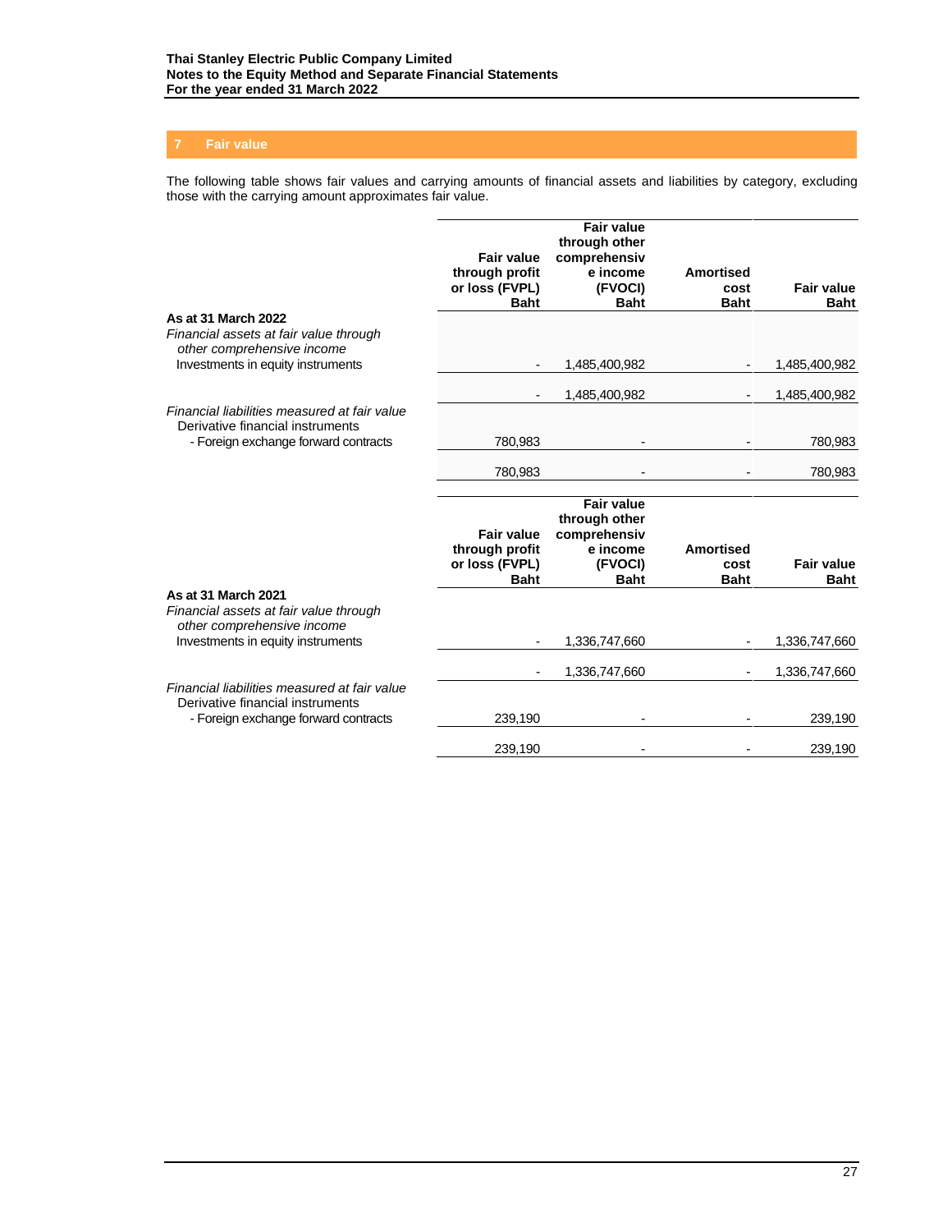## 7 Fair value

The following table shows fair values and carrying amounts of financial assets and liabilities by category, excluding those with the carrying amount approximates fair value.

| | Fair value through profit or loss (FVPL) Baht | Fair value through other comprehensive income (FVOCI) Baht | Amortised cost Baht | Fair value Baht |
|---|---|---|---|---|
| **As at 31 March 2022** | | | | |
| *Financial assets at fair value through other comprehensive income* | | | | |
| Investments in equity instruments | - | 1,485,400,982 | - | 1,485,400,982 |
| | - | 1,485,400,982 | - | 1,485,400,982 |
| *Financial liabilities measured at fair value* | | | | |
| Derivative financial instruments | | | | |
| - Foreign exchange forward contracts | 780,983 | - | - | 780,983 |
| | 780,983 | - | - | 780,983 |

| | Fair value through profit or loss (FVPL) Baht | Fair value through other comprehensive income (FVOCI) Baht | Amortised cost Baht | Fair value Baht |
|---|---|---|---|---|
| **As at 31 March 2021** | | | | |
| *Financial assets at fair value through other comprehensive income* | | | | |
| Investments in equity instruments | - | 1,336,747,660 | - | 1,336,747,660 |
| | - | 1,336,747,660 | - | 1,336,747,660 |
| *Financial liabilities measured at fair value* | | | | |
| Derivative financial instruments | | | | |
| - Foreign exchange forward contracts | 239,190 | - | - | 239,190 |
| | 239,190 | - | - | 239,190 |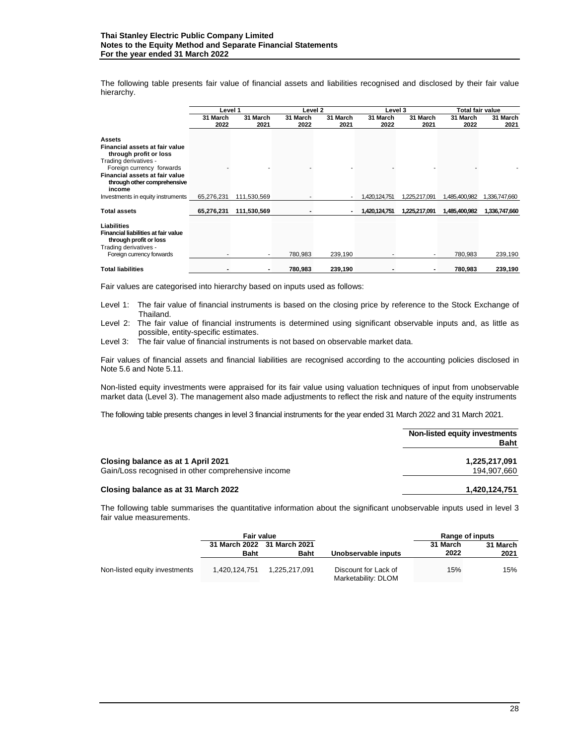The following table presents fair value of financial assets and liabilities recognised and disclosed by their fair value hierarchy.

| | Level 1 | | Level 2 | | Level 3 | | Total fair value | |
|---|---|---|---|---|---|---|---|---|
| | 31 March 2022 | 31 March 2021 | 31 March 2022 | 31 March 2021 | 31 March 2022 | 31 March 2021 | 31 March 2022 | 31 March 2021 |
| **Assets** | | | | | | | | |
| **Financial assets at fair value through profit or loss** | | | | | | | | |
| Trading derivatives - Foreign currency forwards | - | - | - | - | - | - | - | - |
| **Financial assets at fair value through other comprehensive income** | | | | | | | | |
| Investments in equity instruments | 65,276,231 | 111,530,569 | - | - | 1,420,124,751 | 1,225,217,091 | 1,485,400,982 | 1,336,747,660 |
| **Total assets** | **65,276,231** | **111,530,569** | **-** | **-** | **1,420,124,751** | **1,225,217,091** | **1,485,400,982** | **1,336,747,660** |
| **Liabilities** | | | | | | | | |
| **Financial liabilities at fair value through profit or loss** | | | | | | | | |
| Trading derivatives - Foreign currency forwards | - | - | 780,983 | 239,190 | - | - | 780,983 | 239,190 |
| **Total liabilities** | **-** | **-** | **780,983** | **239,190** | **-** | **-** | **780,983** | **239,190** |

Fair values are categorised into hierarchy based on inputs used as follows:

Level 1: The fair value of financial instruments is based on the closing price by reference to the Stock Exchange of Thailand.

Level 2: The fair value of financial instruments is determined using significant observable inputs and, as little as possible, entity-specific estimates.

Level 3: The fair value of financial instruments is not based on observable market data.

Fair values of financial assets and financial liabilities are recognised according to the accounting policies disclosed in Note 5.6 and Note 5.11.

Non-listed equity investments were appraised for its fair value using valuation techniques of input from unobservable market data (Level 3). The management also made adjustments to reflect the risk and nature of the equity instruments

The following table presents changes in level 3 financial instruments for the year ended 31 March 2022 and 31 March 2021.

| | Non-listed equity investments Baht |
|---|---|
| **Closing balance as at 1 April 2021** | **1,225,217,091** |
| Gain/Loss recognised in other comprehensive income | 194,907,660 |
| **Closing balance as at 31 March 2022** | **1,420,124,751** |

The following table summarises the quantitative information about the significant unobservable inputs used in level 3 fair value measurements.

| | Fair value | | | Range of inputs | |
|---|---|---|---|---|---|
| | 31 March 2022 Baht | 31 March 2021 Baht | Unobservable inputs | 31 March 2022 | 31 March 2021 |
| Non-listed equity investments | 1,420,124,751 | 1,225,217,091 | Discount for Lack of Marketability: DLOM | 15% | 15% |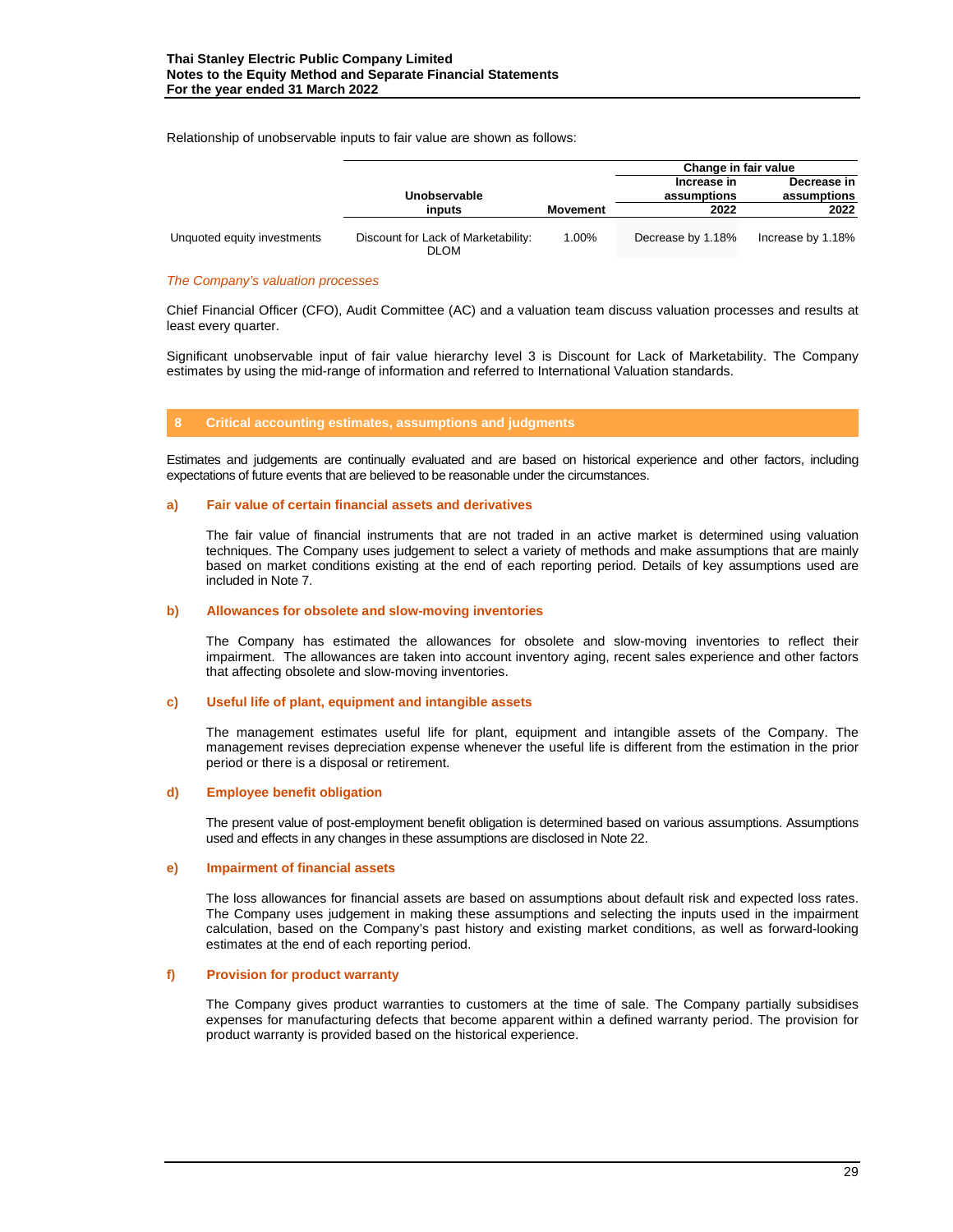Relationship of unobservable inputs to fair value are shown as follows:

| | | | Change in fair value | |
|---|---|---|---|---|
| | Unobservable inputs | Movement | Increase in assumptions 2022 | Decrease in assumptions 2022 |
| Unquoted equity investments | Discount for Lack of Marketability: DLOM | 1.00% | Decrease by 1.18% | Increase by 1.18% |

*The Company's valuation processes*

Chief Financial Officer (CFO), Audit Committee (AC) and a valuation team discuss valuation processes and results at least every quarter.

Significant unobservable input of fair value hierarchy level 3 is Discount for Lack of Marketability. The Company estimates by using the mid-range of information and referred to International Valuation standards.

## 8 Critical accounting estimates, assumptions and judgments

Estimates and judgements are continually evaluated and are based on historical experience and other factors, including expectations of future events that are believed to be reasonable under the circumstances.

### a) Fair value of certain financial assets and derivatives

The fair value of financial instruments that are not traded in an active market is determined using valuation techniques. The Company uses judgement to select a variety of methods and make assumptions that are mainly based on market conditions existing at the end of each reporting period. Details of key assumptions used are included in Note 7.

### b) Allowances for obsolete and slow-moving inventories

The Company has estimated the allowances for obsolete and slow-moving inventories to reflect their impairment. The allowances are taken into account inventory aging, recent sales experience and other factors that affecting obsolete and slow-moving inventories.

### c) Useful life of plant, equipment and intangible assets

The management estimates useful life for plant, equipment and intangible assets of the Company. The management revises depreciation expense whenever the useful life is different from the estimation in the prior period or there is a disposal or retirement.

### d) Employee benefit obligation

The present value of post-employment benefit obligation is determined based on various assumptions. Assumptions used and effects in any changes in these assumptions are disclosed in Note 22.

### e) Impairment of financial assets

The loss allowances for financial assets are based on assumptions about default risk and expected loss rates. The Company uses judgement in making these assumptions and selecting the inputs used in the impairment calculation, based on the Company's past history and existing market conditions, as well as forward-looking estimates at the end of each reporting period.

### f) Provision for product warranty

The Company gives product warranties to customers at the time of sale. The Company partially subsidises expenses for manufacturing defects that become apparent within a defined warranty period. The provision for product warranty is provided based on the historical experience.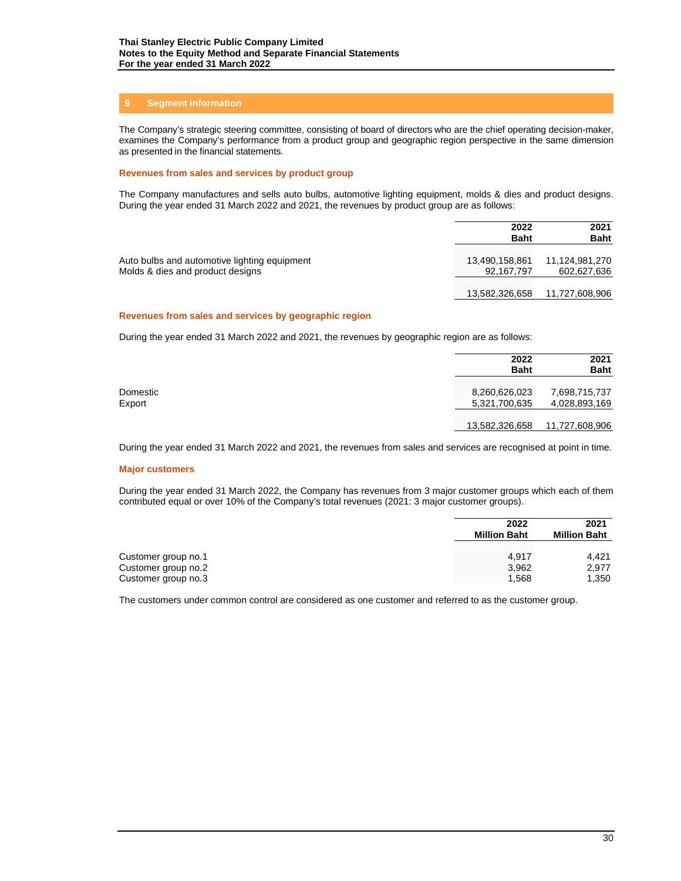## 9 Segment information

The Company's strategic steering committee, consisting of board of directors who are the chief operating decision-maker, examines the Company's performance from a product group and geographic region perspective in the same dimension as presented in the financial statements.

### Revenues from sales and services by product group

The Company manufactures and sells auto bulbs, automotive lighting equipment, molds & dies and product designs. During the year ended 31 March 2022 and 2021, the revenues by product group are as follows:

| | 2022 Baht | 2021 Baht |
|---|---:|---:|
| Auto bulbs and automotive lighting equipment | 13,490,158,861 | 11,124,981,270 |
| Molds & dies and product designs | 92,167,797 | 602,627,636 |
| | 13,582,326,658 | 11,727,608,906 |

### Revenues from sales and services by geographic region

During the year ended 31 March 2022 and 2021, the revenues by geographic region are as follows:

| | 2022 Baht | 2021 Baht |
|---|---:|---:|
| Domestic | 8,260,626,023 | 7,698,715,737 |
| Export | 5,321,700,635 | 4,028,893,169 |
| | 13,582,326,658 | 11,727,608,906 |

During the year ended 31 March 2022 and 2021, the revenues from sales and services are recognised at point in time.

### Major customers

During the year ended 31 March 2022, the Company has revenues from 3 major customer groups which each of them contributed equal or over 10% of the Company's total revenues (2021: 3 major customer groups).

| | 2022 Million Baht | 2021 Million Baht |
|---|---:|---:|
| Customer group no.1 | 4,917 | 4,421 |
| Customer group no.2 | 3,962 | 2,977 |
| Customer group no.3 | 1,568 | 1,350 |

The customers under common control are considered as one customer and referred to as the customer group.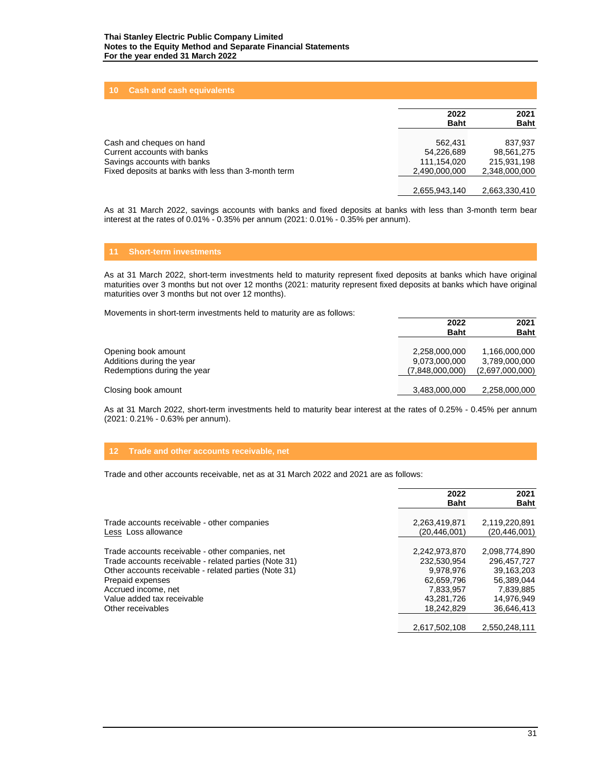## 10 Cash and cash equivalents

| | 2022 Baht | 2021 Baht |
|---|---|---|
| Cash and cheques on hand | 562,431 | 837,937 |
| Current accounts with banks | 54,226,689 | 98,561,275 |
| Savings accounts with banks | 111,154,020 | 215,931,198 |
| Fixed deposits at banks with less than 3-month term | 2,490,000,000 | 2,348,000,000 |
| | 2,655,943,140 | 2,663,330,410 |

As at 31 March 2022, savings accounts with banks and fixed deposits at banks with less than 3-month term bear interest at the rates of 0.01% - 0.35% per annum (2021: 0.01% - 0.35% per annum).

## 11 Short-term investments

As at 31 March 2022, short-term investments held to maturity represent fixed deposits at banks which have original maturities over 3 months but not over 12 months (2021: maturity represent fixed deposits at banks which have original maturities over 3 months but not over 12 months).

Movements in short-term investments held to maturity are as follows:

| | 2022 Baht | 2021 Baht |
|---|---|---|
| Opening book amount | 2,258,000,000 | 1,166,000,000 |
| Additions during the year | 9,073,000,000 | 3,789,000,000 |
| Redemptions during the year | (7,848,000,000) | (2,697,000,000) |
| Closing book amount | 3,483,000,000 | 2,258,000,000 |

As at 31 March 2022, short-term investments held to maturity bear interest at the rates of 0.25% - 0.45% per annum (2021: 0.21% - 0.63% per annum).

## 12 Trade and other accounts receivable, net

Trade and other accounts receivable, net as at 31 March 2022 and 2021 are as follows:

| | 2022 Baht | 2021 Baht |
|---|---|---|
| Trade accounts receivable - other companies | 2,263,419,871 | 2,119,220,891 |
| Less Loss allowance | (20,446,001) | (20,446,001) |
| Trade accounts receivable - other companies, net | 2,242,973,870 | 2,098,774,890 |
| Trade accounts receivable - related parties (Note 31) | 232,530,954 | 296,457,727 |
| Other accounts receivable - related parties (Note 31) | 9,978,976 | 39,163,203 |
| Prepaid expenses | 62,659,796 | 56,389,044 |
| Accrued income, net | 7,833,957 | 7,839,885 |
| Value added tax receivable | 43,281,726 | 14,976,949 |
| Other receivables | 18,242,829 | 36,646,413 |
| | 2,617,502,108 | 2,550,248,111 |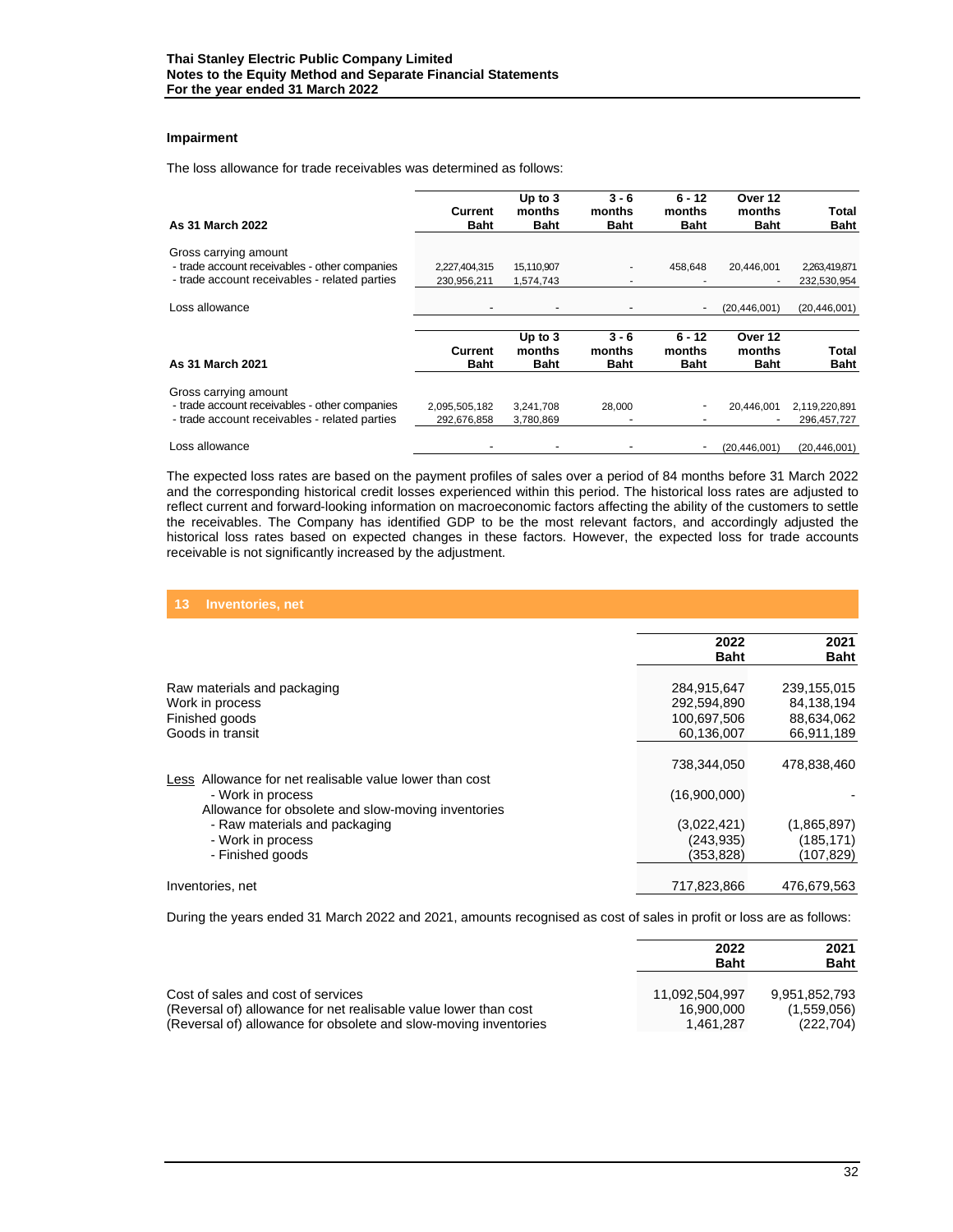### Impairment

The loss allowance for trade receivables was determined as follows:

| As 31 March 2022 | Current Baht | Up to 3 months Baht | 3 - 6 months Baht | 6 - 12 months Baht | Over 12 months Baht | Total Baht |
|---|---|---|---|---|---|---|
| Gross carrying amount | | | | | | |
| - trade account receivables - other companies | 2,227,404,315 | 15,110,907 | - | 458,648 | 20,446,001 | 2,263,419,871 |
| - trade account receivables - related parties | 230,956,211 | 1,574,743 | - | - | - | 232,530,954 |
| Loss allowance | - | - | - | - | (20,446,001) | (20,446,001) |

| As 31 March 2021 | Current Baht | Up to 3 months Baht | 3 - 6 months Baht | 6 - 12 months Baht | Over 12 months Baht | Total Baht |
|---|---|---|---|---|---|---|
| Gross carrying amount | | | | | | |
| - trade account receivables - other companies | 2,095,505,182 | 3,241,708 | 28,000 | - | 20,446,001 | 2,119,220,891 |
| - trade account receivables - related parties | 292,676,858 | 3,780,869 | - | - | - | 296,457,727 |
| Loss allowance | - | - | - | - | (20,446,001) | (20,446,001) |

The expected loss rates are based on the payment profiles of sales over a period of 84 months before 31 March 2022 and the corresponding historical credit losses experienced within this period. The historical loss rates are adjusted to reflect current and forward-looking information on macroeconomic factors affecting the ability of the customers to settle the receivables. The Company has identified GDP to be the most relevant factors, and accordingly adjusted the historical loss rates based on expected changes in these factors. However, the expected loss for trade accounts receivable is not significantly increased by the adjustment.

## 13 Inventories, net

| | 2022 Baht | 2021 Baht |
|---|---|---|
| Raw materials and packaging | 284,915,647 | 239,155,015 |
| Work in process | 292,594,890 | 84,138,194 |
| Finished goods | 100,697,506 | 88,634,062 |
| Goods in transit | 60,136,007 | 66,911,189 |
| | 738,344,050 | 478,838,460 |
| Less Allowance for net realisable value lower than cost | | |
| - Work in process | (16,900,000) | - |
| Allowance for obsolete and slow-moving inventories | | |
| - Raw materials and packaging | (3,022,421) | (1,865,897) |
| - Work in process | (243,935) | (185,171) |
| - Finished goods | (353,828) | (107,829) |
| Inventories, net | 717,823,866 | 476,679,563 |

During the years ended 31 March 2022 and 2021, amounts recognised as cost of sales in profit or loss are as follows:

| | 2022 Baht | 2021 Baht |
|---|---|---|
| Cost of sales and cost of services | 11,092,504,997 | 9,951,852,793 |
| (Reversal of) allowance for net realisable value lower than cost | 16,900,000 | (1,559,056) |
| (Reversal of) allowance for obsolete and slow-moving inventories | 1,461,287 | (222,704) |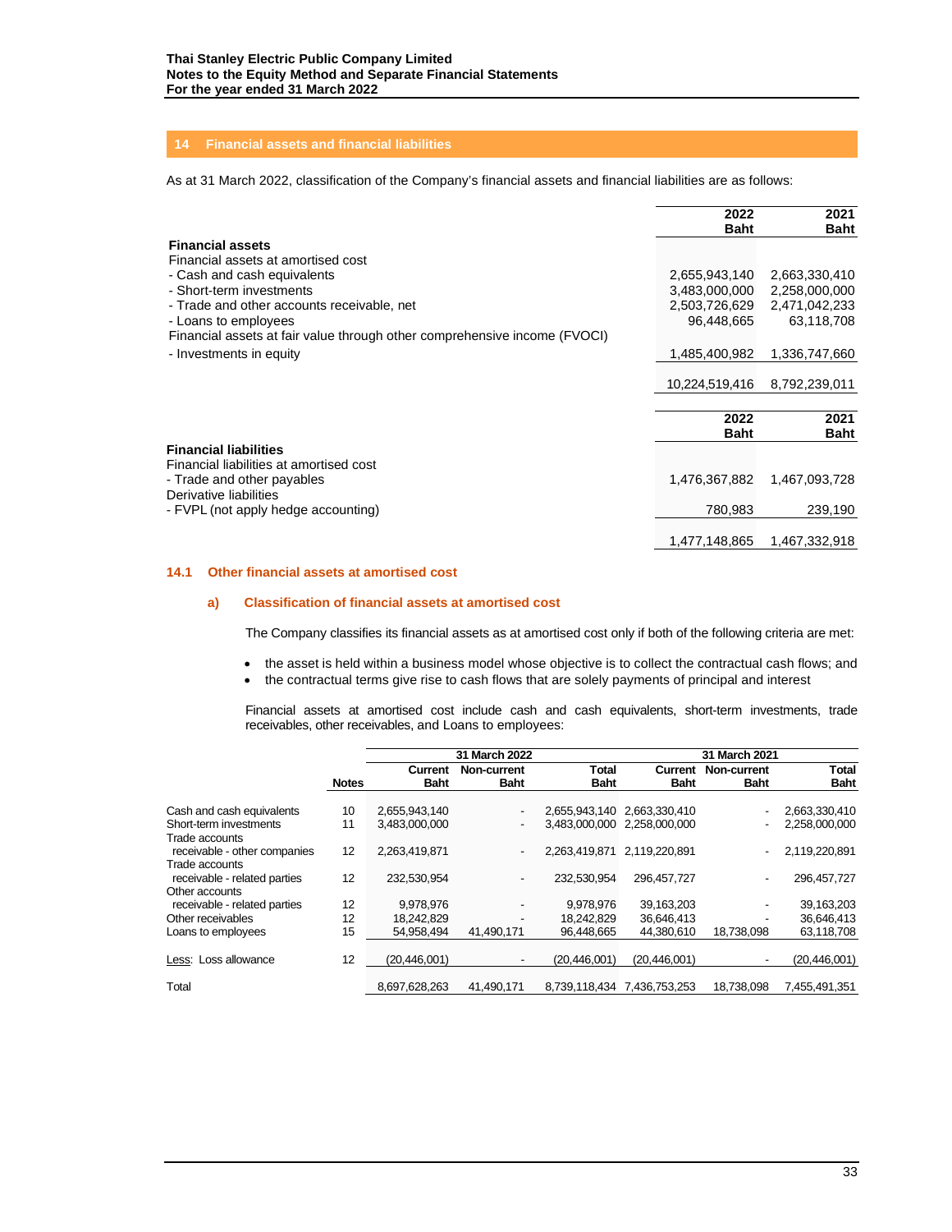## 14 Financial assets and financial liabilities

As at 31 March 2022, classification of the Company's financial assets and financial liabilities are as follows:

| | 2022 Baht | 2021 Baht |
|---|---|---|
| **Financial assets** | | |
| Financial assets at amortised cost | | |
| - Cash and cash equivalents | 2,655,943,140 | 2,663,330,410 |
| - Short-term investments | 3,483,000,000 | 2,258,000,000 |
| - Trade and other accounts receivable, net | 2,503,726,629 | 2,471,042,233 |
| - Loans to employees | 96,448,665 | 63,118,708 |
| Financial assets at fair value through other comprehensive income (FVOCI) | | |
| - Investments in equity | 1,485,400,982 | 1,336,747,660 |
| | 10,224,519,416 | 8,792,239,011 |

| | 2022 Baht | 2021 Baht |
|---|---|---|
| **Financial liabilities** | | |
| Financial liabilities at amortised cost | | |
| - Trade and other payables | 1,476,367,882 | 1,467,093,728 |
| Derivative liabilities | | |
| - FVPL (not apply hedge accounting) | 780,983 | 239,190 |
| | 1,477,148,865 | 1,467,332,918 |

### 14.1 Other financial assets at amortised cost

#### a) Classification of financial assets at amortised cost

The Company classifies its financial assets as at amortised cost only if both of the following criteria are met:

- the asset is held within a business model whose objective is to collect the contractual cash flows; and
- the contractual terms give rise to cash flows that are solely payments of principal and interest

Financial assets at amortised cost include cash and cash equivalents, short-term investments, trade receivables, other receivables, and Loans to employees:

| | | 31 March 2022 | | | 31 March 2021 | | |
|---|---|---|---|---|---|---|---|
| | Notes | Current Baht | Non-current Baht | Total Baht | Current Baht | Non-current Baht | Total Baht |
| Cash and cash equivalents | 10 | 2,655,943,140 | - | 2,655,943,140 | 2,663,330,410 | - | 2,663,330,410 |
| Short-term investments | 11 | 3,483,000,000 | - | 3,483,000,000 | 2,258,000,000 | - | 2,258,000,000 |
| Trade accounts receivable - other companies | 12 | 2,263,419,871 | - | 2,263,419,871 | 2,119,220,891 | - | 2,119,220,891 |
| Trade accounts receivable - related parties | 12 | 232,530,954 | - | 232,530,954 | 296,457,727 | - | 296,457,727 |
| Other accounts receivable - related parties | 12 | 9,978,976 | - | 9,978,976 | 39,163,203 | - | 39,163,203 |
| Other receivables | 12 | 18,242,829 | - | 18,242,829 | 36,646,413 | - | 36,646,413 |
| Loans to employees | 15 | 54,958,494 | 41,490,171 | 96,448,665 | 44,380,610 | 18,738,098 | 63,118,708 |
| Less: Loss allowance | 12 | (20,446,001) | - | (20,446,001) | (20,446,001) | - | (20,446,001) |
| Total | | 8,697,628,263 | 41,490,171 | 8,739,118,434 | 7,436,753,253 | 18,738,098 | 7,455,491,351 |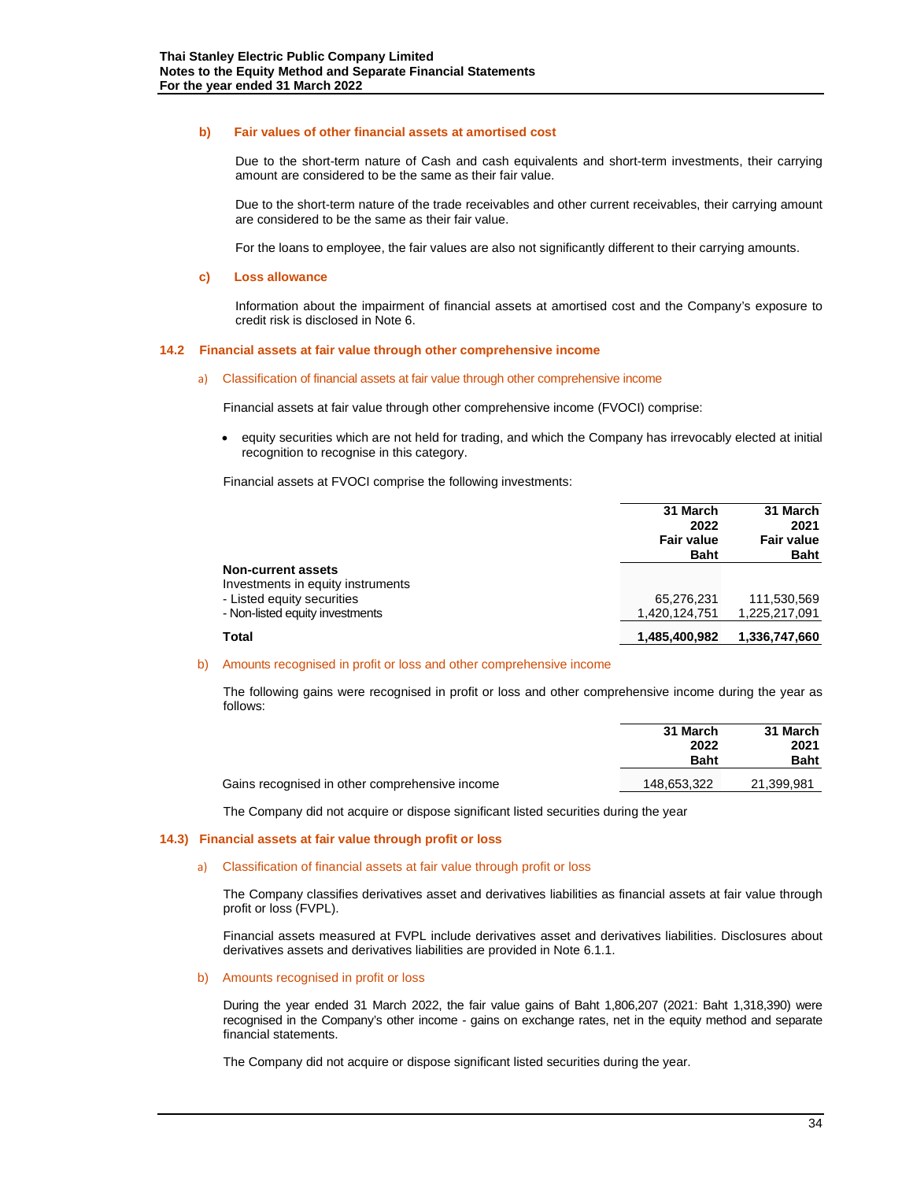#### b) Fair values of other financial assets at amortised cost

Due to the short-term nature of Cash and cash equivalents and short-term investments, their carrying amount are considered to be the same as their fair value.

Due to the short-term nature of the trade receivables and other current receivables, their carrying amount are considered to be the same as their fair value.

For the loans to employee, the fair values are also not significantly different to their carrying amounts.

#### c) Loss allowance

Information about the impairment of financial assets at amortised cost and the Company's exposure to credit risk is disclosed in Note 6.

### 14.2 Financial assets at fair value through other comprehensive income

#### a) Classification of financial assets at fair value through other comprehensive income

Financial assets at fair value through other comprehensive income (FVOCI) comprise:

- equity securities which are not held for trading, and which the Company has irrevocably elected at initial recognition to recognise in this category.

Financial assets at FVOCI comprise the following investments:

| | 31 March 2022 Fair value Baht | 31 March 2021 Fair value Baht |
|---|---|---|
| **Non-current assets** | | |
| Investments in equity instruments | | |
| - Listed equity securities | 65,276,231 | 111,530,569 |
| - Non-listed equity investments | 1,420,124,751 | 1,225,217,091 |
| **Total** | **1,485,400,982** | **1,336,747,660** |

#### b) Amounts recognised in profit or loss and other comprehensive income

The following gains were recognised in profit or loss and other comprehensive income during the year as follows:

| | 31 March 2022 Baht | 31 March 2021 Baht |
|---|---|---|
| Gains recognised in other comprehensive income | 148,653,322 | 21,399,981 |

The Company did not acquire or dispose significant listed securities during the year

### 14.3) Financial assets at fair value through profit or loss

#### a) Classification of financial assets at fair value through profit or loss

The Company classifies derivatives asset and derivatives liabilities as financial assets at fair value through profit or loss (FVPL).

Financial assets measured at FVPL include derivatives asset and derivatives liabilities. Disclosures about derivatives assets and derivatives liabilities are provided in Note 6.1.1.

#### b) Amounts recognised in profit or loss

During the year ended 31 March 2022, the fair value gains of Baht 1,806,207 (2021: Baht 1,318,390) were recognised in the Company's other income - gains on exchange rates, net in the equity method and separate financial statements.

The Company did not acquire or dispose significant listed securities during the year.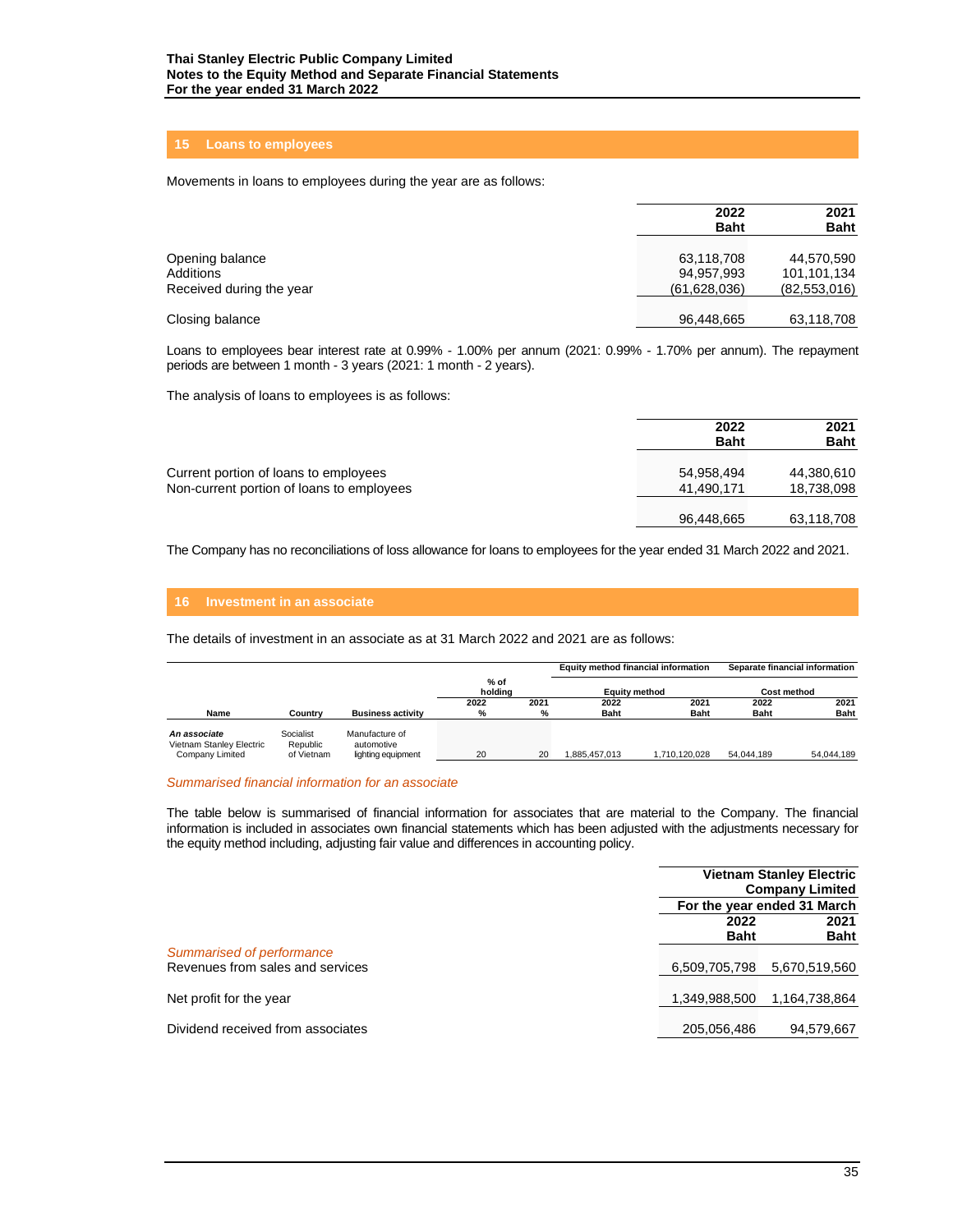## 15 Loans to employees

Movements in loans to employees during the year are as follows:

| | 2022 Baht | 2021 Baht |
|---|---|---|
| Opening balance | 63,118,708 | 44,570,590 |
| Additions | 94,957,993 | 101,101,134 |
| Received during the year | (61,628,036) | (82,553,016) |
| Closing balance | 96,448,665 | 63,118,708 |

Loans to employees bear interest rate at 0.99% - 1.00% per annum (2021: 0.99% - 1.70% per annum). The repayment periods are between 1 month - 3 years (2021: 1 month - 2 years).

The analysis of loans to employees is as follows:

| | 2022 Baht | 2021 Baht |
|---|---|---|
| Current portion of loans to employees | 54,958,494 | 44,380,610 |
| Non-current portion of loans to employees | 41,490,171 | 18,738,098 |
| | 96,448,665 | 63,118,708 |

The Company has no reconciliations of loss allowance for loans to employees for the year ended 31 March 2022 and 2021.

## 16 Investment in an associate

The details of investment in an associate as at 31 March 2022 and 2021 are as follows:

| | | | | | Equity method financial information | | Separate financial information | |
|---|---|---|---|---|---|---|---|---|
| | | | % of holding | | Equity method | | Cost method | |
| Name | Country | Business activity | 2022 % | 2021 % | 2022 Baht | 2021 Baht | 2022 Baht | 2021 Baht |
| ***An associate*** | | | | | | | | |
| Vietnam Stanley Electric Company Limited | Socialist Republic of Vietnam | Manufacture of automotive lighting equipment | 20 | 20 | 1,885,457,013 | 1,710,120,028 | 54,044,189 | 54,044,189 |

*Summarised financial information for an associate*

The table below is summarised of financial information for associates that are material to the Company. The financial information is included in associates own financial statements which has been adjusted with the adjustments necessary for the equity method including, adjusting fair value and differences in accounting policy.

| | Vietnam Stanley Electric Company Limited | |
|---|---|---|
| | For the year ended 31 March | |
| | 2022 Baht | 2021 Baht |
| *Summarised of performance* | | |
| Revenues from sales and services | 6,509,705,798 | 5,670,519,560 |
| Net profit for the year | 1,349,988,500 | 1,164,738,864 |
| Dividend received from associates | 205,056,486 | 94,579,667 |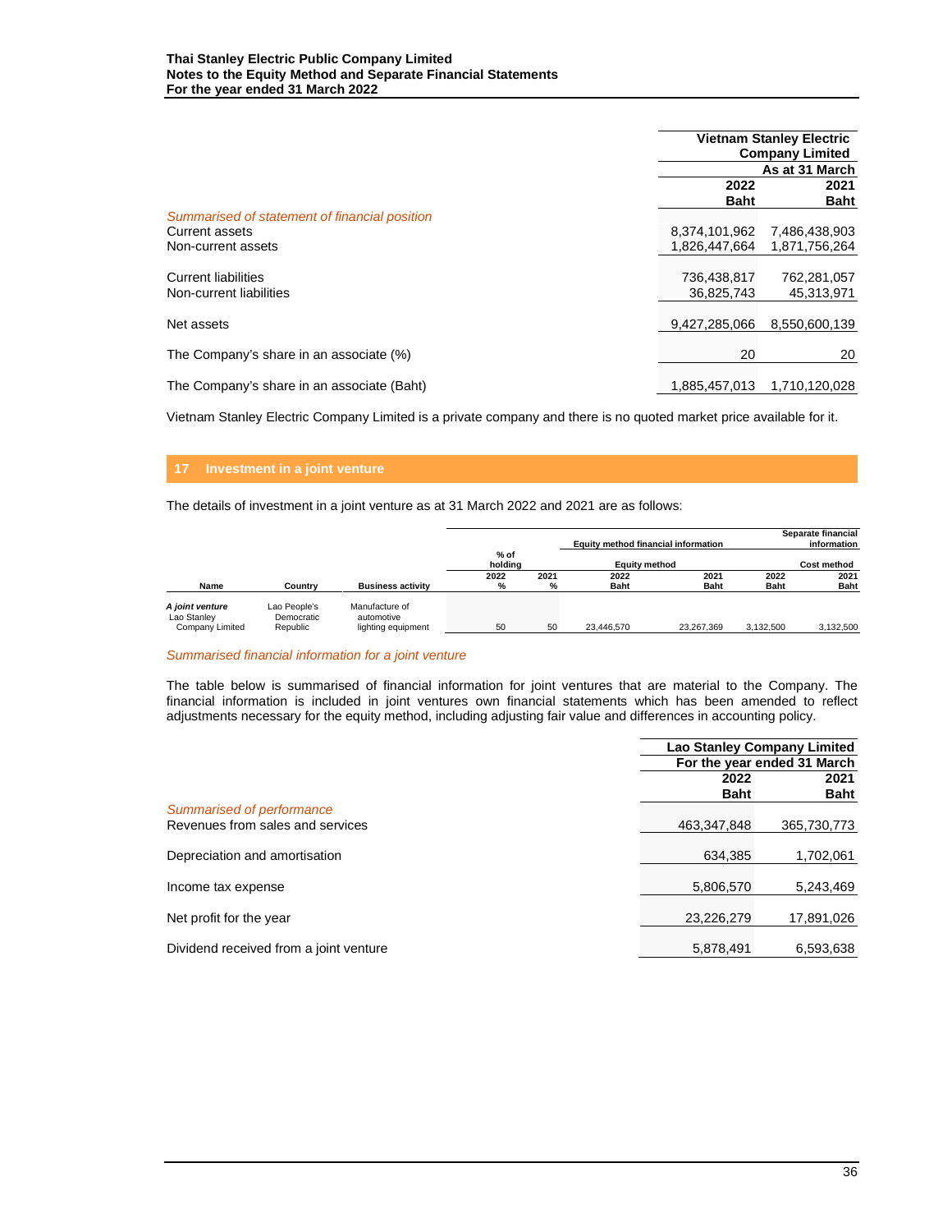| | Vietnam Stanley Electric Company Limited | |
|---|---|---|
| | As at 31 March | |
| | 2022 Baht | 2021 Baht |
| *Summarised of statement of financial position* | | |
| Current assets | 8,374,101,962 | 7,486,438,903 |
| Non-current assets | 1,826,447,664 | 1,871,756,264 |
| Current liabilities | 736,438,817 | 762,281,057 |
| Non-current liabilities | 36,825,743 | 45,313,971 |
| Net assets | 9,427,285,066 | 8,550,600,139 |
| The Company's share in an associate (%) | 20 | 20 |
| The Company's share in an associate (Baht) | 1,885,457,013 | 1,710,120,028 |

Vietnam Stanley Electric Company Limited is a private company and there is no quoted market price available for it.

## 17 Investment in a joint venture

The details of investment in a joint venture as at 31 March 2022 and 2021 are as follows:

| | | | Equity method financial information | | | | Separate financial information | |
|---|---|---|---|---|---|---|---|---|
| | | | % of holding | | Equity method | | Cost method | |
| Name | Country | Business activity | 2022 % | 2021 % | 2022 Baht | 2021 Baht | 2022 Baht | 2021 Baht |
| ***A joint venture*** | | | | | | | | |
| Lao Stanley Company Limited | Lao People's Democratic Republic | Manufacture of automotive lighting equipment | 50 | 50 | 23,446,570 | 23,267,369 | 3,132,500 | 3,132,500 |

*Summarised financial information for a joint venture*

The table below is summarised of financial information for joint ventures that are material to the Company. The financial information is included in joint ventures own financial statements which has been amended to reflect adjustments necessary for the equity method, including adjusting fair value and differences in accounting policy.

| | Lao Stanley Company Limited | |
|---|---|---|
| | For the year ended 31 March | |
| | 2022 Baht | 2021 Baht |
| *Summarised of performance* | | |
| Revenues from sales and services | 463,347,848 | 365,730,773 |
| Depreciation and amortisation | 634,385 | 1,702,061 |
| Income tax expense | 5,806,570 | 5,243,469 |
| Net profit for the year | 23,226,279 | 17,891,026 |
| Dividend received from a joint venture | 5,878,491 | 6,593,638 |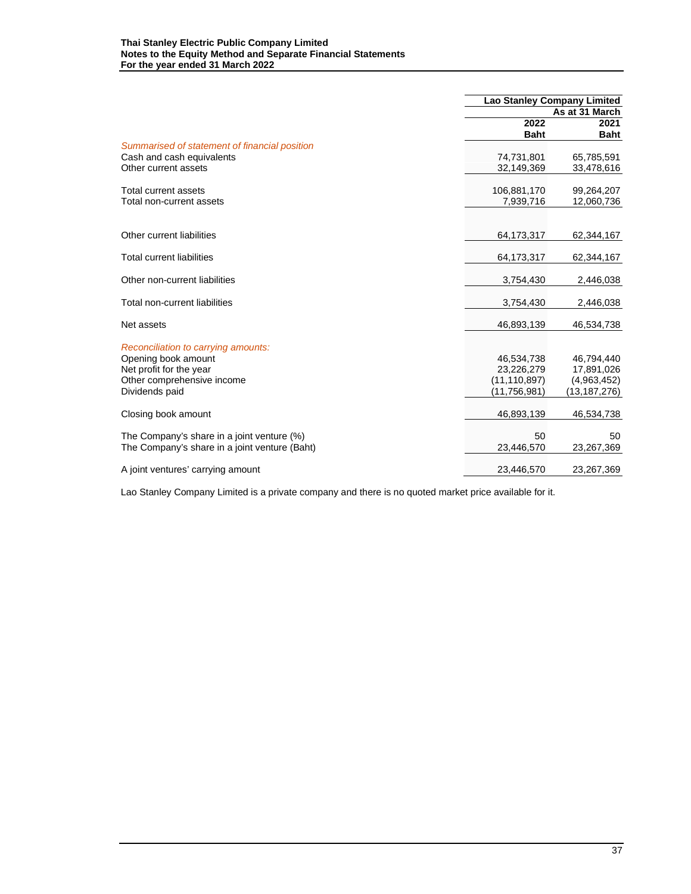| | Lao Stanley Company Limited | |
|---|---|---|
| | As at 31 March | |
| | 2022 | 2021 |
| | Baht | Baht |
| *Summarised of statement of financial position* | | |
| Cash and cash equivalents | 74,731,801 | 65,785,591 |
| Other current assets | 32,149,369 | 33,478,616 |
| Total current assets | 106,881,170 | 99,264,207 |
| Total non-current assets | 7,939,716 | 12,060,736 |
| Other current liabilities | 64,173,317 | 62,344,167 |
| Total current liabilities | 64,173,317 | 62,344,167 |
| Other non-current liabilities | 3,754,430 | 2,446,038 |
| Total non-current liabilities | 3,754,430 | 2,446,038 |
| Net assets | 46,893,139 | 46,534,738 |
| *Reconciliation to carrying amounts:* | | |
| Opening book amount | 46,534,738 | 46,794,440 |
| Net profit for the year | 23,226,279 | 17,891,026 |
| Other comprehensive income | (11,110,897) | (4,963,452) |
| Dividends paid | (11,756,981) | (13,187,276) |
| Closing book amount | 46,893,139 | 46,534,738 |
| The Company's share in a joint venture (%) | 50 | 50 |
| The Company's share in a joint venture (Baht) | 23,446,570 | 23,267,369 |
| A joint ventures' carrying amount | 23,446,570 | 23,267,369 |

Lao Stanley Company Limited is a private company and there is no quoted market price available for it.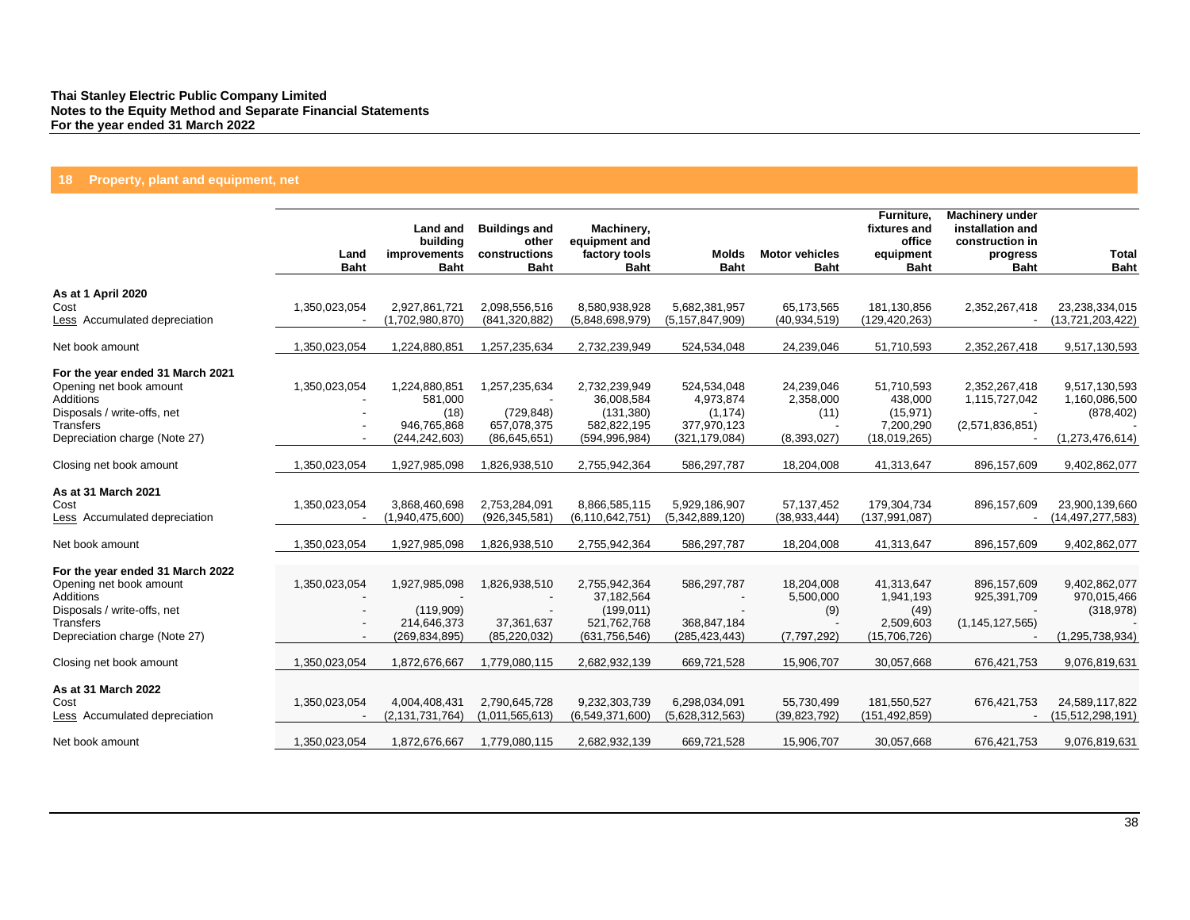**Thai Stanley Electric Public Company Limited**
**Notes to the Equity Method and Separate Financial Statements**
**For the year ended 31 March 2022**

## 18 Property, plant and equipment, net

| | Land Baht | Land and building improvements Baht | Buildings and other constructions Baht | Machinery, equipment and factory tools Baht | Molds Baht | Motor vehicles Baht | Furniture, fixtures and office equipment Baht | Machinery under installation and construction in progress Baht | Total Baht |
|---|---|---|---|---|---|---|---|---|---|
| **As at 1 April 2020** | | | | | | | | | |
| Cost | 1,350,023,054 | 2,927,861,721 | 2,098,556,516 | 8,580,938,928 | 5,682,381,957 | 65,173,565 | 181,130,856 | 2,352,267,418 | 23,238,334,015 |
| Less Accumulated depreciation | - | (1,702,980,870) | (841,320,882) | (5,848,698,979) | (5,157,847,909) | (40,934,519) | (129,420,263) | - | (13,721,203,422) |
| Net book amount | 1,350,023,054 | 1,224,880,851 | 1,257,235,634 | 2,732,239,949 | 524,534,048 | 24,239,046 | 51,710,593 | 2,352,267,418 | 9,517,130,593 |
| **For the year ended 31 March 2021** | | | | | | | | | |
| Opening net book amount | 1,350,023,054 | 1,224,880,851 | 1,257,235,634 | 2,732,239,949 | 524,534,048 | 24,239,046 | 51,710,593 | 2,352,267,418 | 9,517,130,593 |
| Additions | - | 581,000 | - | 36,008,584 | 4,973,874 | 2,358,000 | 438,000 | 1,115,727,042 | 1,160,086,500 |
| Disposals / write-offs, net | - | (18) | (729,848) | (131,380) | (1,174) | (11) | (15,971) | - | (878,402) |
| Transfers | - | 946,765,868 | 657,078,375 | 582,822,195 | 377,970,123 | - | 7,200,290 | (2,571,836,851) | - |
| Depreciation charge (Note 27) | - | (244,242,603) | (86,645,651) | (594,996,984) | (321,179,084) | (8,393,027) | (18,019,265) | - | (1,273,476,614) |
| Closing net book amount | 1,350,023,054 | 1,927,985,098 | 1,826,938,510 | 2,755,942,364 | 586,297,787 | 18,204,008 | 41,313,647 | 896,157,609 | 9,402,862,077 |
| **As at 31 March 2021** | | | | | | | | | |
| Cost | 1,350,023,054 | 3,868,460,698 | 2,753,284,091 | 8,866,585,115 | 5,929,186,907 | 57,137,452 | 179,304,734 | 896,157,609 | 23,900,139,660 |
| Less Accumulated depreciation | - | (1,940,475,600) | (926,345,581) | (6,110,642,751) | (5,342,889,120) | (38,933,444) | (137,991,087) | - | (14,497,277,583) |
| Net book amount | 1,350,023,054 | 1,927,985,098 | 1,826,938,510 | 2,755,942,364 | 586,297,787 | 18,204,008 | 41,313,647 | 896,157,609 | 9,402,862,077 |
| **For the year ended 31 March 2022** | | | | | | | | | |
| Opening net book amount | 1,350,023,054 | 1,927,985,098 | 1,826,938,510 | 2,755,942,364 | 586,297,787 | 18,204,008 | 41,313,647 | 896,157,609 | 9,402,862,077 |
| Additions | - | - | - | 37,182,564 | - | 5,500,000 | 1,941,193 | 925,391,709 | 970,015,466 |
| Disposals / write-offs, net | - | (119,909) | - | (199,011) | - | (9) | (49) | - | (318,978) |
| Transfers | - | 214,646,373 | 37,361,637 | 521,762,768 | 368,847,184 | - | 2,509,603 | (1,145,127,565) | - |
| Depreciation charge (Note 27) | - | (269,834,895) | (85,220,032) | (631,756,546) | (285,423,443) | (7,797,292) | (15,706,726) | - | (1,295,738,934) |
| Closing net book amount | 1,350,023,054 | 1,872,676,667 | 1,779,080,115 | 2,682,932,139 | 669,721,528 | 15,906,707 | 30,057,668 | 676,421,753 | 9,076,819,631 |
| **As at 31 March 2022** | | | | | | | | | |
| Cost | 1,350,023,054 | 4,004,408,431 | 2,790,645,728 | 9,232,303,739 | 6,298,034,091 | 55,730,499 | 181,550,527 | 676,421,753 | 24,589,117,822 |
| Less Accumulated depreciation | - | (2,131,731,764) | (1,011,565,613) | (6,549,371,600) | (5,628,312,563) | (39,823,792) | (151,492,859) | - | (15,512,298,191) |
| Net book amount | 1,350,023,054 | 1,872,676,667 | 1,779,080,115 | 2,682,932,139 | 669,721,528 | 15,906,707 | 30,057,668 | 676,421,753 | 9,076,819,631 |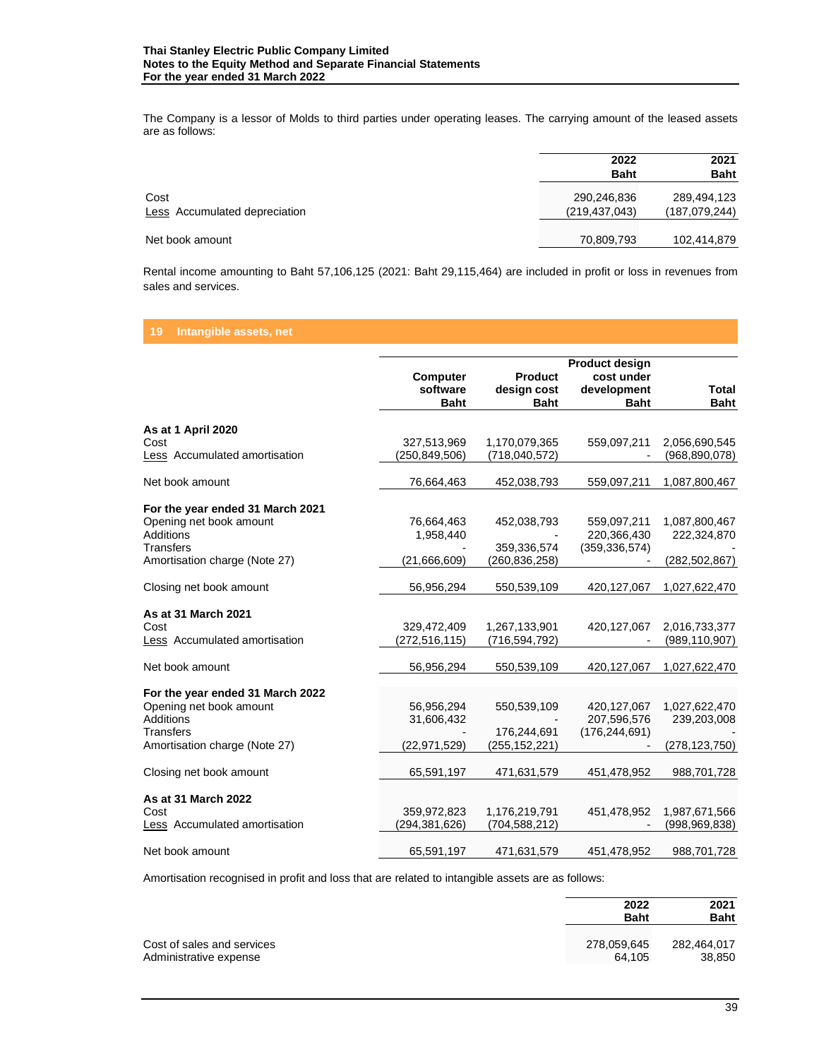The Company is a lessor of Molds to third parties under operating leases. The carrying amount of the leased assets are as follows:

| | 2022 Baht | 2021 Baht |
|---|---|---|
| Cost | 290,246,836 | 289,494,123 |
| Less Accumulated depreciation | (219,437,043) | (187,079,244) |
| Net book amount | 70,809,793 | 102,414,879 |

Rental income amounting to Baht 57,106,125 (2021: Baht 29,115,464) are included in profit or loss in revenues from sales and services.

## 19 Intangible assets, net

| | Computer software Baht | Product design cost Baht | Product design cost under development Baht | Total Baht |
|---|---|---|---|---|
| **As at 1 April 2020** | | | | |
| Cost | 327,513,969 | 1,170,079,365 | 559,097,211 | 2,056,690,545 |
| Less Accumulated amortisation | (250,849,506) | (718,040,572) | - | (968,890,078) |
| Net book amount | 76,664,463 | 452,038,793 | 559,097,211 | 1,087,800,467 |
| **For the year ended 31 March 2021** | | | | |
| Opening net book amount | 76,664,463 | 452,038,793 | 559,097,211 | 1,087,800,467 |
| Additions | 1,958,440 | - | 220,366,430 | 222,324,870 |
| Transfers | - | 359,336,574 | (359,336,574) | - |
| Amortisation charge (Note 27) | (21,666,609) | (260,836,258) | - | (282,502,867) |
| Closing net book amount | 56,956,294 | 550,539,109 | 420,127,067 | 1,027,622,470 |
| **As at 31 March 2021** | | | | |
| Cost | 329,472,409 | 1,267,133,901 | 420,127,067 | 2,016,733,377 |
| Less Accumulated amortisation | (272,516,115) | (716,594,792) | - | (989,110,907) |
| Net book amount | 56,956,294 | 550,539,109 | 420,127,067 | 1,027,622,470 |
| **For the year ended 31 March 2022** | | | | |
| Opening net book amount | 56,956,294 | 550,539,109 | 420,127,067 | 1,027,622,470 |
| Additions | 31,606,432 | - | 207,596,576 | 239,203,008 |
| Transfers | - | 176,244,691 | (176,244,691) | - |
| Amortisation charge (Note 27) | (22,971,529) | (255,152,221) | - | (278,123,750) |
| Closing net book amount | 65,591,197 | 471,631,579 | 451,478,952 | 988,701,728 |
| **As at 31 March 2022** | | | | |
| Cost | 359,972,823 | 1,176,219,791 | 451,478,952 | 1,987,671,566 |
| Less Accumulated amortisation | (294,381,626) | (704,588,212) | - | (998,969,838) |
| Net book amount | 65,591,197 | 471,631,579 | 451,478,952 | 988,701,728 |

Amortisation recognised in profit and loss that are related to intangible assets are as follows:

| | 2022 Baht | 2021 Baht |
|---|---|---|
| Cost of sales and services | 278,059,645 | 282,464,017 |
| Administrative expense | 64,105 | 38,850 |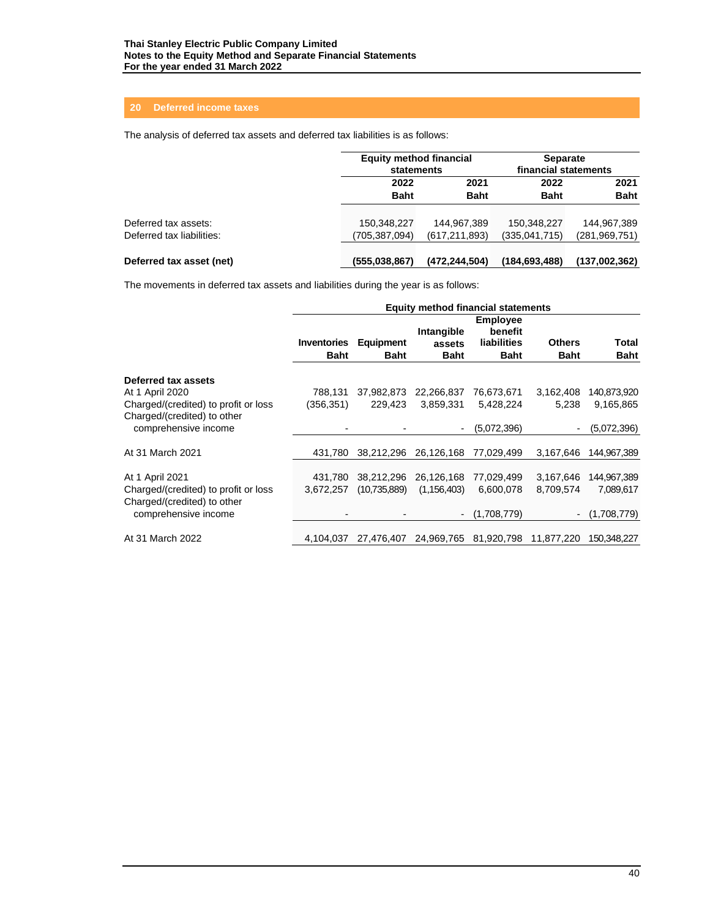## 20 Deferred income taxes

The analysis of deferred tax assets and deferred tax liabilities is as follows:

| | Equity method financial statements | | Separate financial statements | |
|---|---|---|---|---|
| | 2022 Baht | 2021 Baht | 2022 Baht | 2021 Baht |
| Deferred tax assets: | 150,348,227 | 144,967,389 | 150,348,227 | 144,967,389 |
| Deferred tax liabilities: | (705,387,094) | (617,211,893) | (335,041,715) | (281,969,751) |
| **Deferred tax asset (net)** | **(555,038,867)** | **(472,244,504)** | **(184,693,488)** | **(137,002,362)** |

The movements in deferred tax assets and liabilities during the year is as follows:

| | Equity method financial statements | | | | | |
|---|---|---|---|---|---|---|
| | Inventories Baht | Equipment Baht | Intangible assets Baht | Employee benefit liabilities Baht | Others Baht | Total Baht |
| **Deferred tax assets** | | | | | | |
| At 1 April 2020 | 788,131 | 37,982,873 | 22,266,837 | 76,673,671 | 3,162,408 | 140,873,920 |
| Charged/(credited) to profit or loss | (356,351) | 229,423 | 3,859,331 | 5,428,224 | 5,238 | 9,165,865 |
| Charged/(credited) to other comprehensive income | - | - | - | (5,072,396) | - | (5,072,396) |
| At 31 March 2021 | 431,780 | 38,212,296 | 26,126,168 | 77,029,499 | 3,167,646 | 144,967,389 |
| At 1 April 2021 | 431,780 | 38,212,296 | 26,126,168 | 77,029,499 | 3,167,646 | 144,967,389 |
| Charged/(credited) to profit or loss | 3,672,257 | (10,735,889) | (1,156,403) | 6,600,078 | 8,709,574 | 7,089,617 |
| Charged/(credited) to other comprehensive income | - | - | - | (1,708,779) | - | (1,708,779) |
| At 31 March 2022 | 4,104,037 | 27,476,407 | 24,969,765 | 81,920,798 | 11,877,220 | 150,348,227 |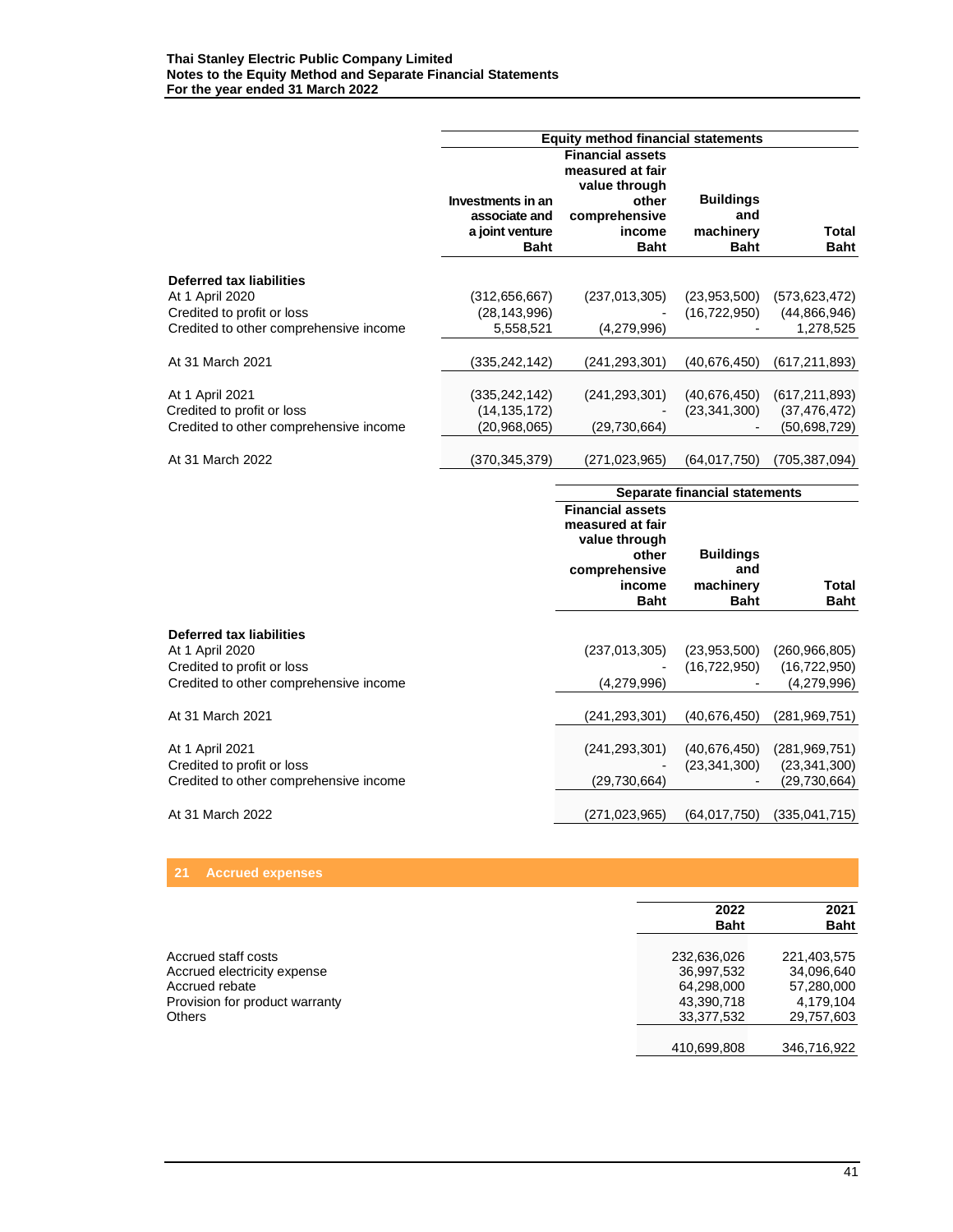| | Equity method financial statements | | | |
|---|---|---|---|---|
| | Investments in an associate and a joint venture Baht | Financial assets measured at fair value through other comprehensive income Baht | Buildings and machinery Baht | Total Baht |
| **Deferred tax liabilities** | | | | |
| At 1 April 2020 | (312,656,667) | (237,013,305) | (23,953,500) | (573,623,472) |
| Credited to profit or loss | (28,143,996) | - | (16,722,950) | (44,866,946) |
| Credited to other comprehensive income | 5,558,521 | (4,279,996) | - | 1,278,525 |
| At 31 March 2021 | (335,242,142) | (241,293,301) | (40,676,450) | (617,211,893) |
| At 1 April 2021 | (335,242,142) | (241,293,301) | (40,676,450) | (617,211,893) |
| Credited to profit or loss | (14,135,172) | - | (23,341,300) | (37,476,472) |
| Credited to other comprehensive income | (20,968,065) | (29,730,664) | - | (50,698,729) |
| At 31 March 2022 | (370,345,379) | (271,023,965) | (64,017,750) | (705,387,094) |

| | Separate financial statements | | |
|---|---|---|---|
| | Financial assets measured at fair value through other comprehensive income Baht | Buildings and machinery Baht | Total Baht |
| **Deferred tax liabilities** | | | |
| At 1 April 2020 | (237,013,305) | (23,953,500) | (260,966,805) |
| Credited to profit or loss | - | (16,722,950) | (16,722,950) |
| Credited to other comprehensive income | (4,279,996) | - | (4,279,996) |
| At 31 March 2021 | (241,293,301) | (40,676,450) | (281,969,751) |
| At 1 April 2021 | (241,293,301) | (40,676,450) | (281,969,751) |
| Credited to profit or loss | - | (23,341,300) | (23,341,300) |
| Credited to other comprehensive income | (29,730,664) | - | (29,730,664) |
| At 31 March 2022 | (271,023,965) | (64,017,750) | (335,041,715) |

## 21 Accrued expenses

| | 2022 Baht | 2021 Baht |
|---|---|---|
| Accrued staff costs | 232,636,026 | 221,403,575 |
| Accrued electricity expense | 36,997,532 | 34,096,640 |
| Accrued rebate | 64,298,000 | 57,280,000 |
| Provision for product warranty | 43,390,718 | 4,179,104 |
| Others | 33,377,532 | 29,757,603 |
| | 410,699,808 | 346,716,922 |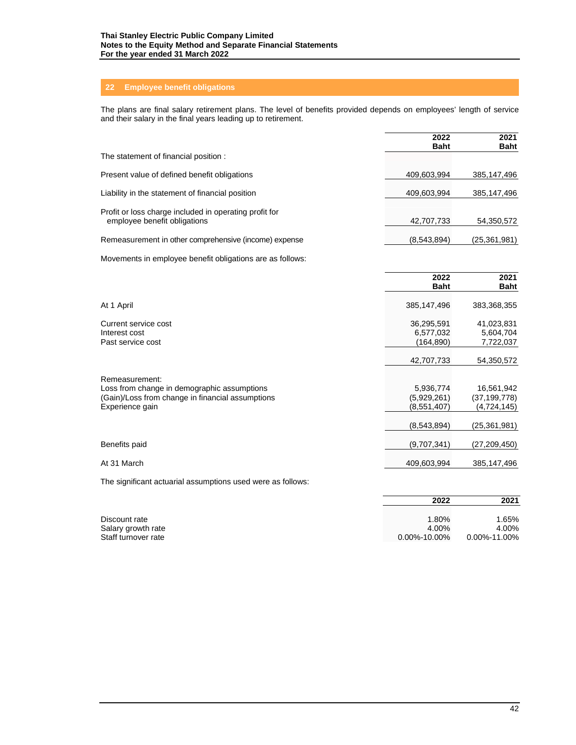## 22 Employee benefit obligations

The plans are final salary retirement plans. The level of benefits provided depends on employees' length of service and their salary in the final years leading up to retirement.

| | 2022 Baht | 2021 Baht |
|---|---|---|
| The statement of financial position : | | |
| Present value of defined benefit obligations | 409,603,994 | 385,147,496 |
| Liability in the statement of financial position | 409,603,994 | 385,147,496 |
| Profit or loss charge included in operating profit for employee benefit obligations | 42,707,733 | 54,350,572 |
| Remeasurement in other comprehensive (income) expense | (8,543,894) | (25,361,981) |

Movements in employee benefit obligations are as follows:

| | 2022 Baht | 2021 Baht |
|---|---|---|
| At 1 April | 385,147,496 | 383,368,355 |
| Current service cost | 36,295,591 | 41,023,831 |
| Interest cost | 6,577,032 | 5,604,704 |
| Past service cost | (164,890) | 7,722,037 |
| | 42,707,733 | 54,350,572 |
| Remeasurement: | | |
| Loss from change in demographic assumptions | 5,936,774 | 16,561,942 |
| (Gain)/Loss from change in financial assumptions | (5,929,261) | (37,199,778) |
| Experience gain | (8,551,407) | (4,724,145) |
| | (8,543,894) | (25,361,981) |
| Benefits paid | (9,707,341) | (27,209,450) |
| At 31 March | 409,603,994 | 385,147,496 |

The significant actuarial assumptions used were as follows:

| | 2022 | 2021 |
|---|---|---|
| Discount rate | 1.80% | 1.65% |
| Salary growth rate | 4.00% | 4.00% |
| Staff turnover rate | 0.00%-10.00% | 0.00%-11.00% |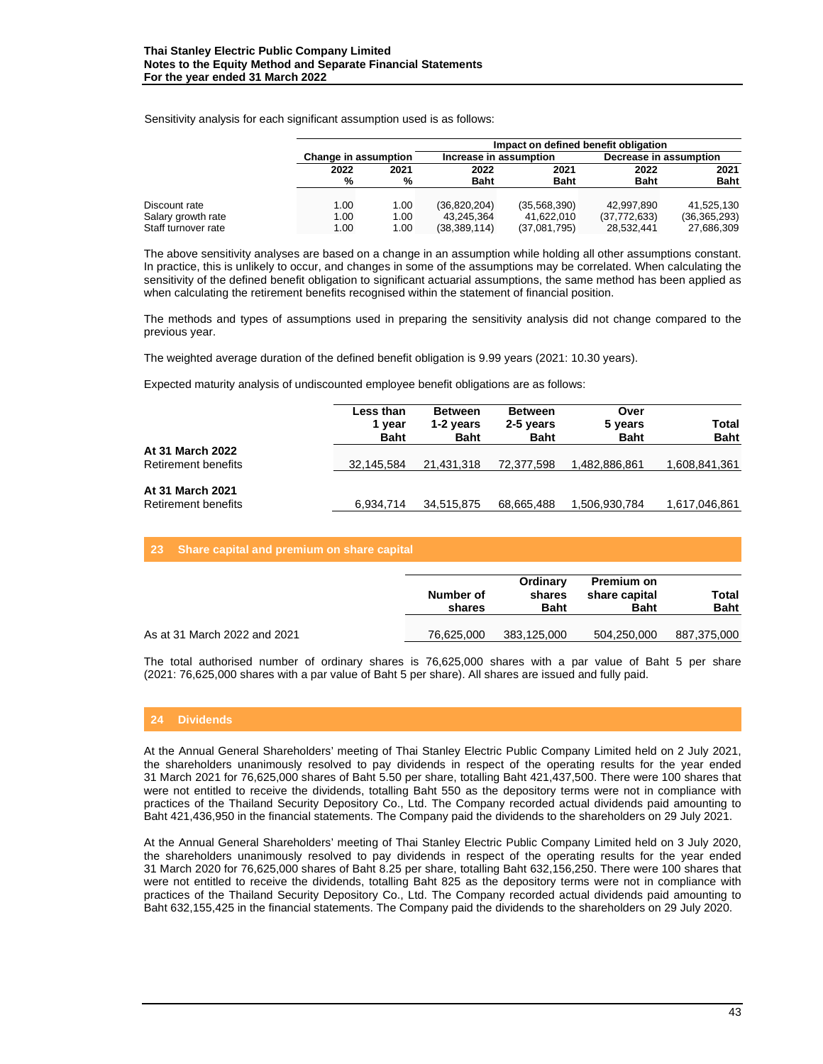Sensitivity analysis for each significant assumption used is as follows:

| | Change in assumption | | Impact on defined benefit obligation | | | |
|---|---|---|---|---|---|---|
| | | | Increase in assumption | | Decrease in assumption | |
| | 2022 % | 2021 % | 2022 Baht | 2021 Baht | 2022 Baht | 2021 Baht |
| Discount rate | 1.00 | 1.00 | (36,820,204) | (35,568,390) | 42,997,890 | 41,525,130 |
| Salary growth rate | 1.00 | 1.00 | 43,245,364 | 41,622,010 | (37,772,633) | (36,365,293) |
| Staff turnover rate | 1.00 | 1.00 | (38,389,114) | (37,081,795) | 28,532,441 | 27,686,309 |

The above sensitivity analyses are based on a change in an assumption while holding all other assumptions constant. In practice, this is unlikely to occur, and changes in some of the assumptions may be correlated. When calculating the sensitivity of the defined benefit obligation to significant actuarial assumptions, the same method has been applied as when calculating the retirement benefits recognised within the statement of financial position.

The methods and types of assumptions used in preparing the sensitivity analysis did not change compared to the previous year.

The weighted average duration of the defined benefit obligation is 9.99 years (2021: 10.30 years).

Expected maturity analysis of undiscounted employee benefit obligations are as follows:

| | Less than 1 year Baht | Between 1-2 years Baht | Between 2-5 years Baht | Over 5 years Baht | Total Baht |
|---|---|---|---|---|---|
| **At 31 March 2022** | | | | | |
| Retirement benefits | 32,145,584 | 21,431,318 | 72,377,598 | 1,482,886,861 | 1,608,841,361 |
| **At 31 March 2021** | | | | | |
| Retirement benefits | 6,934,714 | 34,515,875 | 68,665,488 | 1,506,930,784 | 1,617,046,861 |

## 23 Share capital and premium on share capital

| | Number of shares | Ordinary shares Baht | Premium on share capital Baht | Total Baht |
|---|---|---|---|---|
| As at 31 March 2022 and 2021 | 76,625,000 | 383,125,000 | 504,250,000 | 887,375,000 |

The total authorised number of ordinary shares is 76,625,000 shares with a par value of Baht 5 per share (2021: 76,625,000 shares with a par value of Baht 5 per share). All shares are issued and fully paid.

## 24 Dividends

At the Annual General Shareholders' meeting of Thai Stanley Electric Public Company Limited held on 2 July 2021, the shareholders unanimously resolved to pay dividends in respect of the operating results for the year ended 31 March 2021 for 76,625,000 shares of Baht 5.50 per share, totalling Baht 421,437,500. There were 100 shares that were not entitled to receive the dividends, totalling Baht 550 as the depository terms were not in compliance with practices of the Thailand Security Depository Co., Ltd. The Company recorded actual dividends paid amounting to Baht 421,436,950 in the financial statements. The Company paid the dividends to the shareholders on 29 July 2021.

At the Annual General Shareholders' meeting of Thai Stanley Electric Public Company Limited held on 3 July 2020, the shareholders unanimously resolved to pay dividends in respect of the operating results for the year ended 31 March 2020 for 76,625,000 shares of Baht 8.25 per share, totalling Baht 632,156,250. There were 100 shares that were not entitled to receive the dividends, totalling Baht 825 as the depository terms were not in compliance with practices of the Thailand Security Depository Co., Ltd. The Company recorded actual dividends paid amounting to Baht 632,155,425 in the financial statements. The Company paid the dividends to the shareholders on 29 July 2020.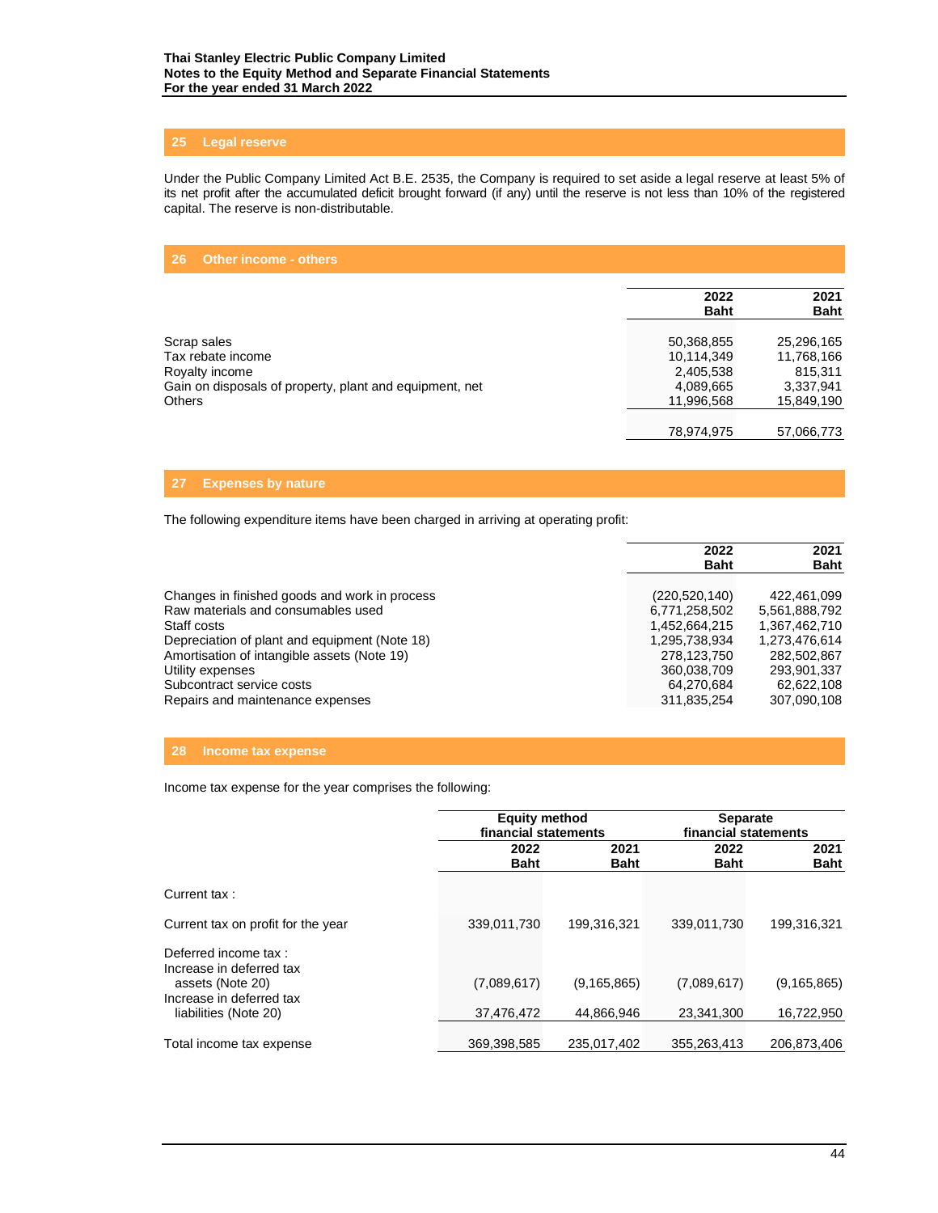## 25 Legal reserve

Under the Public Company Limited Act B.E. 2535, the Company is required to set aside a legal reserve at least 5% of its net profit after the accumulated deficit brought forward (if any) until the reserve is not less than 10% of the registered capital. The reserve is non-distributable.

## 26 Other income - others

| | 2022<br>Baht | 2021<br>Baht |
|---|---|---|
| Scrap sales | 50,368,855 | 25,296,165 |
| Tax rebate income | 10,114,349 | 11,768,166 |
| Royalty income | 2,405,538 | 815,311 |
| Gain on disposals of property, plant and equipment, net | 4,089,665 | 3,337,941 |
| Others | 11,996,568 | 15,849,190 |
| | 78,974,975 | 57,066,773 |

## 27 Expenses by nature

The following expenditure items have been charged in arriving at operating profit:

| | 2022<br>Baht | 2021<br>Baht |
|---|---|---|
| Changes in finished goods and work in process | (220,520,140) | 422,461,099 |
| Raw materials and consumables used | 6,771,258,502 | 5,561,888,792 |
| Staff costs | 1,452,664,215 | 1,367,462,710 |
| Depreciation of plant and equipment (Note 18) | 1,295,738,934 | 1,273,476,614 |
| Amortisation of intangible assets (Note 19) | 278,123,750 | 282,502,867 |
| Utility expenses | 360,038,709 | 293,901,337 |
| Subcontract service costs | 64,270,684 | 62,622,108 |
| Repairs and maintenance expenses | 311,835,254 | 307,090,108 |

## 28 Income tax expense

Income tax expense for the year comprises the following:

| | Equity method financial statements | | Separate financial statements | |
|---|---|---|---|---|
| | 2022<br>Baht | 2021<br>Baht | 2022<br>Baht | 2021<br>Baht |
| Current tax : | | | | |
| Current tax on profit for the year | 339,011,730 | 199,316,321 | 339,011,730 | 199,316,321 |
| Deferred income tax : | | | | |
| Increase in deferred tax assets (Note 20) | (7,089,617) | (9,165,865) | (7,089,617) | (9,165,865) |
| Increase in deferred tax liabilities (Note 20) | 37,476,472 | 44,866,946 | 23,341,300 | 16,722,950 |
| Total income tax expense | 369,398,585 | 235,017,402 | 355,263,413 | 206,873,406 |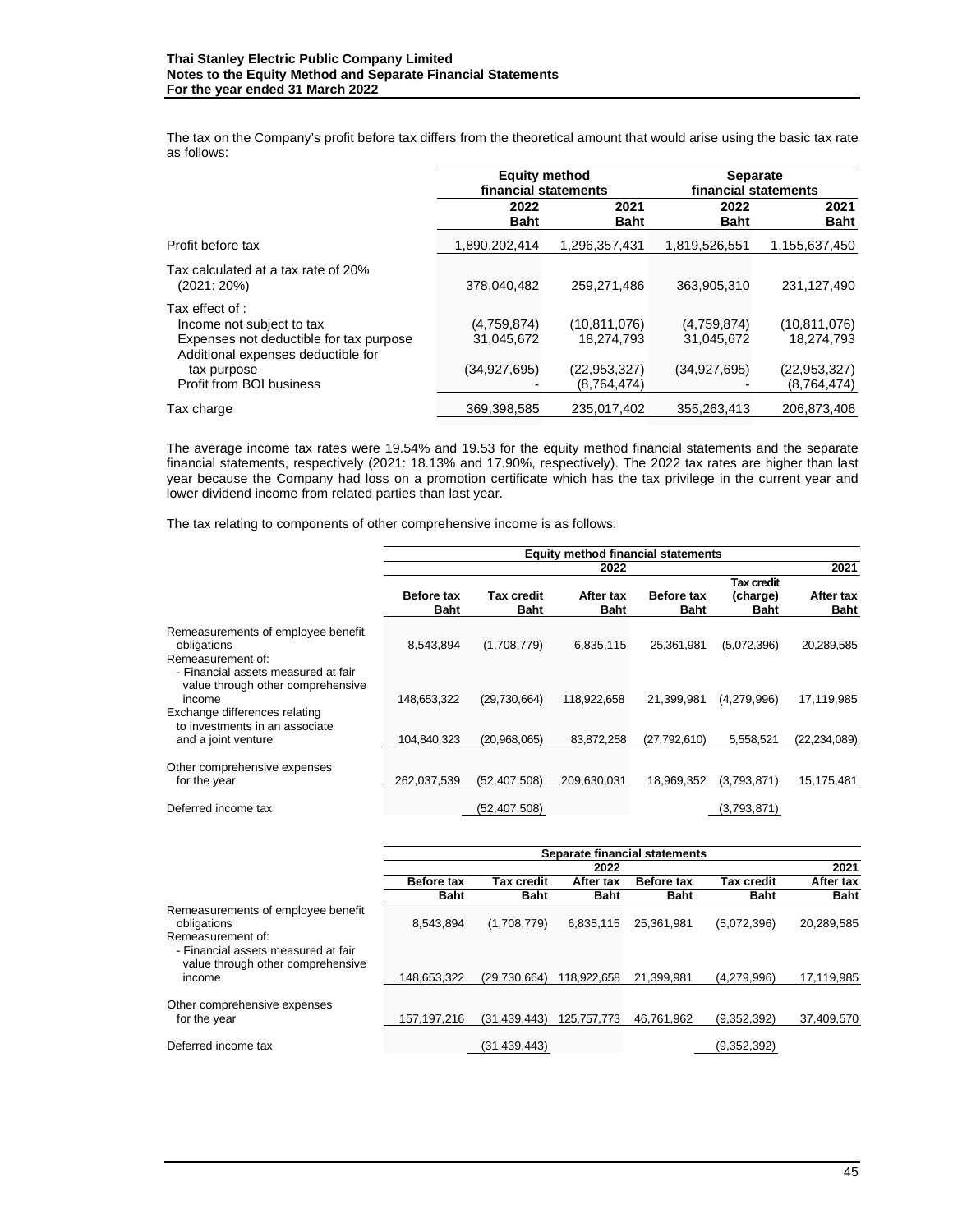The tax on the Company's profit before tax differs from the theoretical amount that would arise using the basic tax rate as follows:

| | Equity method financial statements | | Separate financial statements | |
|---|---|---|---|---|
| | 2022 Baht | 2021 Baht | 2022 Baht | 2021 Baht |
| Profit before tax | 1,890,202,414 | 1,296,357,431 | 1,819,526,551 | 1,155,637,450 |
| Tax calculated at a tax rate of 20% (2021: 20%) | 378,040,482 | 259,271,486 | 363,905,310 | 231,127,490 |
| Tax effect of : | | | | |
| Income not subject to tax | (4,759,874) | (10,811,076) | (4,759,874) | (10,811,076) |
| Expenses not deductible for tax purpose | 31,045,672 | 18,274,793 | 31,045,672 | 18,274,793 |
| Additional expenses deductible for tax purpose | (34,927,695) | (22,953,327) | (34,927,695) | (22,953,327) |
| Profit from BOI business | - | (8,764,474) | - | (8,764,474) |
| Tax charge | 369,398,585 | 235,017,402 | 355,263,413 | 206,873,406 |

The average income tax rates were 19.54% and 19.53 for the equity method financial statements and the separate financial statements, respectively (2021: 18.13% and 17.90%, respectively). The 2022 tax rates are higher than last year because the Company had loss on a promotion certificate which has the tax privilege in the current year and lower dividend income from related parties than last year.

The tax relating to components of other comprehensive income is as follows:

| | Equity method financial statements | | | | | |
|---|---|---|---|---|---|---|
| | 2022 | | | 2021 | | |
| | Before tax Baht | Tax credit Baht | After tax Baht | Before tax Baht | Tax credit (charge) Baht | After tax Baht |
| Remeasurements of employee benefit obligations | 8,543,894 | (1,708,779) | 6,835,115 | 25,361,981 | (5,072,396) | 20,289,585 |
| Remeasurement of: | | | | | | |
| - Financial assets measured at fair value through other comprehensive income | 148,653,322 | (29,730,664) | 118,922,658 | 21,399,981 | (4,279,996) | 17,119,985 |
| Exchange differences relating to investments in an associate and a joint venture | 104,840,323 | (20,968,065) | 83,872,258 | (27,792,610) | 5,558,521 | (22,234,089) |
| Other comprehensive expenses for the year | 262,037,539 | (52,407,508) | 209,630,031 | 18,969,352 | (3,793,871) | 15,175,481 |
| Deferred income tax | | (52,407,508) | | | (3,793,871) | |

| | Separate financial statements | | | | | |
|---|---|---|---|---|---|---|
| | 2022 | | | 2021 | | |
| | Before tax Baht | Tax credit Baht | After tax Baht | Before tax Baht | Tax credit Baht | After tax Baht |
| Remeasurements of employee benefit obligations | 8,543,894 | (1,708,779) | 6,835,115 | 25,361,981 | (5,072,396) | 20,289,585 |
| Remeasurement of: | | | | | | |
| - Financial assets measured at fair value through other comprehensive income | 148,653,322 | (29,730,664) | 118,922,658 | 21,399,981 | (4,279,996) | 17,119,985 |
| Other comprehensive expenses for the year | 157,197,216 | (31,439,443) | 125,757,773 | 46,761,962 | (9,352,392) | 37,409,570 |
| Deferred income tax | | (31,439,443) | | | (9,352,392) | |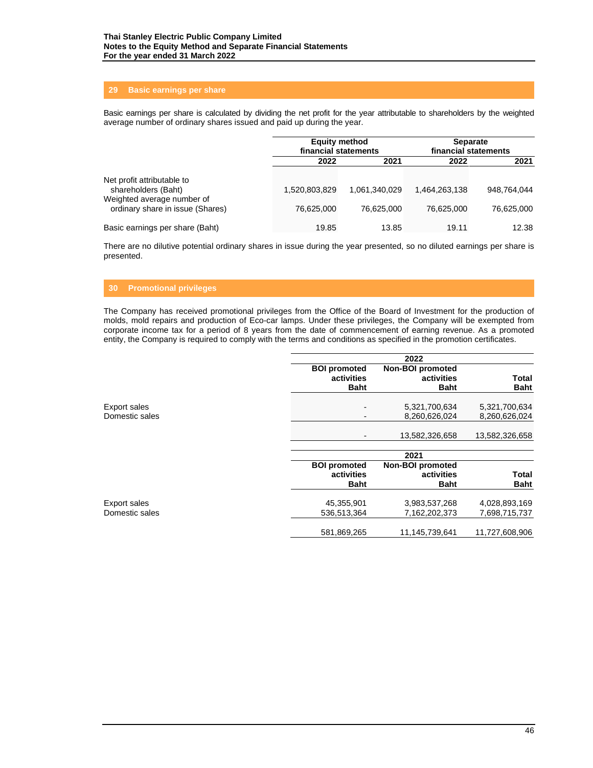## 29 Basic earnings per share

Basic earnings per share is calculated by dividing the net profit for the year attributable to shareholders by the weighted average number of ordinary shares issued and paid up during the year.

| | Equity method financial statements | | Separate financial statements | |
|---|---|---|---|---|
| | 2022 | 2021 | 2022 | 2021 |
| Net profit attributable to shareholders (Baht) | 1,520,803,829 | 1,061,340,029 | 1,464,263,138 | 948,764,044 |
| Weighted average number of ordinary share in issue (Shares) | 76,625,000 | 76,625,000 | 76,625,000 | 76,625,000 |
| Basic earnings per share (Baht) | 19.85 | 13.85 | 19.11 | 12.38 |

There are no dilutive potential ordinary shares in issue during the year presented, so no diluted earnings per share is presented.

## 30 Promotional privileges

The Company has received promotional privileges from the Office of the Board of Investment for the production of molds, mold repairs and production of Eco-car lamps. Under these privileges, the Company will be exempted from corporate income tax for a period of 8 years from the date of commencement of earning revenue. As a promoted entity, the Company is required to comply with the terms and conditions as specified in the promotion certificates.

| | 2022 | | |
|---|---|---|---|
| | BOI promoted activities Baht | Non-BOI promoted activities Baht | Total Baht |
| Export sales | - | 5,321,700,634 | 5,321,700,634 |
| Domestic sales | - | 8,260,626,024 | 8,260,626,024 |
| | - | 13,582,326,658 | 13,582,326,658 |

| | 2021 | | |
|---|---|---|---|
| | BOI promoted activities Baht | Non-BOI promoted activities Baht | Total Baht |
| Export sales | 45,355,901 | 3,983,537,268 | 4,028,893,169 |
| Domestic sales | 536,513,364 | 7,162,202,373 | 7,698,715,737 |
| | 581,869,265 | 11,145,739,641 | 11,727,608,906 |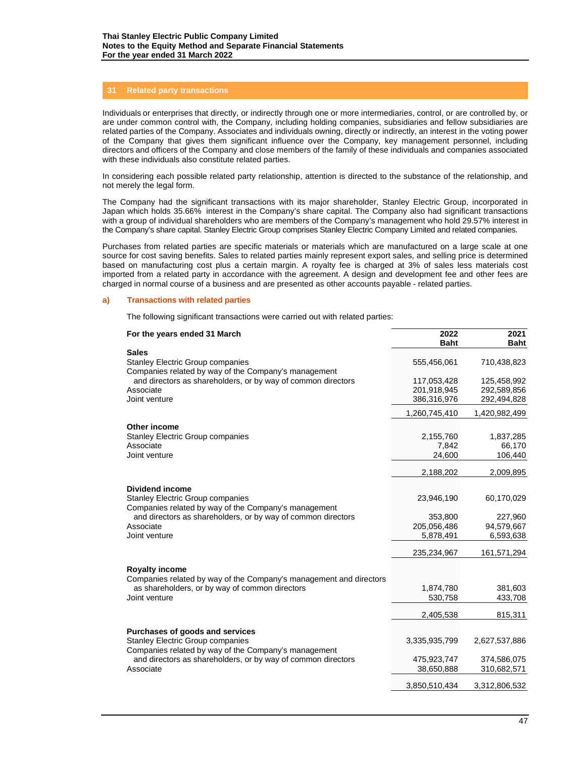## 31 Related party transactions

Individuals or enterprises that directly, or indirectly through one or more intermediaries, control, or are controlled by, or are under common control with, the Company, including holding companies, subsidiaries and fellow subsidiaries are related parties of the Company. Associates and individuals owning, directly or indirectly, an interest in the voting power of the Company that gives them significant influence over the Company, key management personnel, including directors and officers of the Company and close members of the family of these individuals and companies associated with these individuals also constitute related parties.

In considering each possible related party relationship, attention is directed to the substance of the relationship, and not merely the legal form.

The Company had the significant transactions with its major shareholder, Stanley Electric Group, incorporated in Japan which holds 35.66% interest in the Company's share capital. The Company also had significant transactions with a group of individual shareholders who are members of the Company's management who hold 29.57% interest in the Company's share capital. Stanley Electric Group comprises Stanley Electric Company Limited and related companies.

Purchases from related parties are specific materials or materials which are manufactured on a large scale at one source for cost saving benefits. Sales to related parties mainly represent export sales, and selling price is determined based on manufacturing cost plus a certain margin. A royalty fee is charged at 3% of sales less materials cost imported from a related party in accordance with the agreement. A design and development fee and other fees are charged in normal course of a business and are presented as other accounts payable - related parties.

### a) Transactions with related parties

The following significant transactions were carried out with related parties:

| For the years ended 31 March | 2022 Baht | 2021 Baht |
|---|---|---|
| **Sales** | | |
| Stanley Electric Group companies | 555,456,061 | 710,438,823 |
| Companies related by way of the Company's management and directors as shareholders, or by way of common directors | 117,053,428 | 125,458,992 |
| Associate | 201,918,945 | 292,589,856 |
| Joint venture | 386,316,976 | 292,494,828 |
| | 1,260,745,410 | 1,420,982,499 |
| **Other income** | | |
| Stanley Electric Group companies | 2,155,760 | 1,837,285 |
| Associate | 7,842 | 66,170 |
| Joint venture | 24,600 | 106,440 |
| | 2,188,202 | 2,009,895 |
| **Dividend income** | | |
| Stanley Electric Group companies | 23,946,190 | 60,170,029 |
| Companies related by way of the Company's management and directors as shareholders, or by way of common directors | 353,800 | 227,960 |
| Associate | 205,056,486 | 94,579,667 |
| Joint venture | 5,878,491 | 6,593,638 |
| | 235,234,967 | 161,571,294 |
| **Royalty income** | | |
| Companies related by way of the Company's management and directors as shareholders, or by way of common directors | 1,874,780 | 381,603 |
| Joint venture | 530,758 | 433,708 |
| | 2,405,538 | 815,311 |
| **Purchases of goods and services** | | |
| Stanley Electric Group companies | 3,335,935,799 | 2,627,537,886 |
| Companies related by way of the Company's management and directors as shareholders, or by way of common directors | 475,923,747 | 374,586,075 |
| Associate | 38,650,888 | 310,682,571 |
| | 3,850,510,434 | 3,312,806,532 |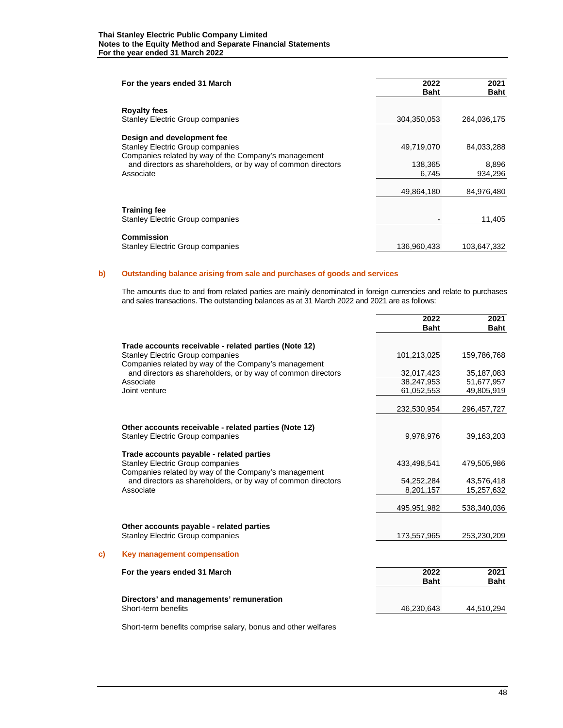| For the years ended 31 March | 2022 Baht | 2021 Baht |
|---|---|---|
| **Royalty fees** | | |
| Stanley Electric Group companies | 304,350,053 | 264,036,175 |
| **Design and development fee** | | |
| Stanley Electric Group companies | 49,719,070 | 84,033,288 |
| Companies related by way of the Company's management and directors as shareholders, or by way of common directors | 138,365 | 8,896 |
| Associate | 6,745 | 934,296 |
| | 49,864,180 | 84,976,480 |
| **Training fee** | | |
| Stanley Electric Group companies | - | 11,405 |
| **Commission** | | |
| Stanley Electric Group companies | 136,960,433 | 103,647,332 |

## b) Outstanding balance arising from sale and purchases of goods and services

The amounts due to and from related parties are mainly denominated in foreign currencies and relate to purchases and sales transactions. The outstanding balances as at 31 March 2022 and 2021 are as follows:

| | 2022 Baht | 2021 Baht |
|---|---|---|
| **Trade accounts receivable - related parties (Note 12)** | | |
| Stanley Electric Group companies | 101,213,025 | 159,786,768 |
| Companies related by way of the Company's management and directors as shareholders, or by way of common directors | 32,017,423 | 35,187,083 |
| Associate | 38,247,953 | 51,677,957 |
| Joint venture | 61,052,553 | 49,805,919 |
| | 232,530,954 | 296,457,727 |
| **Other accounts receivable - related parties (Note 12)** | | |
| Stanley Electric Group companies | 9,978,976 | 39,163,203 |
| **Trade accounts payable - related parties** | | |
| Stanley Electric Group companies | 433,498,541 | 479,505,986 |
| Companies related by way of the Company's management and directors as shareholders, or by way of common directors | 54,252,284 | 43,576,418 |
| Associate | 8,201,157 | 15,257,632 |
| | 495,951,982 | 538,340,036 |
| **Other accounts payable - related parties** | | |
| Stanley Electric Group companies | 173,557,965 | 253,230,209 |

## c) Key management compensation

| For the years ended 31 March | 2022 Baht | 2021 Baht |
|---|---|---|
| **Directors' and managements' remuneration** | | |
| Short-term benefits | 46,230,643 | 44,510,294 |

Short-term benefits comprise salary, bonus and other welfares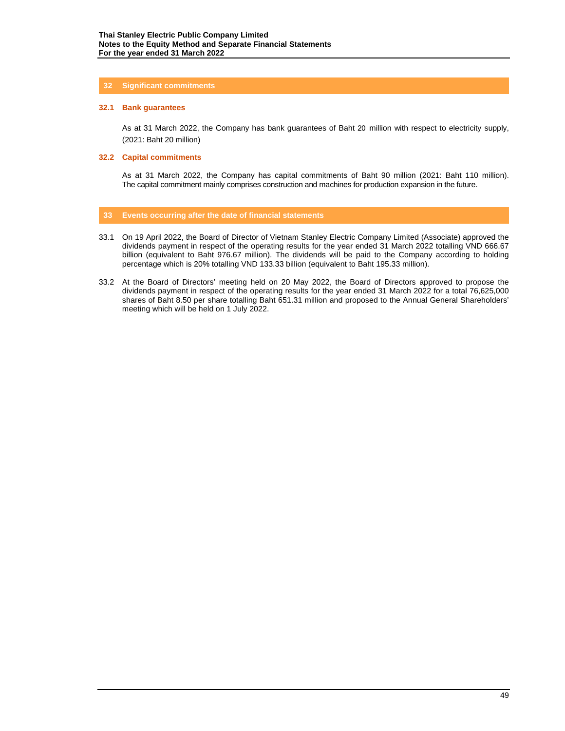## 32 Significant commitments

### 32.1 Bank guarantees

As at 31 March 2022, the Company has bank guarantees of Baht 20 million with respect to electricity supply, (2021: Baht 20 million)

### 32.2 Capital commitments

As at 31 March 2022, the Company has capital commitments of Baht 90 million (2021: Baht 110 million). The capital commitment mainly comprises construction and machines for production expansion in the future.

## 33 Events occurring after the date of financial statements

33.1 On 19 April 2022, the Board of Director of Vietnam Stanley Electric Company Limited (Associate) approved the dividends payment in respect of the operating results for the year ended 31 March 2022 totalling VND 666.67 billion (equivalent to Baht 976.67 million). The dividends will be paid to the Company according to holding percentage which is 20% totalling VND 133.33 billion (equivalent to Baht 195.33 million).

33.2 At the Board of Directors' meeting held on 20 May 2022, the Board of Directors approved to propose the dividends payment in respect of the operating results for the year ended 31 March 2022 for a total 76,625,000 shares of Baht 8.50 per share totalling Baht 651.31 million and proposed to the Annual General Shareholders' meeting which will be held on 1 July 2022.